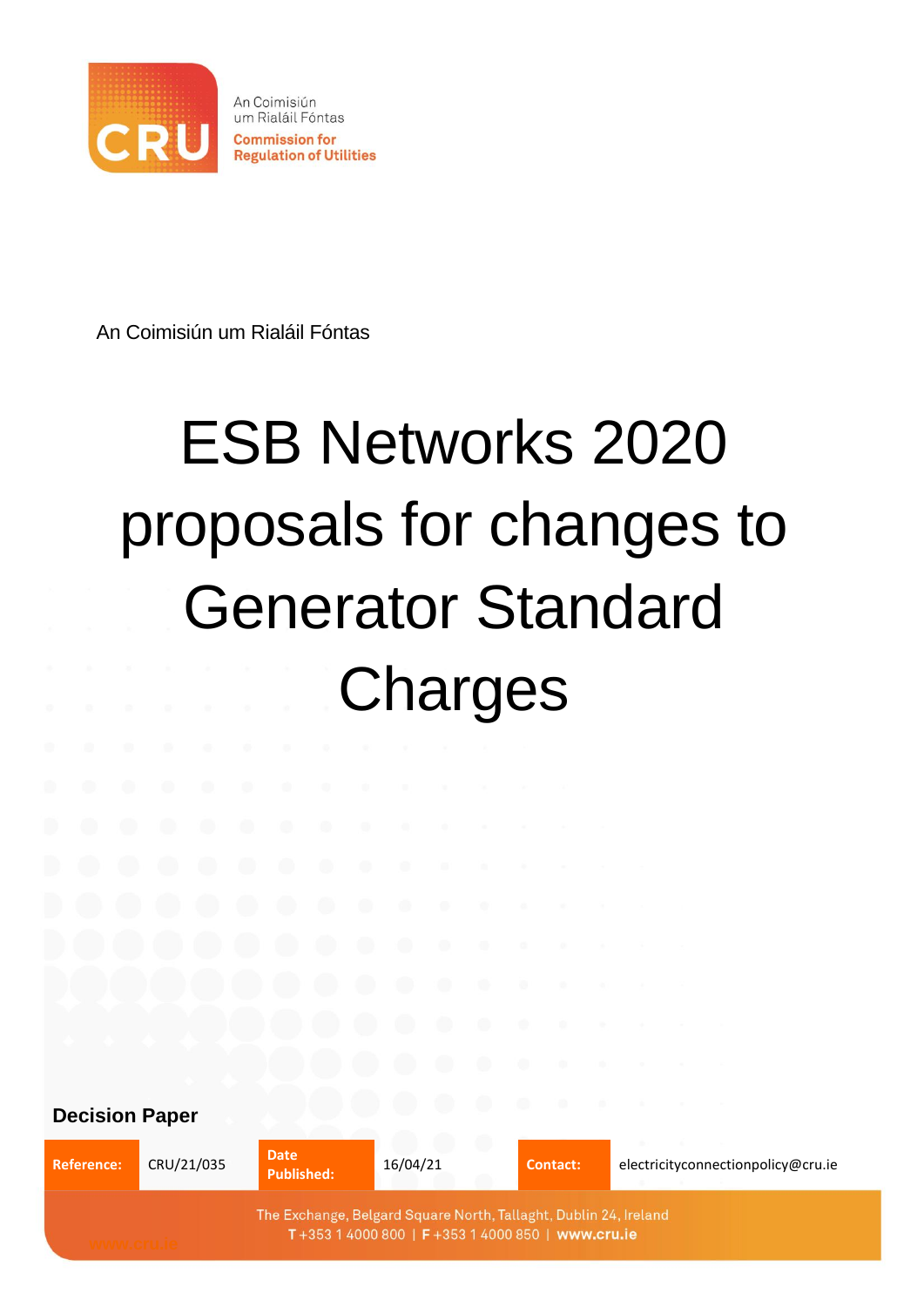An Coimisiún um Rialáil Fóntas

Commission for Regulation of Utilities

An Coimisiún um Rialáil Fóntas

# ESB Networks 2020 proposals for changes to Generator Standard Charges

**Decision Paper**

| **Reference:** | CRU/21/035 | **Date Published:** | 16/04/21 | **Contact:** | electricityconnectionpolicy@cru.ie |
|---|---|---|---|---|---|

The Exchange, Belgard Square North, Tallaght, Dublin 24, Ireland
T +353 1 4000 800 | F +353 1 4000 850 | www.cru.ie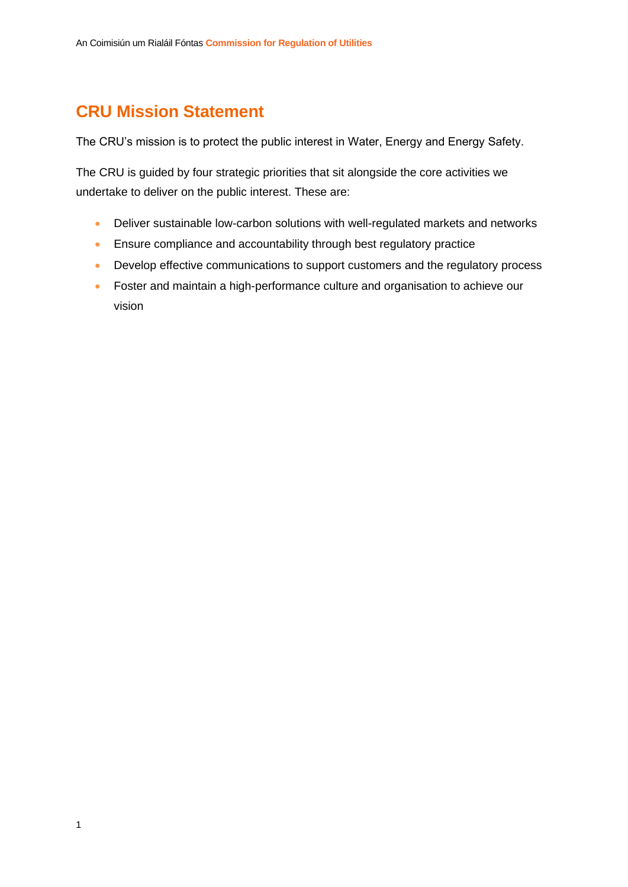## CRU Mission Statement

The CRU's mission is to protect the public interest in Water, Energy and Energy Safety.

The CRU is guided by four strategic priorities that sit alongside the core activities we undertake to deliver on the public interest. These are:

- Deliver sustainable low-carbon solutions with well-regulated markets and networks
- Ensure compliance and accountability through best regulatory practice
- Develop effective communications to support customers and the regulatory process
- Foster and maintain a high-performance culture and organisation to achieve our vision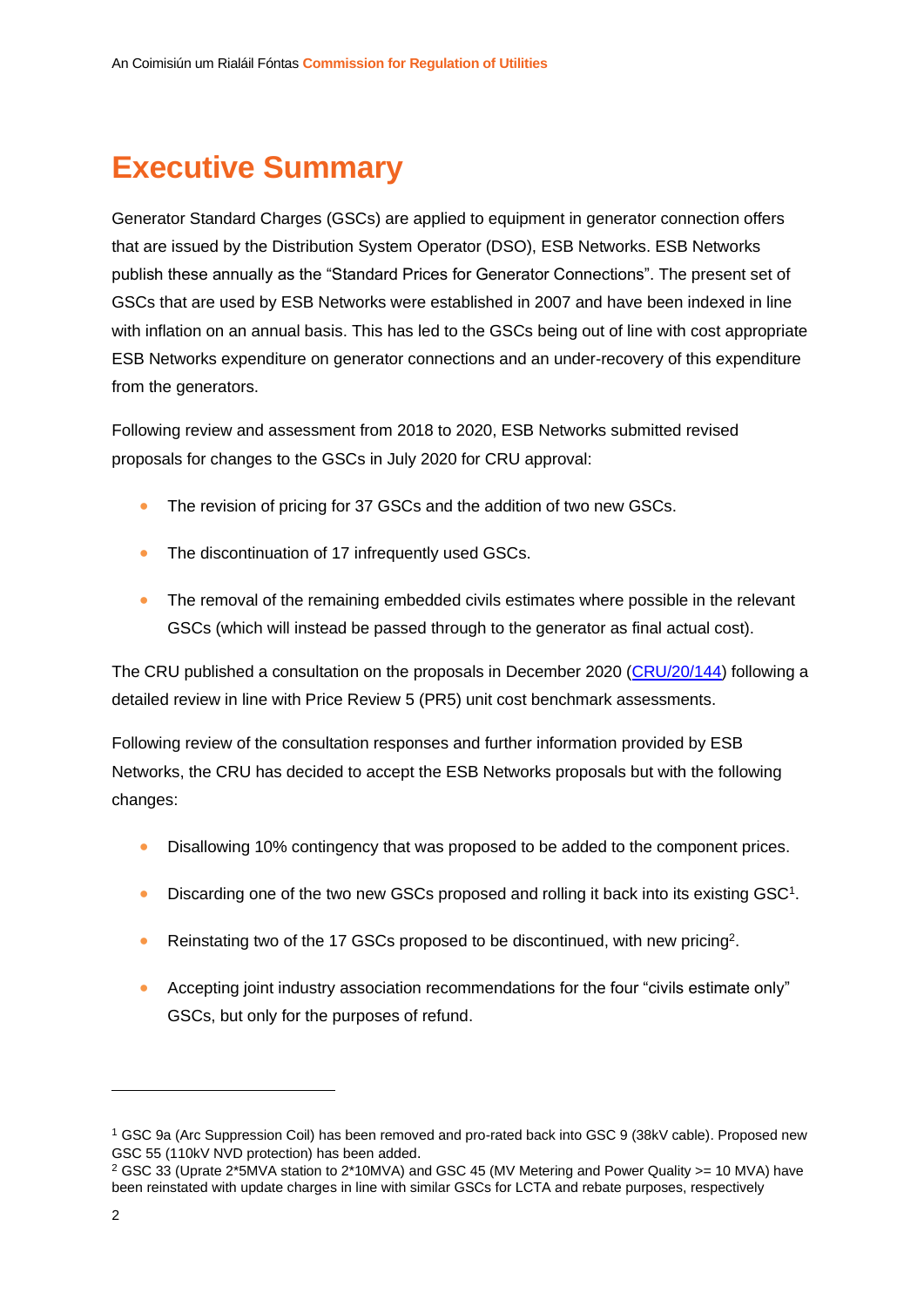# Executive Summary

Generator Standard Charges (GSCs) are applied to equipment in generator connection offers that are issued by the Distribution System Operator (DSO), ESB Networks. ESB Networks publish these annually as the “Standard Prices for Generator Connections”. The present set of GSCs that are used by ESB Networks were established in 2007 and have been indexed in line with inflation on an annual basis. This has led to the GSCs being out of line with cost appropriate ESB Networks expenditure on generator connections and an under-recovery of this expenditure from the generators.

Following review and assessment from 2018 to 2020, ESB Networks submitted revised proposals for changes to the GSCs in July 2020 for CRU approval:

- The revision of pricing for 37 GSCs and the addition of two new GSCs.
- The discontinuation of 17 infrequently used GSCs.
- The removal of the remaining embedded civils estimates where possible in the relevant GSCs (which will instead be passed through to the generator as final actual cost).

The CRU published a consultation on the proposals in December 2020 (CRU/20/144) following a detailed review in line with Price Review 5 (PR5) unit cost benchmark assessments.

Following review of the consultation responses and further information provided by ESB Networks, the CRU has decided to accept the ESB Networks proposals but with the following changes:

- Disallowing 10% contingency that was proposed to be added to the component prices.
- Discarding one of the two new GSCs proposed and rolling it back into its existing GSC[1].
- Reinstating two of the 17 GSCs proposed to be discontinued, with new pricing[2].
- Accepting joint industry association recommendations for the four “civils estimate only” GSCs, but only for the purposes of refund.

---

[1] GSC 9a (Arc Suppression Coil) has been removed and pro-rated back into GSC 9 (38kV cable). Proposed new GSC 55 (110kV NVD protection) has been added.

[2] GSC 33 (Uprate 2*5MVA station to 2*10MVA) and GSC 45 (MV Metering and Power Quality >= 10 MVA) have been reinstated with update charges in line with similar GSCs for LCTA and rebate purposes, respectively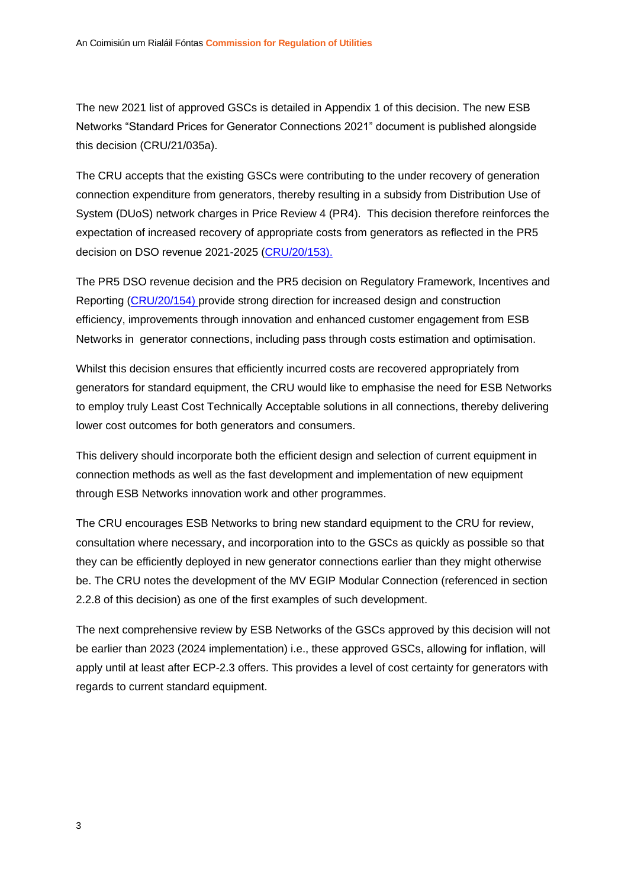The new 2021 list of approved GSCs is detailed in Appendix 1 of this decision. The new ESB Networks "Standard Prices for Generator Connections 2021" document is published alongside this decision (CRU/21/035a).

The CRU accepts that the existing GSCs were contributing to the under recovery of generation connection expenditure from generators, thereby resulting in a subsidy from Distribution Use of System (DUoS) network charges in Price Review 4 (PR4). This decision therefore reinforces the expectation of increased recovery of appropriate costs from generators as reflected in the PR5 decision on DSO revenue 2021-2025 (CRU/20/153).

The PR5 DSO revenue decision and the PR5 decision on Regulatory Framework, Incentives and Reporting (CRU/20/154) provide strong direction for increased design and construction efficiency, improvements through innovation and enhanced customer engagement from ESB Networks in generator connections, including pass through costs estimation and optimisation.

Whilst this decision ensures that efficiently incurred costs are recovered appropriately from generators for standard equipment, the CRU would like to emphasise the need for ESB Networks to employ truly Least Cost Technically Acceptable solutions in all connections, thereby delivering lower cost outcomes for both generators and consumers.

This delivery should incorporate both the efficient design and selection of current equipment in connection methods as well as the fast development and implementation of new equipment through ESB Networks innovation work and other programmes.

The CRU encourages ESB Networks to bring new standard equipment to the CRU for review, consultation where necessary, and incorporation into to the GSCs as quickly as possible so that they can be efficiently deployed in new generator connections earlier than they might otherwise be. The CRU notes the development of the MV EGIP Modular Connection (referenced in section 2.2.8 of this decision) as one of the first examples of such development.

The next comprehensive review by ESB Networks of the GSCs approved by this decision will not be earlier than 2023 (2024 implementation) i.e., these approved GSCs, allowing for inflation, will apply until at least after ECP-2.3 offers. This provides a level of cost certainty for generators with regards to current standard equipment.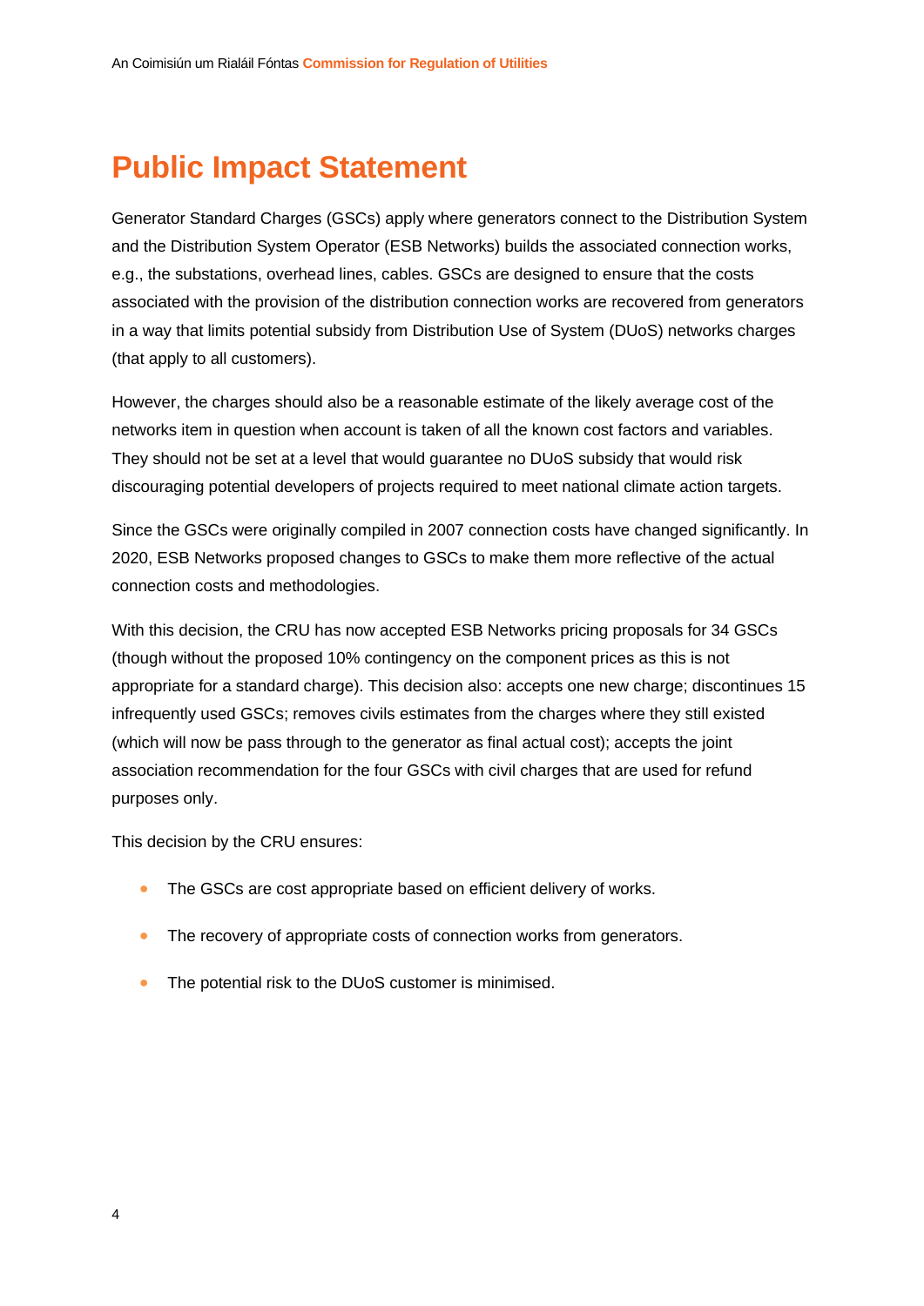# Public Impact Statement

Generator Standard Charges (GSCs) apply where generators connect to the Distribution System and the Distribution System Operator (ESB Networks) builds the associated connection works, e.g., the substations, overhead lines, cables. GSCs are designed to ensure that the costs associated with the provision of the distribution connection works are recovered from generators in a way that limits potential subsidy from Distribution Use of System (DUoS) networks charges (that apply to all customers).

However, the charges should also be a reasonable estimate of the likely average cost of the networks item in question when account is taken of all the known cost factors and variables. They should not be set at a level that would guarantee no DUoS subsidy that would risk discouraging potential developers of projects required to meet national climate action targets.

Since the GSCs were originally compiled in 2007 connection costs have changed significantly. In 2020, ESB Networks proposed changes to GSCs to make them more reflective of the actual connection costs and methodologies.

With this decision, the CRU has now accepted ESB Networks pricing proposals for 34 GSCs (though without the proposed 10% contingency on the component prices as this is not appropriate for a standard charge). This decision also: accepts one new charge; discontinues 15 infrequently used GSCs; removes civils estimates from the charges where they still existed (which will now be pass through to the generator as final actual cost); accepts the joint association recommendation for the four GSCs with civil charges that are used for refund purposes only.

This decision by the CRU ensures:

- The GSCs are cost appropriate based on efficient delivery of works.
- The recovery of appropriate costs of connection works from generators.
- The potential risk to the DUoS customer is minimised.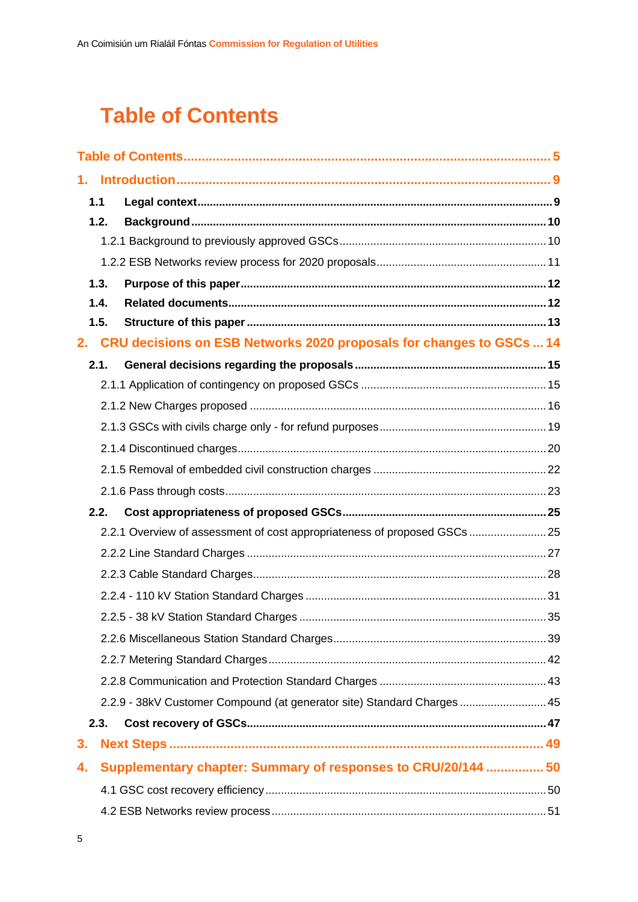# Table of Contents

Table of Contents ........ 5

1. Introduction ........ 9
   - 1.1 Legal context ........ 9
   - 1.2. Background ........ 10
     - 1.2.1 Background to previously approved GSCs ........ 10
     - 1.2.2 ESB Networks review process for 2020 proposals ........ 11
   - 1.3. Purpose of this paper ........ 12
   - 1.4. Related documents ........ 12
   - 1.5. Structure of this paper ........ 13
2. CRU decisions on ESB Networks 2020 proposals for changes to GSCs ... 14
   - 2.1. General decisions regarding the proposals ........ 15
     - 2.1.1 Application of contingency on proposed GSCs ........ 15
     - 2.1.2 New Charges proposed ........ 16
     - 2.1.3 GSCs with civils charge only - for refund purposes ........ 19
     - 2.1.4 Discontinued charges ........ 20
     - 2.1.5 Removal of embedded civil construction charges ........ 22
     - 2.1.6 Pass through costs ........ 23
   - 2.2. Cost appropriateness of proposed GSCs ........ 25
     - 2.2.1 Overview of assessment of cost appropriateness of proposed GSCs ........ 25
     - 2.2.2 Line Standard Charges ........ 27
     - 2.2.3 Cable Standard Charges ........ 28
     - 2.2.4 - 110 kV Station Standard Charges ........ 31
     - 2.2.5 - 38 kV Station Standard Charges ........ 35
     - 2.2.6 Miscellaneous Station Standard Charges ........ 39
     - 2.2.7 Metering Standard Charges ........ 42
     - 2.2.8 Communication and Protection Standard Charges ........ 43
     - 2.2.9 - 38kV Customer Compound (at generator site) Standard Charges ........ 45
   - 2.3. Cost recovery of GSCs ........ 47
3. Next Steps ........ 49
4. Supplementary chapter: Summary of responses to CRU/20/144 ........ 50
   - 4.1 GSC cost recovery efficiency ........ 50
   - 4.2 ESB Networks review process ........ 51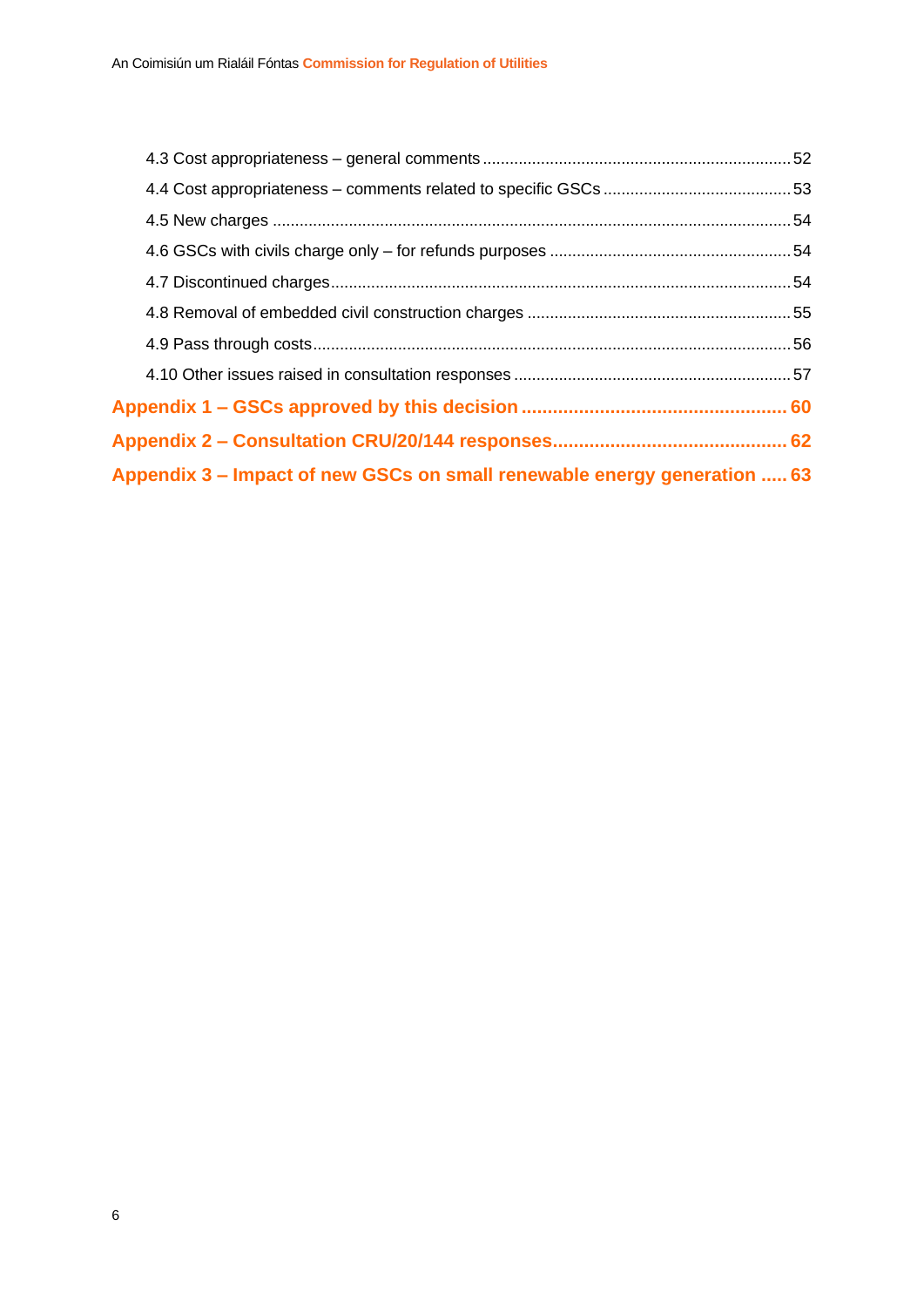4.3 Cost appropriateness – general comments ........ 52

4.4 Cost appropriateness – comments related to specific GSCs ........ 53

4.5 New charges ........ 54

4.6 GSCs with civils charge only – for refunds purposes ........ 54

4.7 Discontinued charges ........ 54

4.8 Removal of embedded civil construction charges ........ 55

4.9 Pass through costs ........ 56

4.10 Other issues raised in consultation responses ........ 57

**Appendix 1 – GSCs approved by this decision ........ 60**

**Appendix 2 – Consultation CRU/20/144 responses ........ 62**

**Appendix 3 – Impact of new GSCs on small renewable energy generation ........ 63**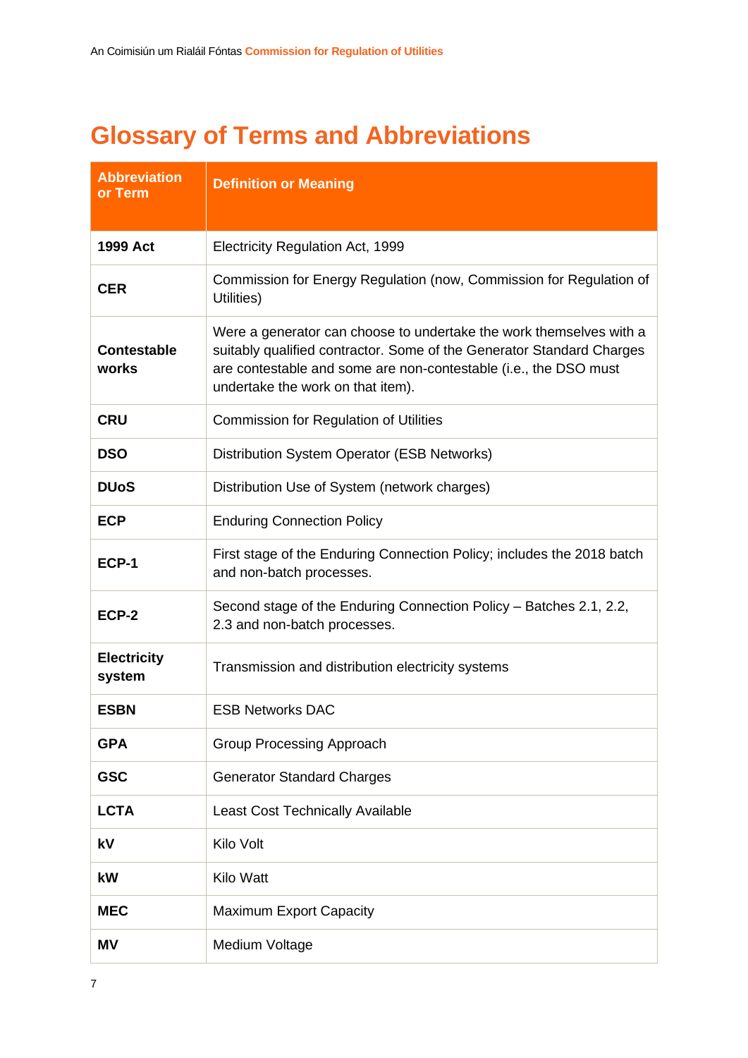# Glossary of Terms and Abbreviations

| Abbreviation or Term | Definition or Meaning |
|---|---|
| **1999 Act** | Electricity Regulation Act, 1999 |
| **CER** | Commission for Energy Regulation (now, Commission for Regulation of Utilities) |
| **Contestable works** | Were a generator can choose to undertake the work themselves with a suitably qualified contractor. Some of the Generator Standard Charges are contestable and some are non-contestable (i.e., the DSO must undertake the work on that item). |
| **CRU** | Commission for Regulation of Utilities |
| **DSO** | Distribution System Operator (ESB Networks) |
| **DUoS** | Distribution Use of System (network charges) |
| **ECP** | Enduring Connection Policy |
| **ECP-1** | First stage of the Enduring Connection Policy; includes the 2018 batch and non-batch processes. |
| **ECP-2** | Second stage of the Enduring Connection Policy – Batches 2.1, 2.2, 2.3 and non-batch processes. |
| **Electricity system** | Transmission and distribution electricity systems |
| **ESBN** | ESB Networks DAC |
| **GPA** | Group Processing Approach |
| **GSC** | Generator Standard Charges |
| **LCTA** | Least Cost Technically Available |
| **kV** | Kilo Volt |
| **kW** | Kilo Watt |
| **MEC** | Maximum Export Capacity |
| **MV** | Medium Voltage |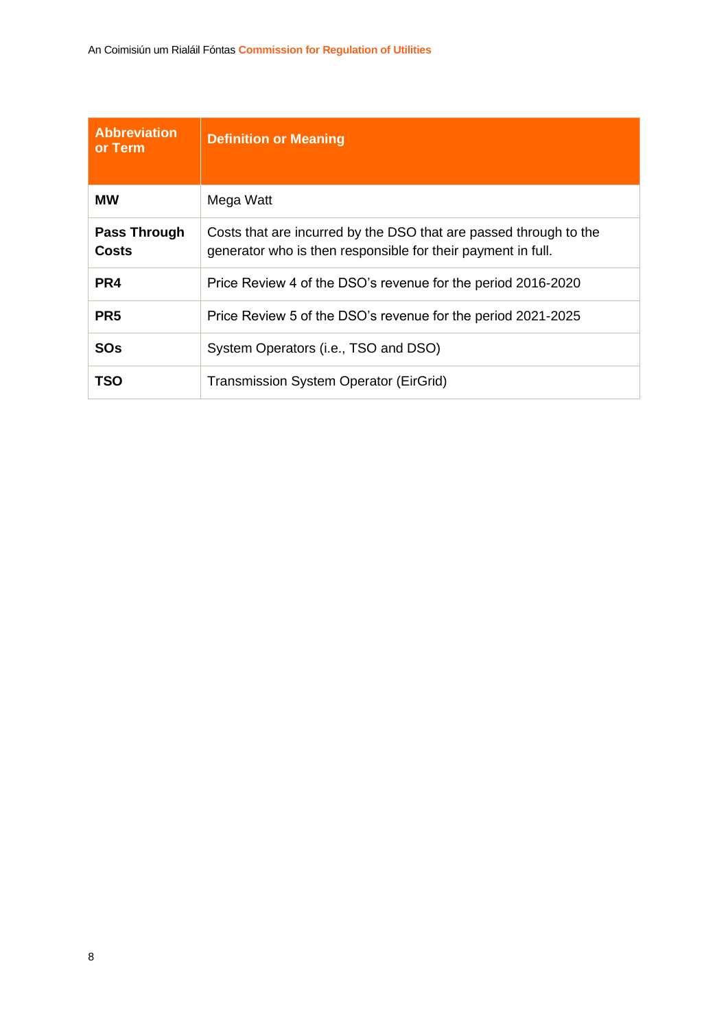| Abbreviation or Term | Definition or Meaning |
|---|---|
| **MW** | Mega Watt |
| **Pass Through Costs** | Costs that are incurred by the DSO that are passed through to the generator who is then responsible for their payment in full. |
| **PR4** | Price Review 4 of the DSO's revenue for the period 2016-2020 |
| **PR5** | Price Review 5 of the DSO's revenue for the period 2021-2025 |
| **SOs** | System Operators (i.e., TSO and DSO) |
| **TSO** | Transmission System Operator (EirGrid) |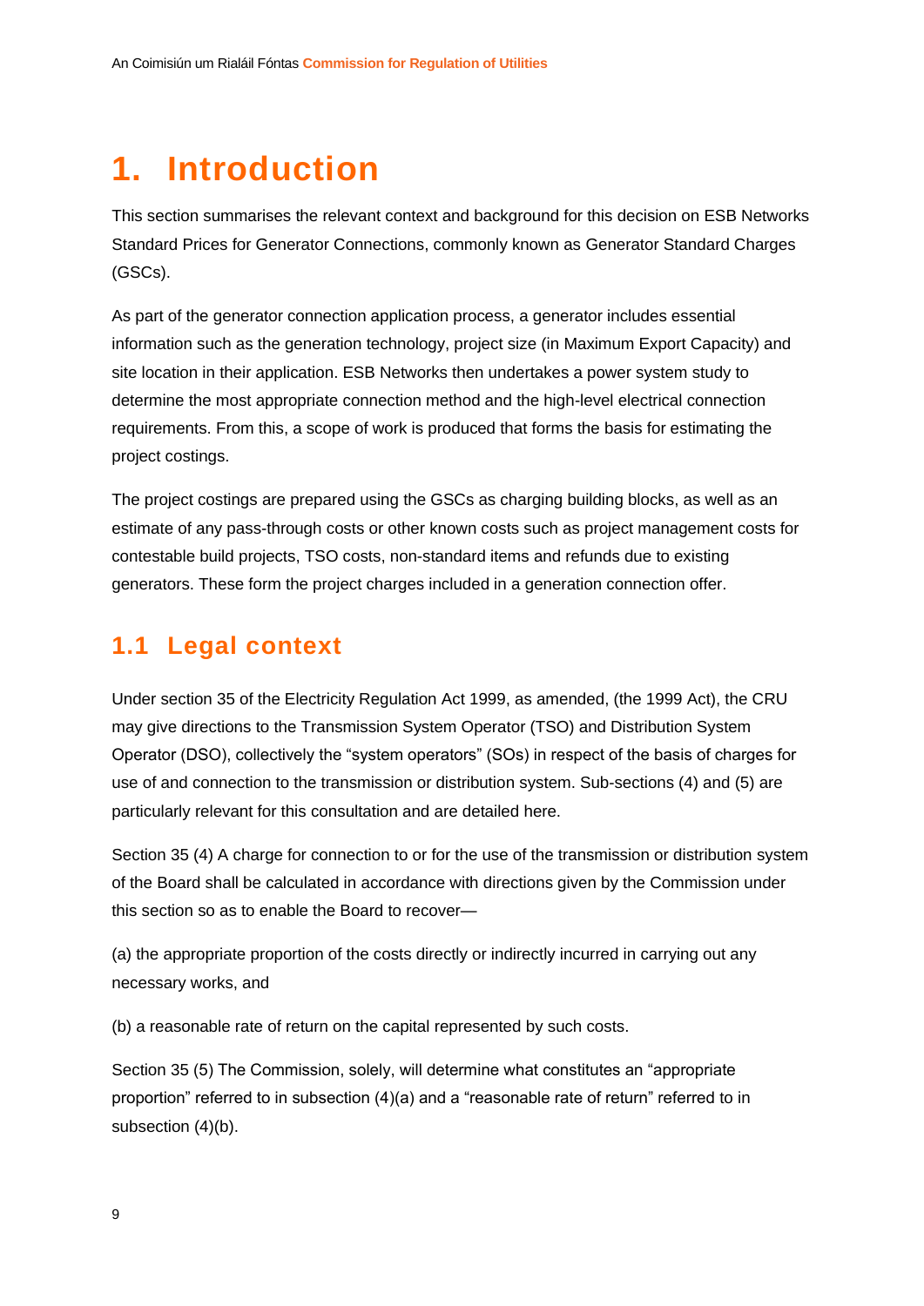# 1. Introduction

This section summarises the relevant context and background for this decision on ESB Networks Standard Prices for Generator Connections, commonly known as Generator Standard Charges (GSCs).

As part of the generator connection application process, a generator includes essential information such as the generation technology, project size (in Maximum Export Capacity) and site location in their application. ESB Networks then undertakes a power system study to determine the most appropriate connection method and the high-level electrical connection requirements. From this, a scope of work is produced that forms the basis for estimating the project costings.

The project costings are prepared using the GSCs as charging building blocks, as well as an estimate of any pass-through costs or other known costs such as project management costs for contestable build projects, TSO costs, non-standard items and refunds due to existing generators. These form the project charges included in a generation connection offer.

## 1.1 Legal context

Under section 35 of the Electricity Regulation Act 1999, as amended, (the 1999 Act), the CRU may give directions to the Transmission System Operator (TSO) and Distribution System Operator (DSO), collectively the "system operators" (SOs) in respect of the basis of charges for use of and connection to the transmission or distribution system. Sub-sections (4) and (5) are particularly relevant for this consultation and are detailed here.

Section 35 (4) A charge for connection to or for the use of the transmission or distribution system of the Board shall be calculated in accordance with directions given by the Commission under this section so as to enable the Board to recover—

(a) the appropriate proportion of the costs directly or indirectly incurred in carrying out any necessary works, and

(b) a reasonable rate of return on the capital represented by such costs.

Section 35 (5) The Commission, solely, will determine what constitutes an "appropriate proportion" referred to in subsection (4)(a) and a "reasonable rate of return" referred to in subsection (4)(b).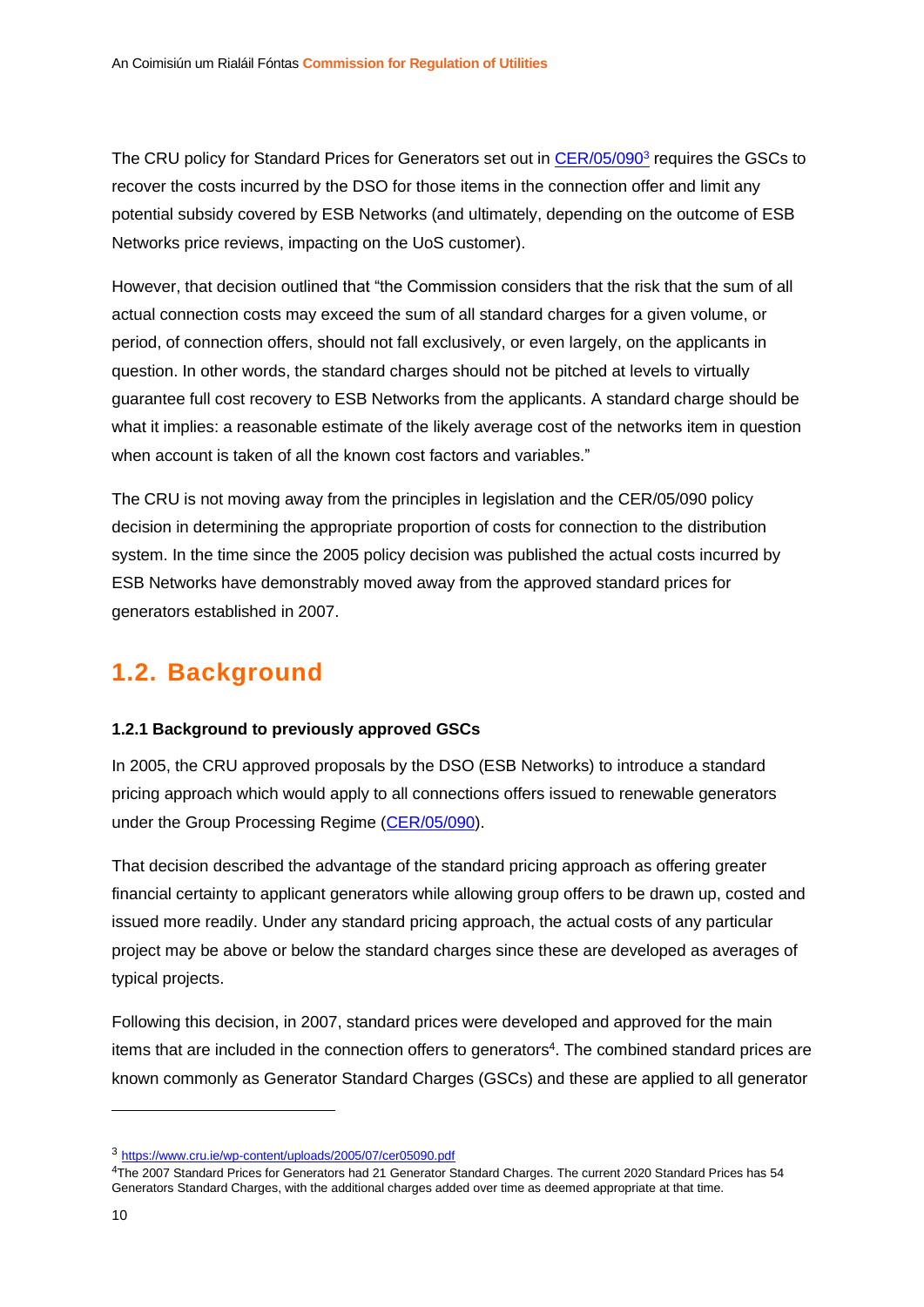The CRU policy for Standard Prices for Generators set out in [CER/05/090](https://www.cru.ie/wp-content/uploads/2005/07/cer05090.pdf)[3] requires the GSCs to recover the costs incurred by the DSO for those items in the connection offer and limit any potential subsidy covered by ESB Networks (and ultimately, depending on the outcome of ESB Networks price reviews, impacting on the UoS customer).

However, that decision outlined that "the Commission considers that the risk that the sum of all actual connection costs may exceed the sum of all standard charges for a given volume, or period, of connection offers, should not fall exclusively, or even largely, on the applicants in question. In other words, the standard charges should not be pitched at levels to virtually guarantee full cost recovery to ESB Networks from the applicants. A standard charge should be what it implies: a reasonable estimate of the likely average cost of the networks item in question when account is taken of all the known cost factors and variables."

The CRU is not moving away from the principles in legislation and the CER/05/090 policy decision in determining the appropriate proportion of costs for connection to the distribution system. In the time since the 2005 policy decision was published the actual costs incurred by ESB Networks have demonstrably moved away from the approved standard prices for generators established in 2007.

## 1.2. Background

### 1.2.1 Background to previously approved GSCs

In 2005, the CRU approved proposals by the DSO (ESB Networks) to introduce a standard pricing approach which would apply to all connections offers issued to renewable generators under the Group Processing Regime ([CER/05/090](https://www.cru.ie/wp-content/uploads/2005/07/cer05090.pdf)).

That decision described the advantage of the standard pricing approach as offering greater financial certainty to applicant generators while allowing group offers to be drawn up, costed and issued more readily. Under any standard pricing approach, the actual costs of any particular project may be above or below the standard charges since these are developed as averages of typical projects.

Following this decision, in 2007, standard prices were developed and approved for the main items that are included in the connection offers to generators[4]. The combined standard prices are known commonly as Generator Standard Charges (GSCs) and these are applied to all generator

---

[3] https://www.cru.ie/wp-content/uploads/2005/07/cer05090.pdf

[4] The 2007 Standard Prices for Generators had 21 Generator Standard Charges. The current 2020 Standard Prices has 54 Generators Standard Charges, with the additional charges added over time as deemed appropriate at that time.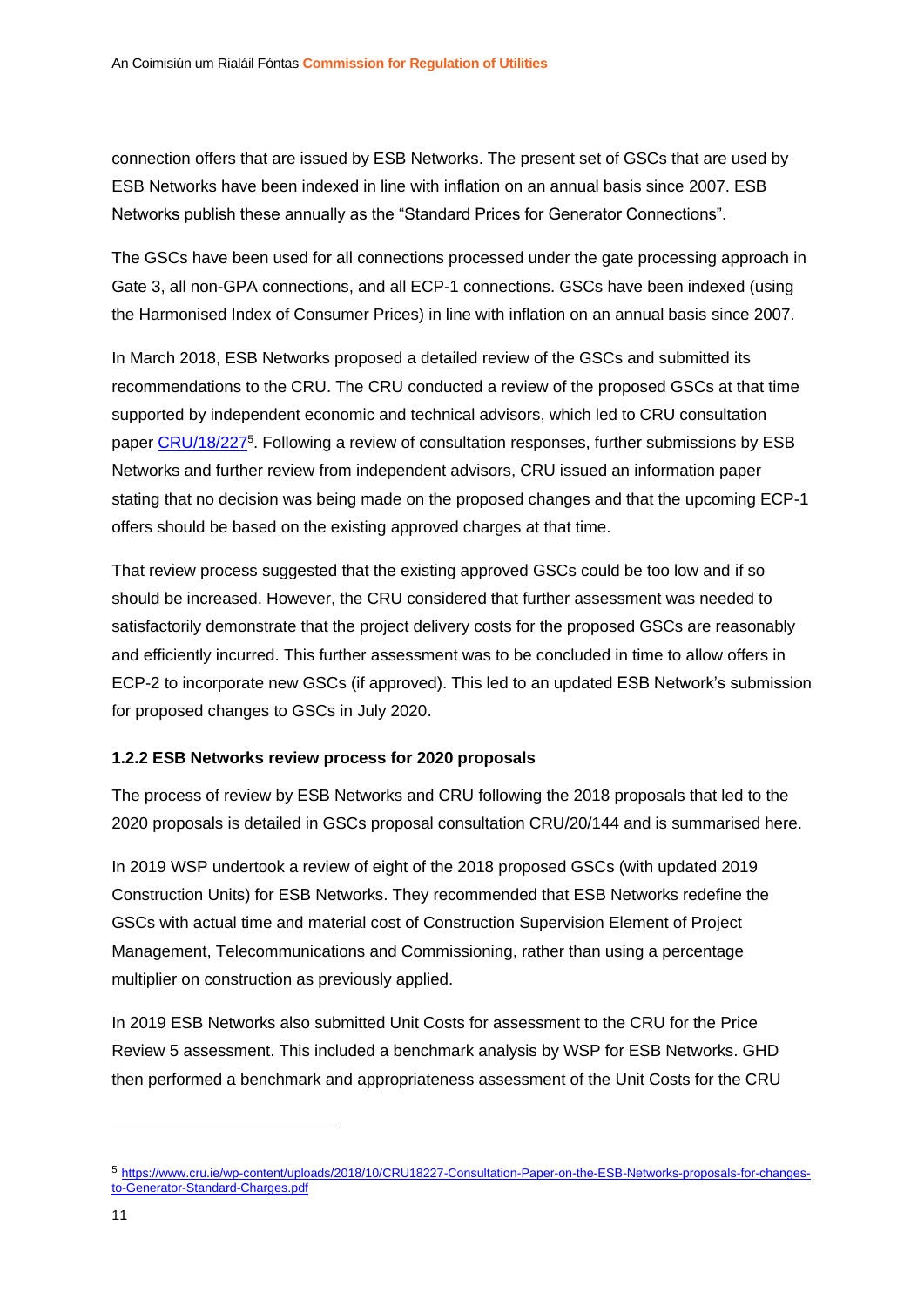connection offers that are issued by ESB Networks. The present set of GSCs that are used by ESB Networks have been indexed in line with inflation on an annual basis since 2007. ESB Networks publish these annually as the “Standard Prices for Generator Connections”.

The GSCs have been used for all connections processed under the gate processing approach in Gate 3, all non-GPA connections, and all ECP-1 connections. GSCs have been indexed (using the Harmonised Index of Consumer Prices) in line with inflation on an annual basis since 2007.

In March 2018, ESB Networks proposed a detailed review of the GSCs and submitted its recommendations to the CRU. The CRU conducted a review of the proposed GSCs at that time supported by independent economic and technical advisors, which led to CRU consultation paper [CRU/18/227][5]. Following a review of consultation responses, further submissions by ESB Networks and further review from independent advisors, CRU issued an information paper stating that no decision was being made on the proposed changes and that the upcoming ECP-1 offers should be based on the existing approved charges at that time.

That review process suggested that the existing approved GSCs could be too low and if so should be increased. However, the CRU considered that further assessment was needed to satisfactorily demonstrate that the project delivery costs for the proposed GSCs are reasonably and efficiently incurred. This further assessment was to be concluded in time to allow offers in ECP-2 to incorporate new GSCs (if approved). This led to an updated ESB Network’s submission for proposed changes to GSCs in July 2020.

### 1.2.2 ESB Networks review process for 2020 proposals

The process of review by ESB Networks and CRU following the 2018 proposals that led to the 2020 proposals is detailed in GSCs proposal consultation CRU/20/144 and is summarised here.

In 2019 WSP undertook a review of eight of the 2018 proposed GSCs (with updated 2019 Construction Units) for ESB Networks. They recommended that ESB Networks redefine the GSCs with actual time and material cost of Construction Supervision Element of Project Management, Telecommunications and Commissioning, rather than using a percentage multiplier on construction as previously applied.

In 2019 ESB Networks also submitted Unit Costs for assessment to the CRU for the Price Review 5 assessment. This included a benchmark analysis by WSP for ESB Networks. GHD then performed a benchmark and appropriateness assessment of the Unit Costs for the CRU

---

[5] https://www.cru.ie/wp-content/uploads/2018/10/CRU18227-Consultation-Paper-on-the-ESB-Networks-proposals-for-changes-to-Generator-Standard-Charges.pdf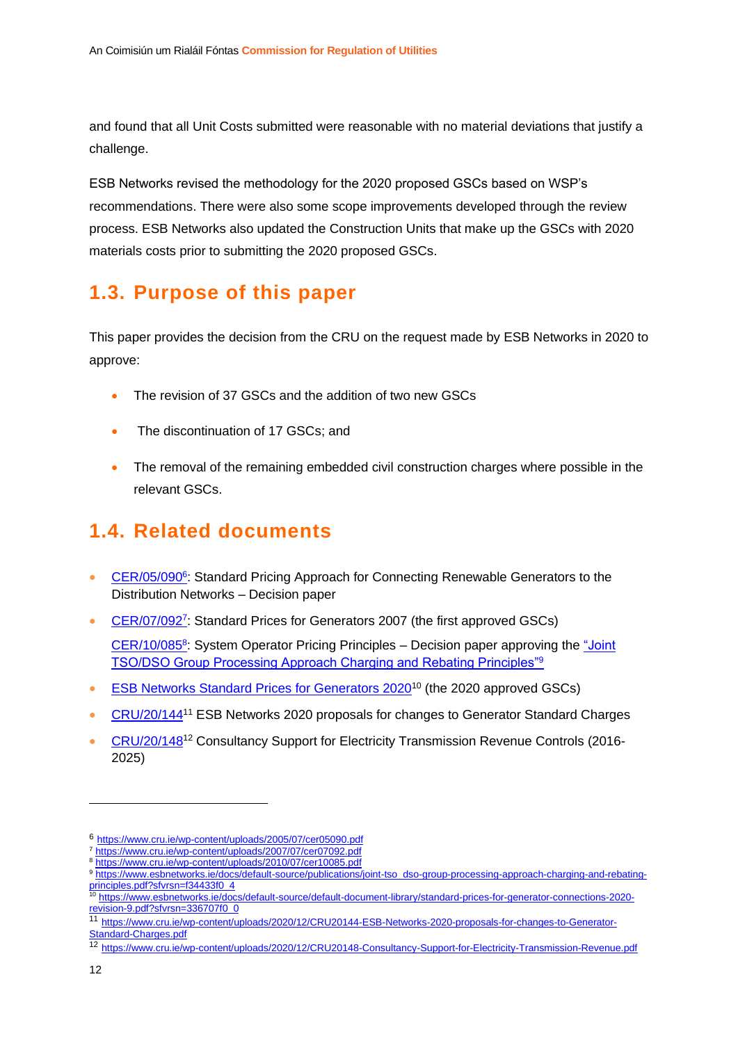and found that all Unit Costs submitted were reasonable with no material deviations that justify a challenge.

ESB Networks revised the methodology for the 2020 proposed GSCs based on WSP's recommendations. There were also some scope improvements developed through the review process. ESB Networks also updated the Construction Units that make up the GSCs with 2020 materials costs prior to submitting the 2020 proposed GSCs.

## 1.3. Purpose of this paper

This paper provides the decision from the CRU on the request made by ESB Networks in 2020 to approve:

- The revision of 37 GSCs and the addition of two new GSCs
- The discontinuation of 17 GSCs; and
- The removal of the remaining embedded civil construction charges where possible in the relevant GSCs.

## 1.4. Related documents

- CER/05/090[6]: Standard Pricing Approach for Connecting Renewable Generators to the Distribution Networks – Decision paper
- CER/07/092[7]: Standard Prices for Generators 2007 (the first approved GSCs)

  CER/10/085[8]: System Operator Pricing Principles – Decision paper approving the "Joint TSO/DSO Group Processing Approach Charging and Rebating Principles"[9]
- ESB Networks Standard Prices for Generators 2020[10] (the 2020 approved GSCs)
- CRU/20/144[11] ESB Networks 2020 proposals for changes to Generator Standard Charges
- CRU/20/148[12] Consultancy Support for Electricity Transmission Revenue Controls (2016-2025)

---

[6] https://www.cru.ie/wp-content/uploads/2005/07/cer05090.pdf
[7] https://www.cru.ie/wp-content/uploads/2007/07/cer07092.pdf
[8] https://www.cru.ie/wp-content/uploads/2010/07/cer10085.pdf
[9] https://www.esbnetworks.ie/docs/default-source/publications/joint-tso_dso-group-processing-approach-charging-and-rebating-principles.pdf?sfvrsn=f34433f0_4
[10] https://www.esbnetworks.ie/docs/default-source/default-document-library/standard-prices-for-generator-connections-2020-revision-9.pdf?sfvrsn=336707f0_0
[11] https://www.cru.ie/wp-content/uploads/2020/12/CRU20144-ESB-Networks-2020-proposals-for-changes-to-Generator-Standard-Charges.pdf
[12] https://www.cru.ie/wp-content/uploads/2020/12/CRU20148-Consultancy-Support-for-Electricity-Transmission-Revenue.pdf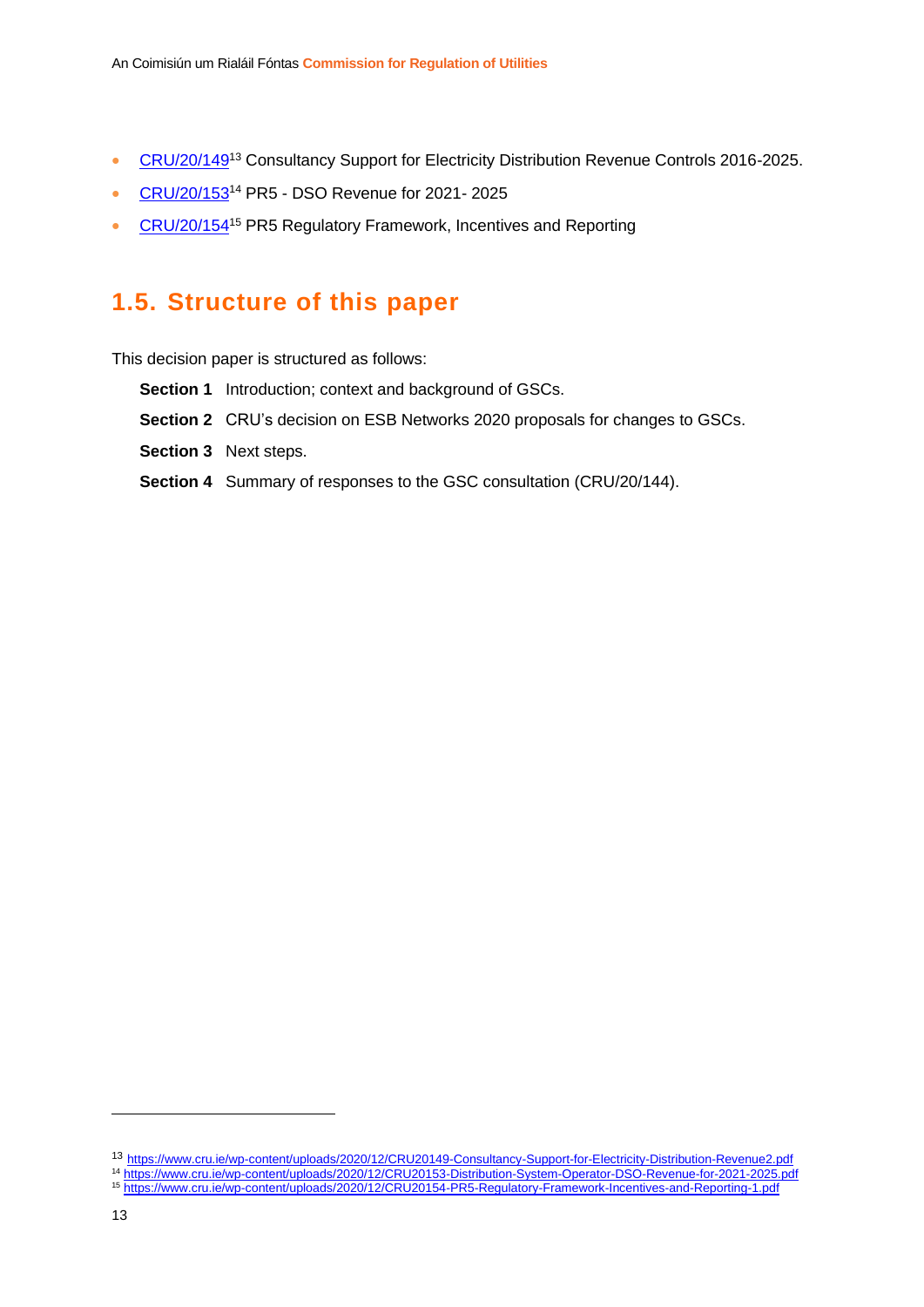- CRU/20/149[13] Consultancy Support for Electricity Distribution Revenue Controls 2016-2025.
- CRU/20/153[14] PR5 - DSO Revenue for 2021- 2025
- CRU/20/154[15] PR5 Regulatory Framework, Incentives and Reporting

## 1.5. Structure of this paper

This decision paper is structured as follows:

**Section 1** Introduction; context and background of GSCs.

**Section 2** CRU's decision on ESB Networks 2020 proposals for changes to GSCs.

**Section 3** Next steps.

**Section 4** Summary of responses to the GSC consultation (CRU/20/144).

---

[13] https://www.cru.ie/wp-content/uploads/2020/12/CRU20149-Consultancy-Support-for-Electricity-Distribution-Revenue2.pdf

[14] https://www.cru.ie/wp-content/uploads/2020/12/CRU20153-Distribution-System-Operator-DSO-Revenue-for-2021-2025.pdf

[15] https://www.cru.ie/wp-content/uploads/2020/12/CRU20154-PR5-Regulatory-Framework-Incentives-and-Reporting-1.pdf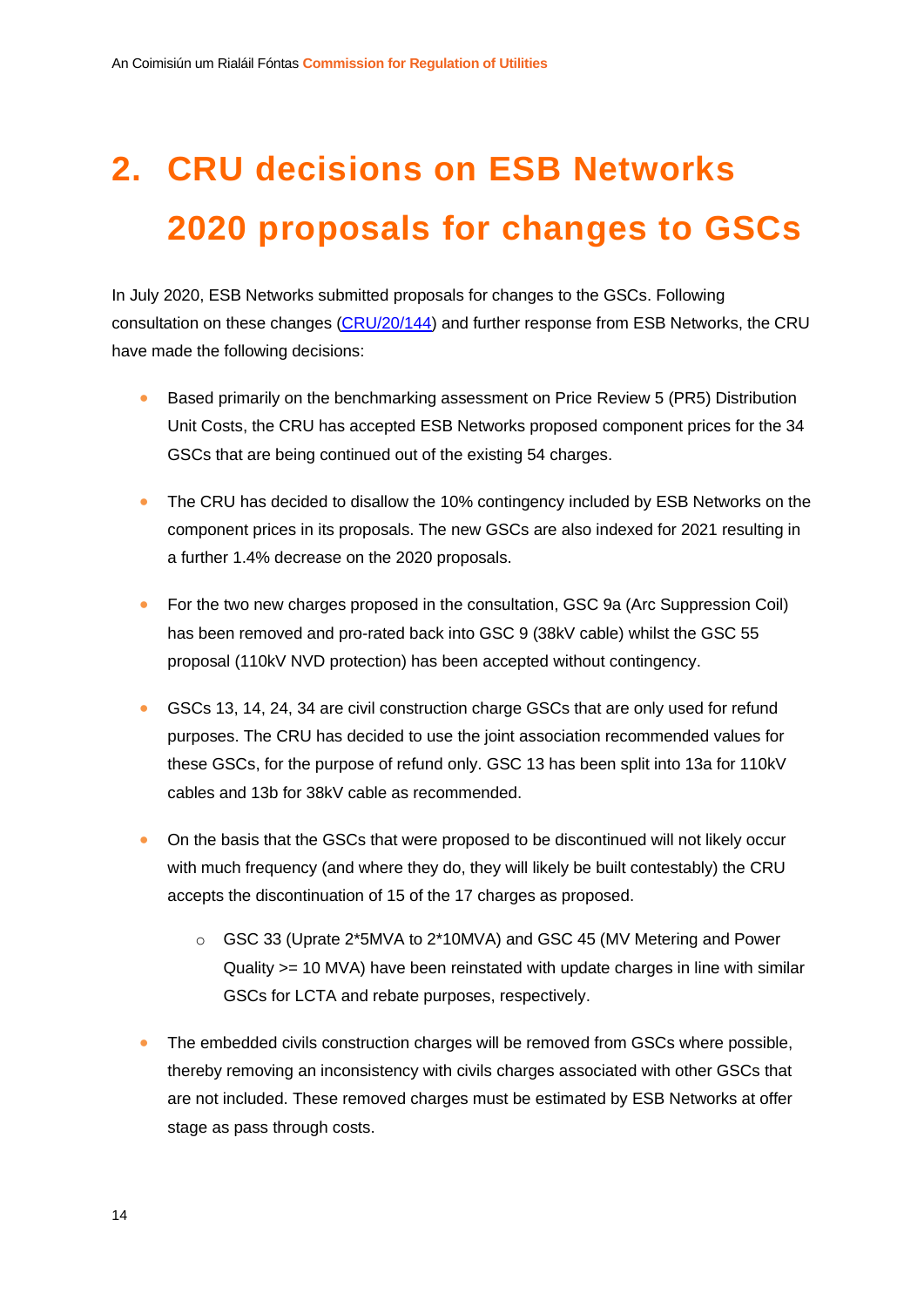# 2. CRU decisions on ESB Networks 2020 proposals for changes to GSCs

In July 2020, ESB Networks submitted proposals for changes to the GSCs. Following consultation on these changes (CRU/20/144) and further response from ESB Networks, the CRU have made the following decisions:

- Based primarily on the benchmarking assessment on Price Review 5 (PR5) Distribution Unit Costs, the CRU has accepted ESB Networks proposed component prices for the 34 GSCs that are being continued out of the existing 54 charges.
- The CRU has decided to disallow the 10% contingency included by ESB Networks on the component prices in its proposals. The new GSCs are also indexed for 2021 resulting in a further 1.4% decrease on the 2020 proposals.
- For the two new charges proposed in the consultation, GSC 9a (Arc Suppression Coil) has been removed and pro-rated back into GSC 9 (38kV cable) whilst the GSC 55 proposal (110kV NVD protection) has been accepted without contingency.
- GSCs 13, 14, 24, 34 are civil construction charge GSCs that are only used for refund purposes. The CRU has decided to use the joint association recommended values for these GSCs, for the purpose of refund only. GSC 13 has been split into 13a for 110kV cables and 13b for 38kV cable as recommended.
- On the basis that the GSCs that were proposed to be discontinued will not likely occur with much frequency (and where they do, they will likely be built contestably) the CRU accepts the discontinuation of 15 of the 17 charges as proposed.
  - GSC 33 (Uprate 2*5MVA to 2*10MVA) and GSC 45 (MV Metering and Power Quality >= 10 MVA) have been reinstated with update charges in line with similar GSCs for LCTA and rebate purposes, respectively.
- The embedded civils construction charges will be removed from GSCs where possible, thereby removing an inconsistency with civils charges associated with other GSCs that are not included. These removed charges must be estimated by ESB Networks at offer stage as pass through costs.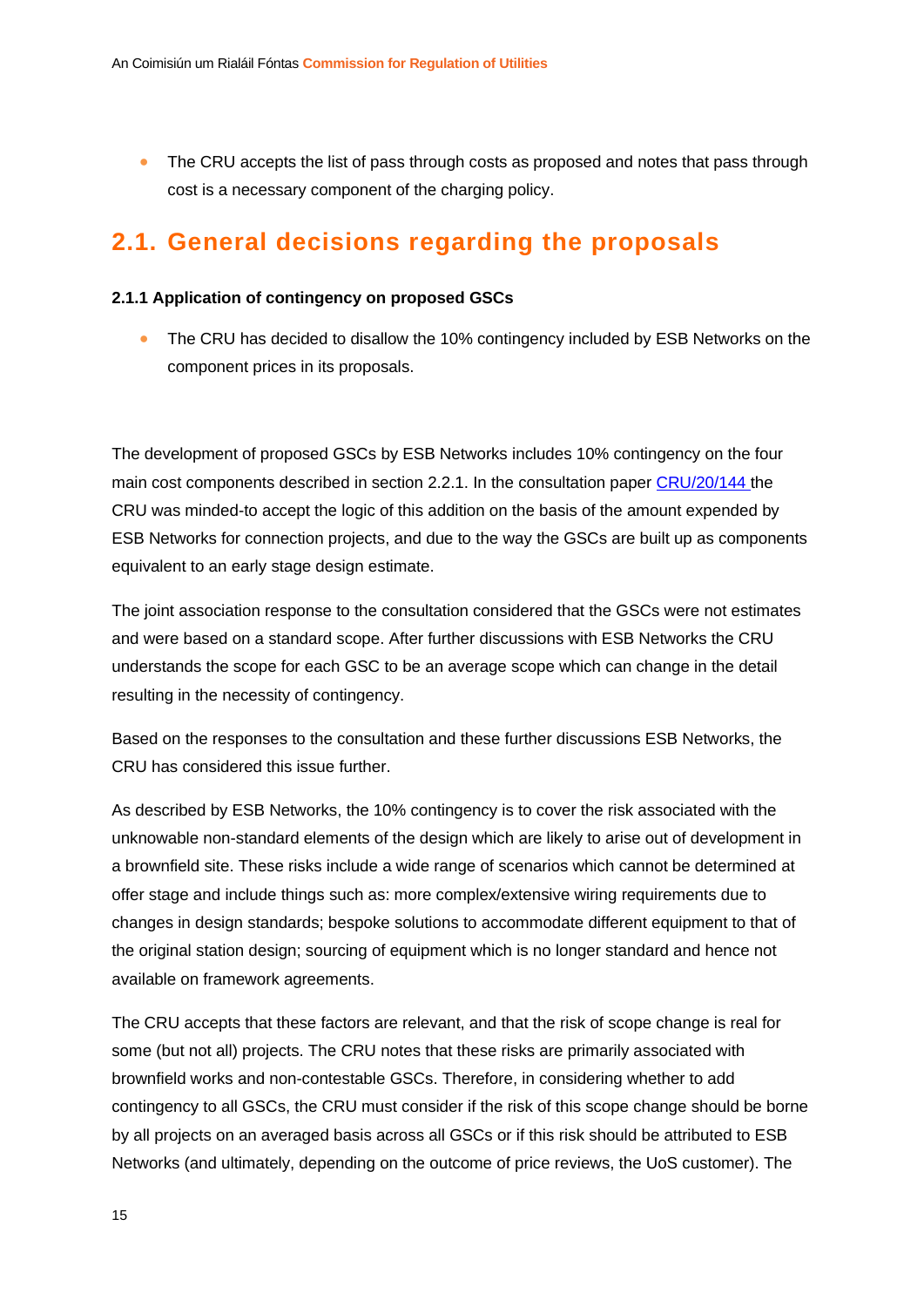- The CRU accepts the list of pass through costs as proposed and notes that pass through cost is a necessary component of the charging policy.

## 2.1. General decisions regarding the proposals

### 2.1.1 Application of contingency on proposed GSCs

- The CRU has decided to disallow the 10% contingency included by ESB Networks on the component prices in its proposals.

The development of proposed GSCs by ESB Networks includes 10% contingency on the four main cost components described in section 2.2.1. In the consultation paper CRU/20/144 the CRU was minded-to accept the logic of this addition on the basis of the amount expended by ESB Networks for connection projects, and due to the way the GSCs are built up as components equivalent to an early stage design estimate.

The joint association response to the consultation considered that the GSCs were not estimates and were based on a standard scope. After further discussions with ESB Networks the CRU understands the scope for each GSC to be an average scope which can change in the detail resulting in the necessity of contingency.

Based on the responses to the consultation and these further discussions ESB Networks, the CRU has considered this issue further.

As described by ESB Networks, the 10% contingency is to cover the risk associated with the unknowable non-standard elements of the design which are likely to arise out of development in a brownfield site. These risks include a wide range of scenarios which cannot be determined at offer stage and include things such as: more complex/extensive wiring requirements due to changes in design standards; bespoke solutions to accommodate different equipment to that of the original station design; sourcing of equipment which is no longer standard and hence not available on framework agreements.

The CRU accepts that these factors are relevant, and that the risk of scope change is real for some (but not all) projects. The CRU notes that these risks are primarily associated with brownfield works and non-contestable GSCs. Therefore, in considering whether to add contingency to all GSCs, the CRU must consider if the risk of this scope change should be borne by all projects on an averaged basis across all GSCs or if this risk should be attributed to ESB Networks (and ultimately, depending on the outcome of price reviews, the UoS customer). The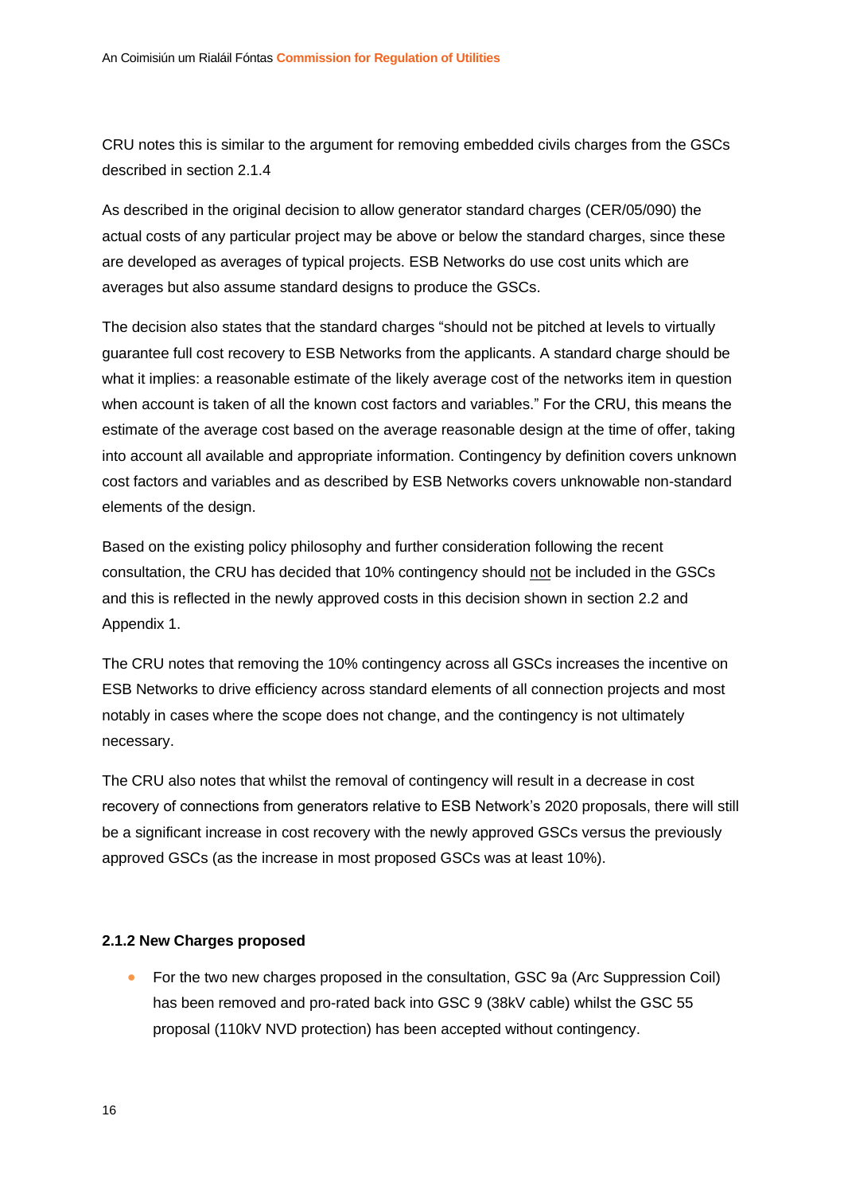CRU notes this is similar to the argument for removing embedded civils charges from the GSCs described in section 2.1.4

As described in the original decision to allow generator standard charges (CER/05/090) the actual costs of any particular project may be above or below the standard charges, since these are developed as averages of typical projects. ESB Networks do use cost units which are averages but also assume standard designs to produce the GSCs.

The decision also states that the standard charges "should not be pitched at levels to virtually guarantee full cost recovery to ESB Networks from the applicants. A standard charge should be what it implies: a reasonable estimate of the likely average cost of the networks item in question when account is taken of all the known cost factors and variables." For the CRU, this means the estimate of the average cost based on the average reasonable design at the time of offer, taking into account all available and appropriate information. Contingency by definition covers unknown cost factors and variables and as described by ESB Networks covers unknowable non-standard elements of the design.

Based on the existing policy philosophy and further consideration following the recent consultation, the CRU has decided that 10% contingency should not be included in the GSCs and this is reflected in the newly approved costs in this decision shown in section 2.2 and Appendix 1.

The CRU notes that removing the 10% contingency across all GSCs increases the incentive on ESB Networks to drive efficiency across standard elements of all connection projects and most notably in cases where the scope does not change, and the contingency is not ultimately necessary.

The CRU also notes that whilst the removal of contingency will result in a decrease in cost recovery of connections from generators relative to ESB Network's 2020 proposals, there will still be a significant increase in cost recovery with the newly approved GSCs versus the previously approved GSCs (as the increase in most proposed GSCs was at least 10%).

#### 2.1.2 New Charges proposed

- For the two new charges proposed in the consultation, GSC 9a (Arc Suppression Coil) has been removed and pro-rated back into GSC 9 (38kV cable) whilst the GSC 55 proposal (110kV NVD protection) has been accepted without contingency.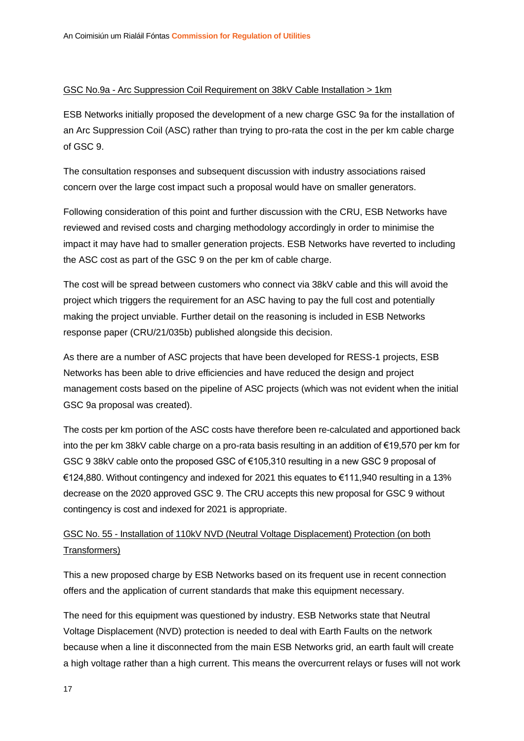GSC No.9a - Arc Suppression Coil Requirement on 38kV Cable Installation > 1km

ESB Networks initially proposed the development of a new charge GSC 9a for the installation of an Arc Suppression Coil (ASC) rather than trying to pro-rata the cost in the per km cable charge of GSC 9.

The consultation responses and subsequent discussion with industry associations raised concern over the large cost impact such a proposal would have on smaller generators.

Following consideration of this point and further discussion with the CRU, ESB Networks have reviewed and revised costs and charging methodology accordingly in order to minimise the impact it may have had to smaller generation projects. ESB Networks have reverted to including the ASC cost as part of the GSC 9 on the per km of cable charge.

The cost will be spread between customers who connect via 38kV cable and this will avoid the project which triggers the requirement for an ASC having to pay the full cost and potentially making the project unviable. Further detail on the reasoning is included in ESB Networks response paper (CRU/21/035b) published alongside this decision.

As there are a number of ASC projects that have been developed for RESS-1 projects, ESB Networks has been able to drive efficiencies and have reduced the design and project management costs based on the pipeline of ASC projects (which was not evident when the initial GSC 9a proposal was created).

The costs per km portion of the ASC costs have therefore been re-calculated and apportioned back into the per km 38kV cable charge on a pro-rata basis resulting in an addition of €19,570 per km for GSC 9 38kV cable onto the proposed GSC of €105,310 resulting in a new GSC 9 proposal of €124,880. Without contingency and indexed for 2021 this equates to €111,940 resulting in a 13% decrease on the 2020 approved GSC 9. The CRU accepts this new proposal for GSC 9 without contingency is cost and indexed for 2021 is appropriate.

GSC No. 55 - Installation of 110kV NVD (Neutral Voltage Displacement) Protection (on both Transformers)

This a new proposed charge by ESB Networks based on its frequent use in recent connection offers and the application of current standards that make this equipment necessary.

The need for this equipment was questioned by industry. ESB Networks state that Neutral Voltage Displacement (NVD) protection is needed to deal with Earth Faults on the network because when a line it disconnected from the main ESB Networks grid, an earth fault will create a high voltage rather than a high current. This means the overcurrent relays or fuses will not work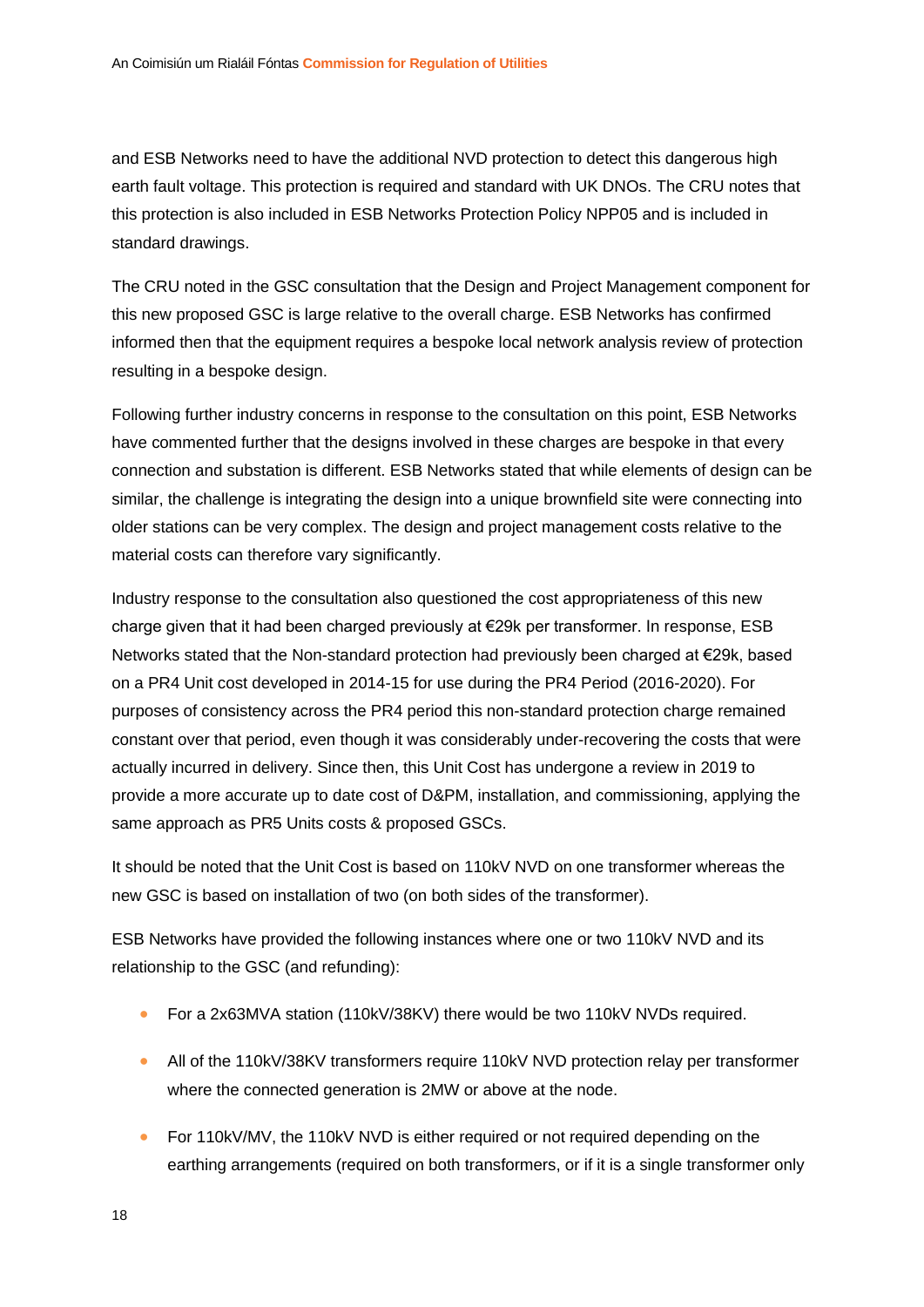and ESB Networks need to have the additional NVD protection to detect this dangerous high earth fault voltage. This protection is required and standard with UK DNOs. The CRU notes that this protection is also included in ESB Networks Protection Policy NPP05 and is included in standard drawings.

The CRU noted in the GSC consultation that the Design and Project Management component for this new proposed GSC is large relative to the overall charge. ESB Networks has confirmed informed then that the equipment requires a bespoke local network analysis review of protection resulting in a bespoke design.

Following further industry concerns in response to the consultation on this point, ESB Networks have commented further that the designs involved in these charges are bespoke in that every connection and substation is different. ESB Networks stated that while elements of design can be similar, the challenge is integrating the design into a unique brownfield site were connecting into older stations can be very complex. The design and project management costs relative to the material costs can therefore vary significantly.

Industry response to the consultation also questioned the cost appropriateness of this new charge given that it had been charged previously at €29k per transformer. In response, ESB Networks stated that the Non-standard protection had previously been charged at €29k, based on a PR4 Unit cost developed in 2014-15 for use during the PR4 Period (2016-2020). For purposes of consistency across the PR4 period this non-standard protection charge remained constant over that period, even though it was considerably under-recovering the costs that were actually incurred in delivery. Since then, this Unit Cost has undergone a review in 2019 to provide a more accurate up to date cost of D&PM, installation, and commissioning, applying the same approach as PR5 Units costs & proposed GSCs.

It should be noted that the Unit Cost is based on 110kV NVD on one transformer whereas the new GSC is based on installation of two (on both sides of the transformer).

ESB Networks have provided the following instances where one or two 110kV NVD and its relationship to the GSC (and refunding):

- For a 2x63MVA station (110kV/38KV) there would be two 110kV NVDs required.
- All of the 110kV/38KV transformers require 110kV NVD protection relay per transformer where the connected generation is 2MW or above at the node.
- For 110kV/MV, the 110kV NVD is either required or not required depending on the earthing arrangements (required on both transformers, or if it is a single transformer only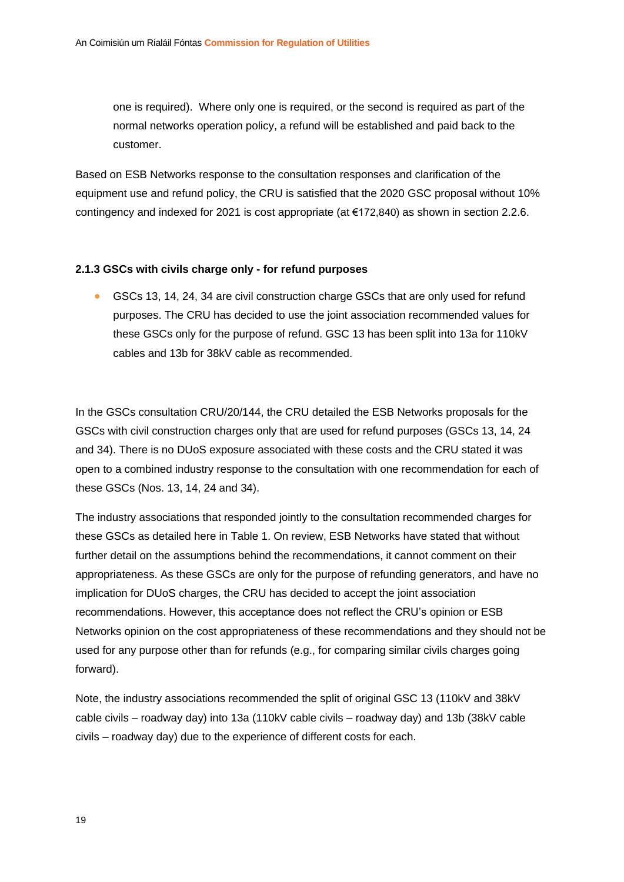one is required). Where only one is required, or the second is required as part of the normal networks operation policy, a refund will be established and paid back to the customer.

Based on ESB Networks response to the consultation responses and clarification of the equipment use and refund policy, the CRU is satisfied that the 2020 GSC proposal without 10% contingency and indexed for 2021 is cost appropriate (at €172,840) as shown in section 2.2.6.

### 2.1.3 GSCs with civils charge only - for refund purposes

- GSCs 13, 14, 24, 34 are civil construction charge GSCs that are only used for refund purposes. The CRU has decided to use the joint association recommended values for these GSCs only for the purpose of refund. GSC 13 has been split into 13a for 110kV cables and 13b for 38kV cable as recommended.

In the GSCs consultation CRU/20/144, the CRU detailed the ESB Networks proposals for the GSCs with civil construction charges only that are used for refund purposes (GSCs 13, 14, 24 and 34). There is no DUoS exposure associated with these costs and the CRU stated it was open to a combined industry response to the consultation with one recommendation for each of these GSCs (Nos. 13, 14, 24 and 34).

The industry associations that responded jointly to the consultation recommended charges for these GSCs as detailed here in Table 1. On review, ESB Networks have stated that without further detail on the assumptions behind the recommendations, it cannot comment on their appropriateness. As these GSCs are only for the purpose of refunding generators, and have no implication for DUoS charges, the CRU has decided to accept the joint association recommendations. However, this acceptance does not reflect the CRU's opinion or ESB Networks opinion on the cost appropriateness of these recommendations and they should not be used for any purpose other than for refunds (e.g., for comparing similar civils charges going forward).

Note, the industry associations recommended the split of original GSC 13 (110kV and 38kV cable civils – roadway day) into 13a (110kV cable civils – roadway day) and 13b (38kV cable civils – roadway day) due to the experience of different costs for each.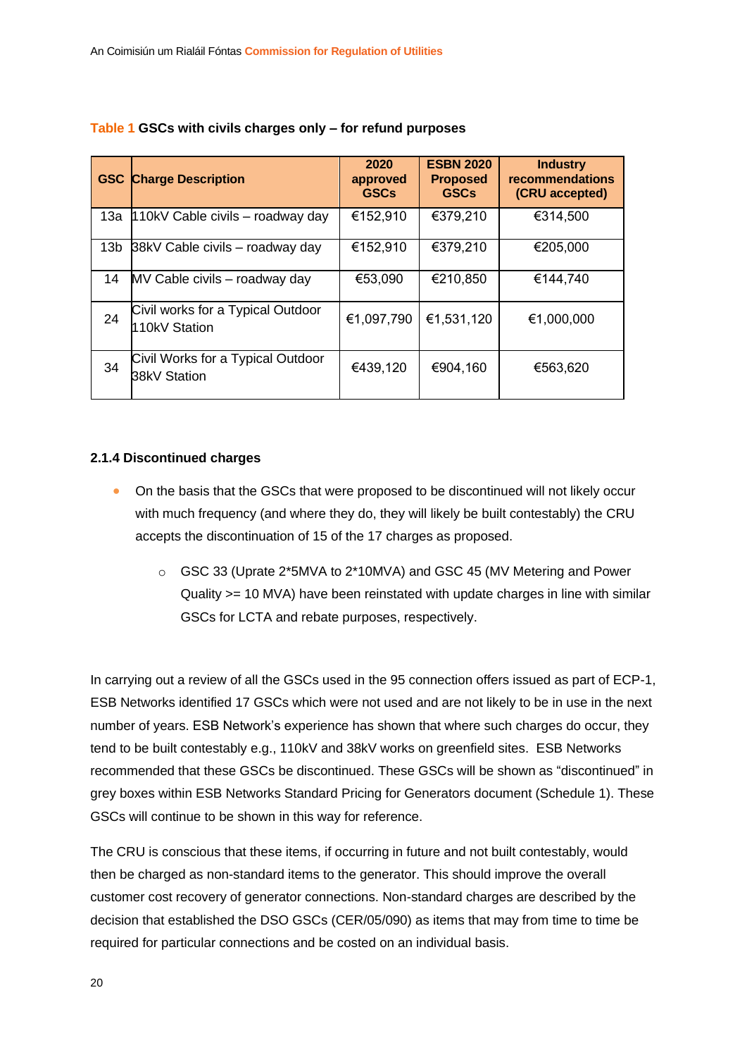**Table 1** GSCs with civils charges only – for refund purposes

| GSC | Charge Description | 2020 approved GSCs | ESBN 2020 Proposed GSCs | Industry recommendations (CRU accepted) |
|---|---|---|---|---|
| 13a | 110kV Cable civils – roadway day | €152,910 | €379,210 | €314,500 |
| 13b | 38kV Cable civils – roadway day | €152,910 | €379,210 | €205,000 |
| 14 | MV Cable civils – roadway day | €53,090 | €210,850 | €144,740 |
| 24 | Civil works for a Typical Outdoor 110kV Station | €1,097,790 | €1,531,120 | €1,000,000 |
| 34 | Civil Works for a Typical Outdoor 38kV Station | €439,120 | €904,160 | €563,620 |

#### 2.1.4 Discontinued charges

- On the basis that the GSCs that were proposed to be discontinued will not likely occur with much frequency (and where they do, they will likely be built contestably) the CRU accepts the discontinuation of 15 of the 17 charges as proposed.
    - GSC 33 (Uprate 2*5MVA to 2*10MVA) and GSC 45 (MV Metering and Power Quality >= 10 MVA) have been reinstated with update charges in line with similar GSCs for LCTA and rebate purposes, respectively.

In carrying out a review of all the GSCs used in the 95 connection offers issued as part of ECP-1, ESB Networks identified 17 GSCs which were not used and are not likely to be in use in the next number of years. ESB Network's experience has shown that where such charges do occur, they tend to be built contestably e.g., 110kV and 38kV works on greenfield sites. ESB Networks recommended that these GSCs be discontinued. These GSCs will be shown as "discontinued" in grey boxes within ESB Networks Standard Pricing for Generators document (Schedule 1). These GSCs will continue to be shown in this way for reference.

The CRU is conscious that these items, if occurring in future and not built contestably, would then be charged as non-standard items to the generator. This should improve the overall customer cost recovery of generator connections. Non-standard charges are described by the decision that established the DSO GSCs (CER/05/090) as items that may from time to time be required for particular connections and be costed on an individual basis.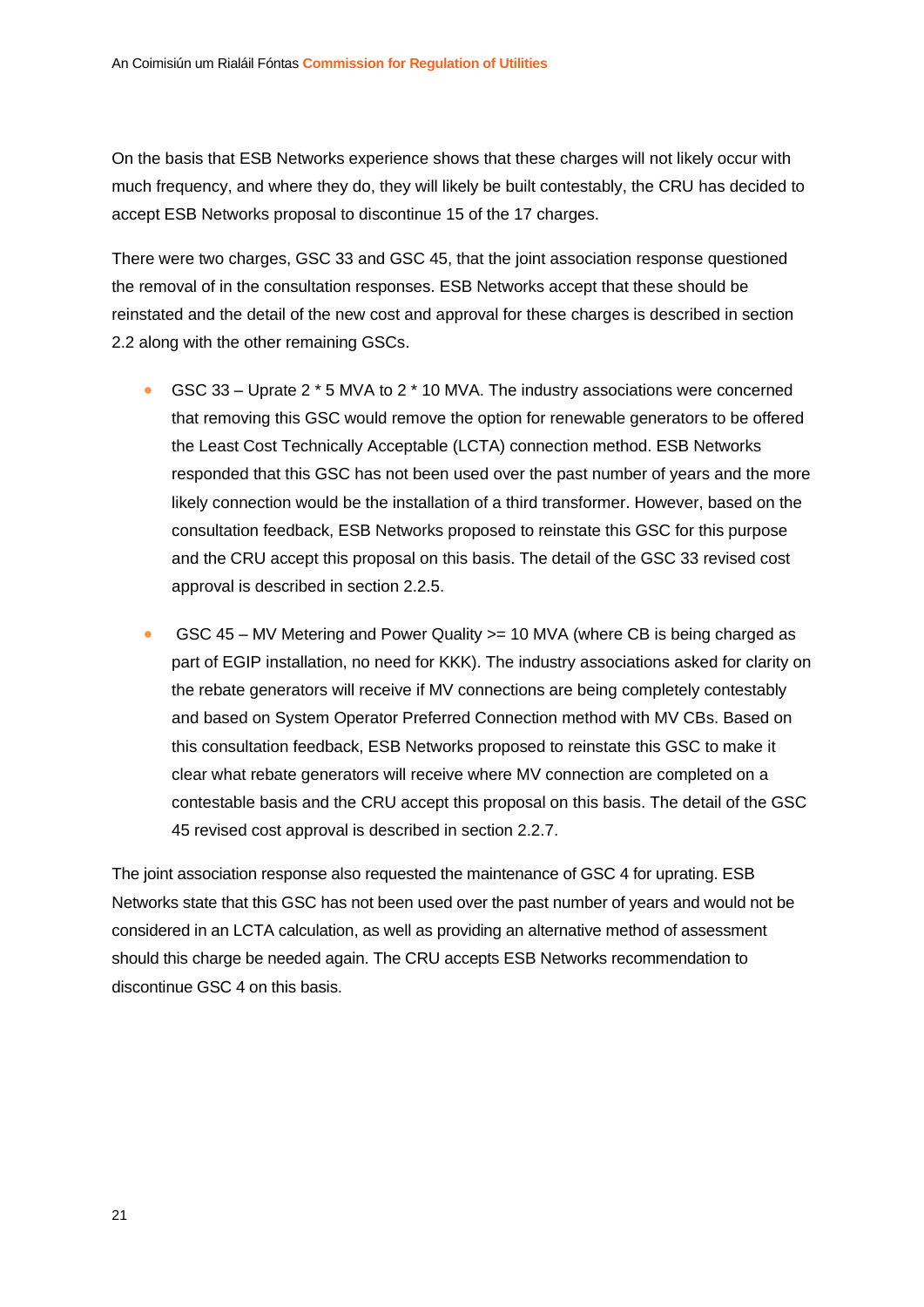On the basis that ESB Networks experience shows that these charges will not likely occur with much frequency, and where they do, they will likely be built contestably, the CRU has decided to accept ESB Networks proposal to discontinue 15 of the 17 charges.

There were two charges, GSC 33 and GSC 45, that the joint association response questioned the removal of in the consultation responses. ESB Networks accept that these should be reinstated and the detail of the new cost and approval for these charges is described in section 2.2 along with the other remaining GSCs.

- GSC 33 – Uprate 2 * 5 MVA to 2 * 10 MVA. The industry associations were concerned that removing this GSC would remove the option for renewable generators to be offered the Least Cost Technically Acceptable (LCTA) connection method. ESB Networks responded that this GSC has not been used over the past number of years and the more likely connection would be the installation of a third transformer. However, based on the consultation feedback, ESB Networks proposed to reinstate this GSC for this purpose and the CRU accept this proposal on this basis. The detail of the GSC 33 revised cost approval is described in section 2.2.5.
- GSC 45 – MV Metering and Power Quality >= 10 MVA (where CB is being charged as part of EGIP installation, no need for KKK). The industry associations asked for clarity on the rebate generators will receive if MV connections are being completely contestably and based on System Operator Preferred Connection method with MV CBs. Based on this consultation feedback, ESB Networks proposed to reinstate this GSC to make it clear what rebate generators will receive where MV connection are completed on a contestable basis and the CRU accept this proposal on this basis. The detail of the GSC 45 revised cost approval is described in section 2.2.7.

The joint association response also requested the maintenance of GSC 4 for uprating. ESB Networks state that this GSC has not been used over the past number of years and would not be considered in an LCTA calculation, as well as providing an alternative method of assessment should this charge be needed again. The CRU accepts ESB Networks recommendation to discontinue GSC 4 on this basis.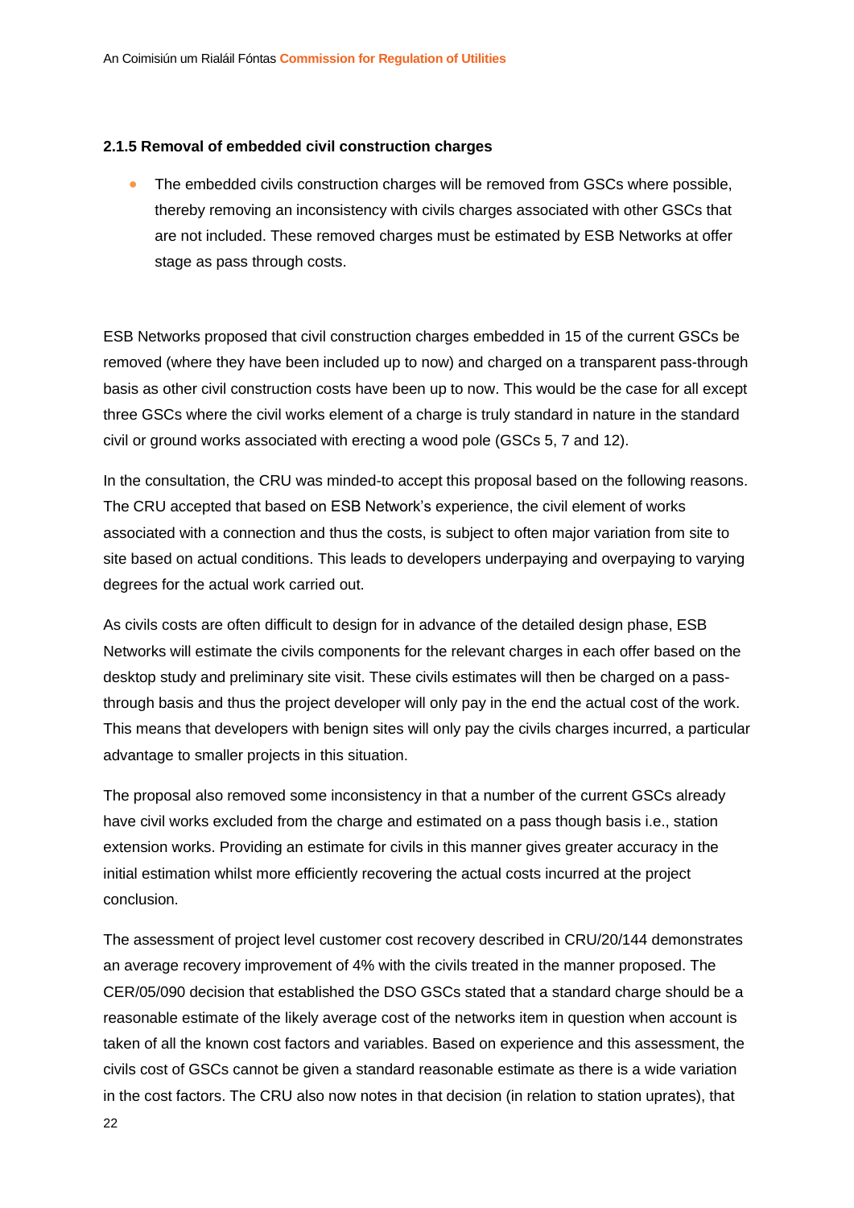### 2.1.5 Removal of embedded civil construction charges

- The embedded civils construction charges will be removed from GSCs where possible, thereby removing an inconsistency with civils charges associated with other GSCs that are not included. These removed charges must be estimated by ESB Networks at offer stage as pass through costs.

ESB Networks proposed that civil construction charges embedded in 15 of the current GSCs be removed (where they have been included up to now) and charged on a transparent pass-through basis as other civil construction costs have been up to now. This would be the case for all except three GSCs where the civil works element of a charge is truly standard in nature in the standard civil or ground works associated with erecting a wood pole (GSCs 5, 7 and 12).

In the consultation, the CRU was minded-to accept this proposal based on the following reasons. The CRU accepted that based on ESB Network's experience, the civil element of works associated with a connection and thus the costs, is subject to often major variation from site to site based on actual conditions. This leads to developers underpaying and overpaying to varying degrees for the actual work carried out.

As civils costs are often difficult to design for in advance of the detailed design phase, ESB Networks will estimate the civils components for the relevant charges in each offer based on the desktop study and preliminary site visit. These civils estimates will then be charged on a pass-through basis and thus the project developer will only pay in the end the actual cost of the work. This means that developers with benign sites will only pay the civils charges incurred, a particular advantage to smaller projects in this situation.

The proposal also removed some inconsistency in that a number of the current GSCs already have civil works excluded from the charge and estimated on a pass though basis i.e., station extension works. Providing an estimate for civils in this manner gives greater accuracy in the initial estimation whilst more efficiently recovering the actual costs incurred at the project conclusion.

The assessment of project level customer cost recovery described in CRU/20/144 demonstrates an average recovery improvement of 4% with the civils treated in the manner proposed. The CER/05/090 decision that established the DSO GSCs stated that a standard charge should be a reasonable estimate of the likely average cost of the networks item in question when account is taken of all the known cost factors and variables. Based on experience and this assessment, the civils cost of GSCs cannot be given a standard reasonable estimate as there is a wide variation in the cost factors. The CRU also now notes in that decision (in relation to station uprates), that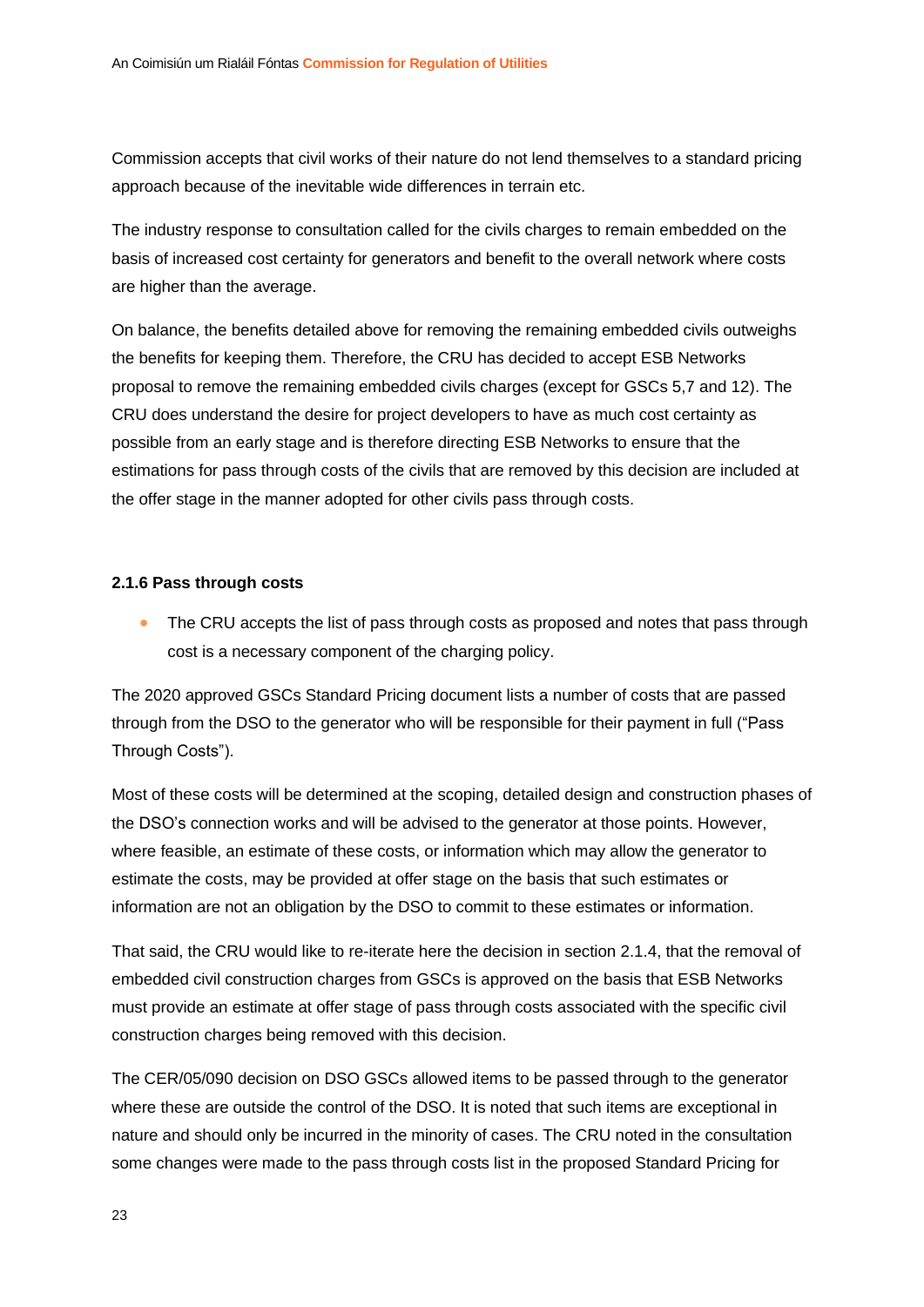Commission accepts that civil works of their nature do not lend themselves to a standard pricing approach because of the inevitable wide differences in terrain etc.

The industry response to consultation called for the civils charges to remain embedded on the basis of increased cost certainty for generators and benefit to the overall network where costs are higher than the average.

On balance, the benefits detailed above for removing the remaining embedded civils outweighs the benefits for keeping them. Therefore, the CRU has decided to accept ESB Networks proposal to remove the remaining embedded civils charges (except for GSCs 5,7 and 12). The CRU does understand the desire for project developers to have as much cost certainty as possible from an early stage and is therefore directing ESB Networks to ensure that the estimations for pass through costs of the civils that are removed by this decision are included at the offer stage in the manner adopted for other civils pass through costs.

#### 2.1.6 Pass through costs

- The CRU accepts the list of pass through costs as proposed and notes that pass through cost is a necessary component of the charging policy.

The 2020 approved GSCs Standard Pricing document lists a number of costs that are passed through from the DSO to the generator who will be responsible for their payment in full ("Pass Through Costs").

Most of these costs will be determined at the scoping, detailed design and construction phases of the DSO's connection works and will be advised to the generator at those points. However, where feasible, an estimate of these costs, or information which may allow the generator to estimate the costs, may be provided at offer stage on the basis that such estimates or information are not an obligation by the DSO to commit to these estimates or information.

That said, the CRU would like to re-iterate here the decision in section 2.1.4, that the removal of embedded civil construction charges from GSCs is approved on the basis that ESB Networks must provide an estimate at offer stage of pass through costs associated with the specific civil construction charges being removed with this decision.

The CER/05/090 decision on DSO GSCs allowed items to be passed through to the generator where these are outside the control of the DSO. It is noted that such items are exceptional in nature and should only be incurred in the minority of cases. The CRU noted in the consultation some changes were made to the pass through costs list in the proposed Standard Pricing for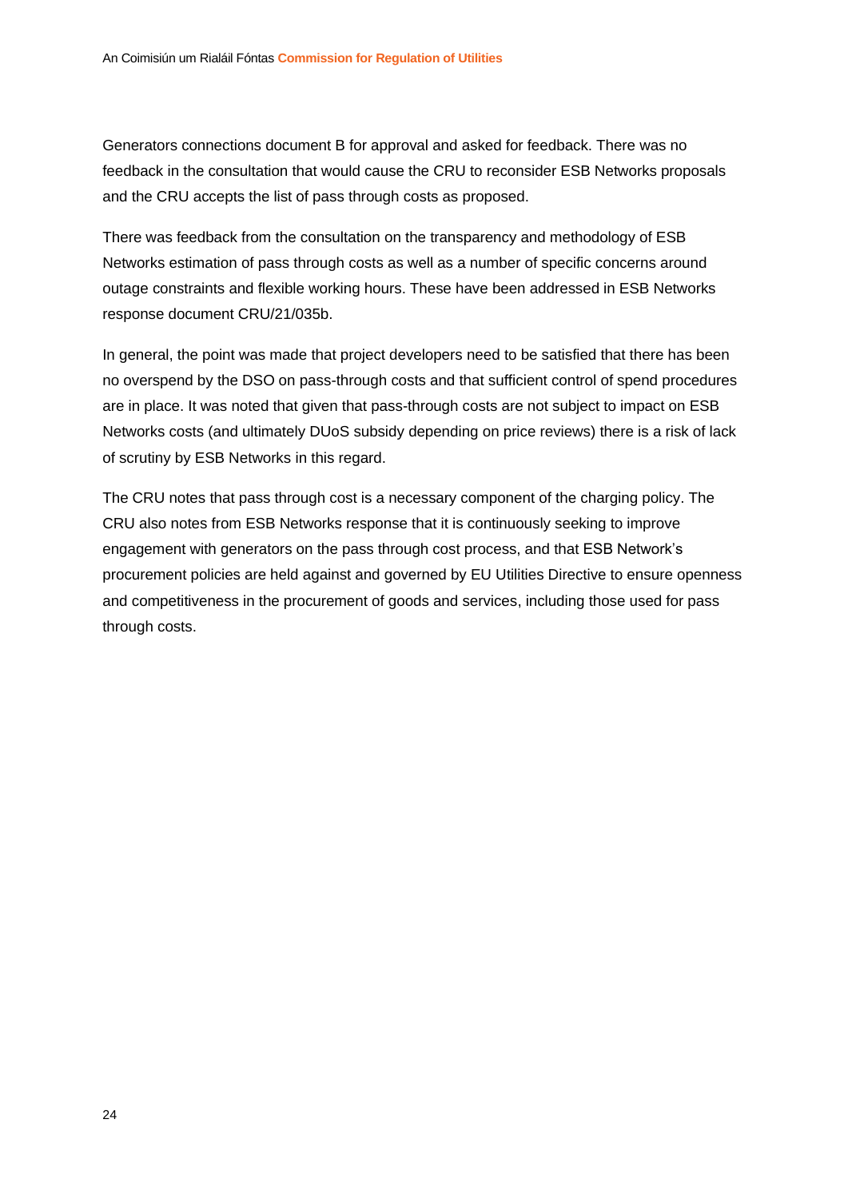Generators connections document B for approval and asked for feedback. There was no feedback in the consultation that would cause the CRU to reconsider ESB Networks proposals and the CRU accepts the list of pass through costs as proposed.

There was feedback from the consultation on the transparency and methodology of ESB Networks estimation of pass through costs as well as a number of specific concerns around outage constraints and flexible working hours. These have been addressed in ESB Networks response document CRU/21/035b.

In general, the point was made that project developers need to be satisfied that there has been no overspend by the DSO on pass-through costs and that sufficient control of spend procedures are in place. It was noted that given that pass-through costs are not subject to impact on ESB Networks costs (and ultimately DUoS subsidy depending on price reviews) there is a risk of lack of scrutiny by ESB Networks in this regard.

The CRU notes that pass through cost is a necessary component of the charging policy. The CRU also notes from ESB Networks response that it is continuously seeking to improve engagement with generators on the pass through cost process, and that ESB Network's procurement policies are held against and governed by EU Utilities Directive to ensure openness and competitiveness in the procurement of goods and services, including those used for pass through costs.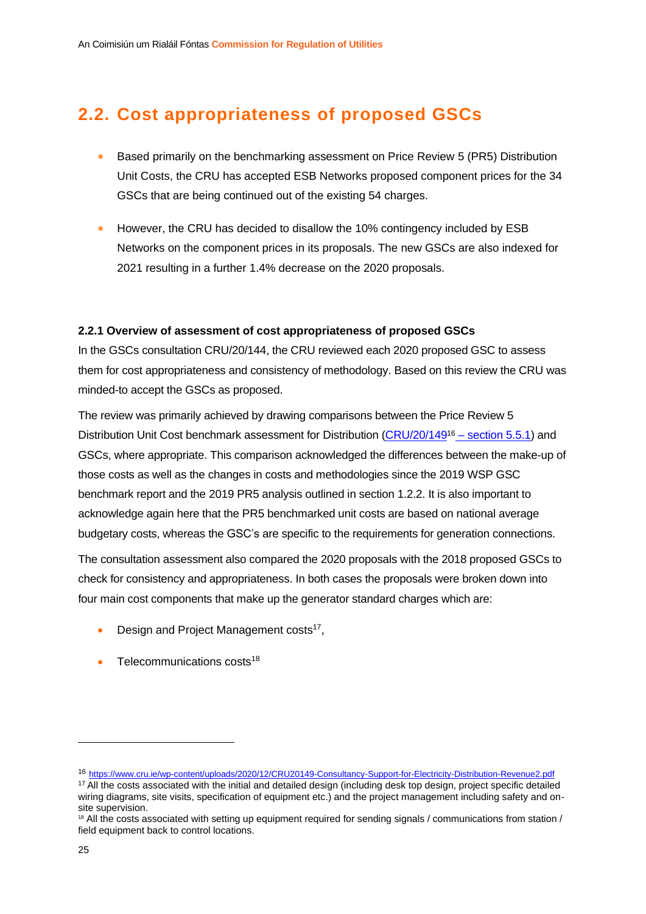## 2.2. Cost appropriateness of proposed GSCs

- Based primarily on the benchmarking assessment on Price Review 5 (PR5) Distribution Unit Costs, the CRU has accepted ESB Networks proposed component prices for the 34 GSCs that are being continued out of the existing 54 charges.
- However, the CRU has decided to disallow the 10% contingency included by ESB Networks on the component prices in its proposals. The new GSCs are also indexed for 2021 resulting in a further 1.4% decrease on the 2020 proposals.

#### 2.2.1 Overview of assessment of cost appropriateness of proposed GSCs

In the GSCs consultation CRU/20/144, the CRU reviewed each 2020 proposed GSC to assess them for cost appropriateness and consistency of methodology. Based on this review the CRU was minded-to accept the GSCs as proposed.

The review was primarily achieved by drawing comparisons between the Price Review 5 Distribution Unit Cost benchmark assessment for Distribution (CRU/20/149[16] – section 5.5.1) and GSCs, where appropriate. This comparison acknowledged the differences between the make-up of those costs as well as the changes in costs and methodologies since the 2019 WSP GSC benchmark report and the 2019 PR5 analysis outlined in section 1.2.2. It is also important to acknowledge again here that the PR5 benchmarked unit costs are based on national average budgetary costs, whereas the GSC's are specific to the requirements for generation connections.

The consultation assessment also compared the 2020 proposals with the 2018 proposed GSCs to check for consistency and appropriateness. In both cases the proposals were broken down into four main cost components that make up the generator standard charges which are:

- Design and Project Management costs[17],
- Telecommunications costs[18]

---

[16] https://www.cru.ie/wp-content/uploads/2020/12/CRU20149-Consultancy-Support-for-Electricity-Distribution-Revenue2.pdf

[17] All the costs associated with the initial and detailed design (including desk top design, project specific detailed wiring diagrams, site visits, specification of equipment etc.) and the project management including safety and on-site supervision.

[18] All the costs associated with setting up equipment required for sending signals / communications from station / field equipment back to control locations.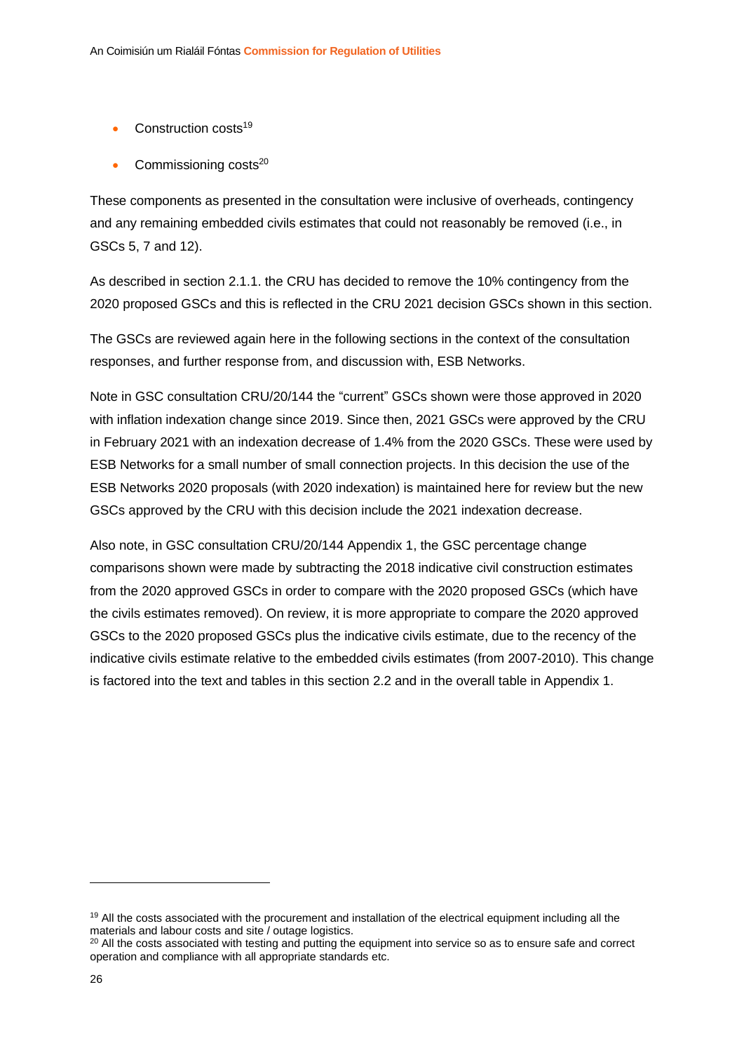- Construction costs[19]
- Commissioning costs[20]

These components as presented in the consultation were inclusive of overheads, contingency and any remaining embedded civils estimates that could not reasonably be removed (i.e., in GSCs 5, 7 and 12).

As described in section 2.1.1. the CRU has decided to remove the 10% contingency from the 2020 proposed GSCs and this is reflected in the CRU 2021 decision GSCs shown in this section.

The GSCs are reviewed again here in the following sections in the context of the consultation responses, and further response from, and discussion with, ESB Networks.

Note in GSC consultation CRU/20/144 the "current" GSCs shown were those approved in 2020 with inflation indexation change since 2019. Since then, 2021 GSCs were approved by the CRU in February 2021 with an indexation decrease of 1.4% from the 2020 GSCs. These were used by ESB Networks for a small number of small connection projects. In this decision the use of the ESB Networks 2020 proposals (with 2020 indexation) is maintained here for review but the new GSCs approved by the CRU with this decision include the 2021 indexation decrease.

Also note, in GSC consultation CRU/20/144 Appendix 1, the GSC percentage change comparisons shown were made by subtracting the 2018 indicative civil construction estimates from the 2020 approved GSCs in order to compare with the 2020 proposed GSCs (which have the civils estimates removed). On review, it is more appropriate to compare the 2020 approved GSCs to the 2020 proposed GSCs plus the indicative civils estimate, due to the recency of the indicative civils estimate relative to the embedded civils estimates (from 2007-2010). This change is factored into the text and tables in this section 2.2 and in the overall table in Appendix 1.

---

[19] All the costs associated with the procurement and installation of the electrical equipment including all the materials and labour costs and site / outage logistics.

[20] All the costs associated with testing and putting the equipment into service so as to ensure safe and correct operation and compliance with all appropriate standards etc.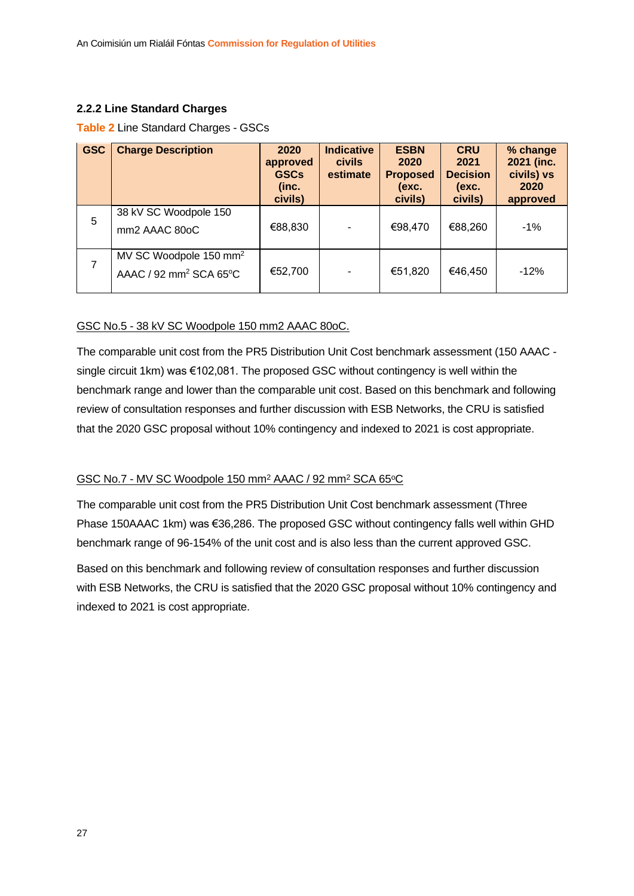### 2.2.2 Line Standard Charges

**Table 2** Line Standard Charges - GSCs

| GSC | Charge Description | 2020 approved GSCs (inc. civils) | Indicative civils estimate | ESBN 2020 Proposed (exc. civils) | CRU 2021 Decision (exc. civils) | % change 2021 (inc. civils) vs 2020 approved |
|---|---|---|---|---|---|---|
| 5 | 38 kV SC Woodpole 150 mm2 AAAC 80oC | €88,830 | - | €98,470 | €88,260 | -1% |
| 7 | MV SC Woodpole 150 $mm^2$ AAAC / 92 $mm^2$ SCA 65°C | €52,700 | - | €51,820 | €46,450 | -12% |

<u>GSC No.5 - 38 kV SC Woodpole 150 mm2 AAAC 80oC.</u>

The comparable unit cost from the PR5 Distribution Unit Cost benchmark assessment (150 AAAC - single circuit 1km) was €102,081. The proposed GSC without contingency is well within the benchmark range and lower than the comparable unit cost. Based on this benchmark and following review of consultation responses and further discussion with ESB Networks, the CRU is satisfied that the 2020 GSC proposal without 10% contingency and indexed to 2021 is cost appropriate.

<u>GSC No.7 - MV SC Woodpole 150 $mm^2$ AAAC / 92 $mm^2$ SCA 65°C</u>

The comparable unit cost from the PR5 Distribution Unit Cost benchmark assessment (Three Phase 150AAAC 1km) was €36,286. The proposed GSC without contingency falls well within GHD benchmark range of 96-154% of the unit cost and is also less than the current approved GSC.

Based on this benchmark and following review of consultation responses and further discussion with ESB Networks, the CRU is satisfied that the 2020 GSC proposal without 10% contingency and indexed to 2021 is cost appropriate.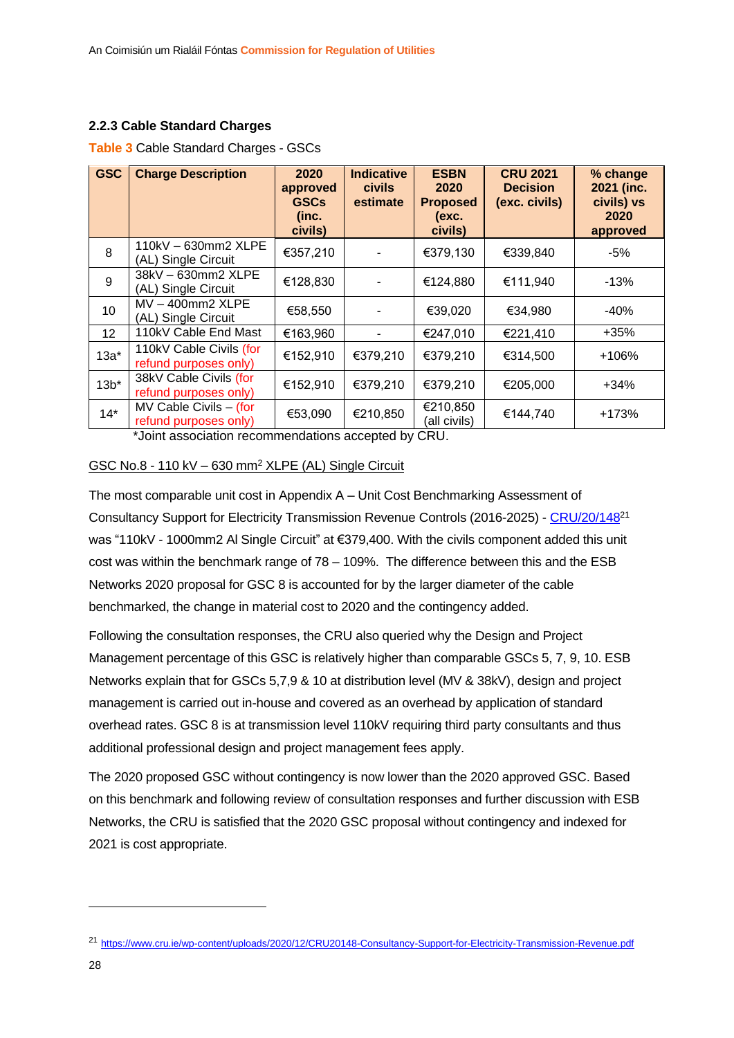### 2.2.3 Cable Standard Charges

**Table 3** Cable Standard Charges - GSCs

| GSC | Charge Description | 2020 approved GSCs (inc. civils) | Indicative civils estimate | ESBN 2020 Proposed (exc. civils) | CRU 2021 Decision (exc. civils) | % change 2021 (inc. civils) vs 2020 approved |
|---|---|---|---|---|---|---|
| 8 | 110kV – 630mm2 XLPE (AL) Single Circuit | €357,210 | - | €379,130 | €339,840 | -5% |
| 9 | 38kV – 630mm2 XLPE (AL) Single Circuit | €128,830 | - | €124,880 | €111,940 | -13% |
| 10 | MV – 400mm2 XLPE (AL) Single Circuit | €58,550 | - | €39,020 | €34,980 | -40% |
| 12 | 110kV Cable End Mast | €163,960 | - | €247,010 | €221,410 | +35% |
| 13a* | 110kV Cable Civils (for refund purposes only) | €152,910 | €379,210 | €379,210 | €314,500 | +106% |
| 13b* | 38kV Cable Civils (for refund purposes only) | €152,910 | €379,210 | €379,210 | €205,000 | +34% |
| 14* | MV Cable Civils – (for refund purposes only) | €53,090 | €210,850 | €210,850 (all civils) | €144,740 | +173% |

*Joint association recommendations accepted by CRU.

GSC No.8 - 110 kV – 630 mm² XLPE (AL) Single Circuit

The most comparable unit cost in Appendix A – Unit Cost Benchmarking Assessment of Consultancy Support for Electricity Transmission Revenue Controls (2016-2025) - CRU/20/148[21] was "110kV - 1000mm2 Al Single Circuit" at €379,400. With the civils component added this unit cost was within the benchmark range of 78 – 109%. The difference between this and the ESB Networks 2020 proposal for GSC 8 is accounted for by the larger diameter of the cable benchmarked, the change in material cost to 2020 and the contingency added.

Following the consultation responses, the CRU also queried why the Design and Project Management percentage of this GSC is relatively higher than comparable GSCs 5, 7, 9, 10. ESB Networks explain that for GSCs 5,7,9 & 10 at distribution level (MV & 38kV), design and project management is carried out in-house and covered as an overhead by application of standard overhead rates. GSC 8 is at transmission level 110kV requiring third party consultants and thus additional professional design and project management fees apply.

The 2020 proposed GSC without contingency is now lower than the 2020 approved GSC. Based on this benchmark and following review of consultation responses and further discussion with ESB Networks, the CRU is satisfied that the 2020 GSC proposal without contingency and indexed for 2021 is cost appropriate.

---

[21] https://www.cru.ie/wp-content/uploads/2020/12/CRU20148-Consultancy-Support-for-Electricity-Transmission-Revenue.pdf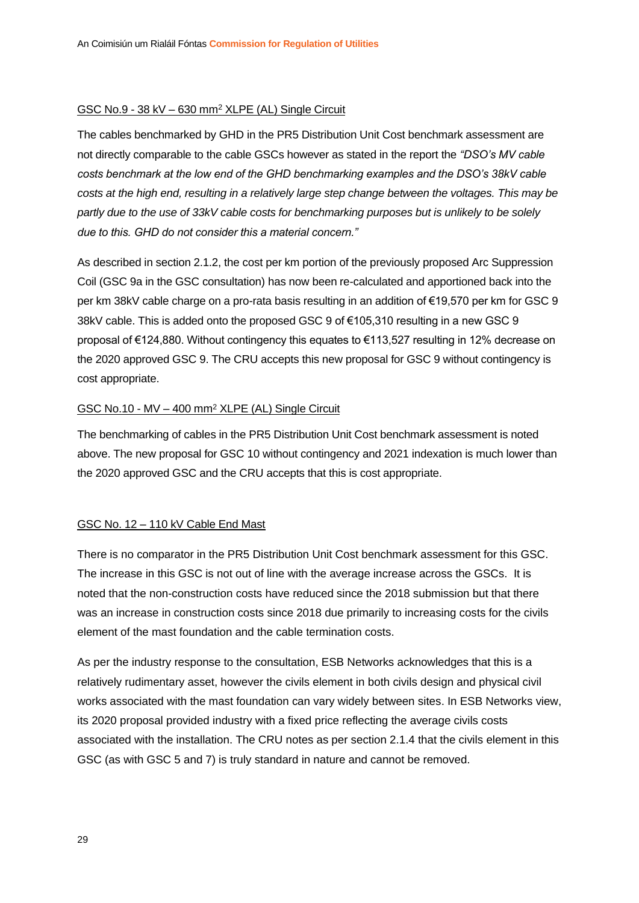<u>GSC No.9 - 38 kV – 630 mm$^2$ XLPE (AL) Single Circuit</u>

The cables benchmarked by GHD in the PR5 Distribution Unit Cost benchmark assessment are not directly comparable to the cable GSCs however as stated in the report the *"DSO's MV cable costs benchmark at the low end of the GHD benchmarking examples and the DSO's 38kV cable costs at the high end, resulting in a relatively large step change between the voltages. This may be partly due to the use of 33kV cable costs for benchmarking purposes but is unlikely to be solely due to this. GHD do not consider this a material concern."*

As described in section 2.1.2, the cost per km portion of the previously proposed Arc Suppression Coil (GSC 9a in the GSC consultation) has now been re-calculated and apportioned back into the per km 38kV cable charge on a pro-rata basis resulting in an addition of €19,570 per km for GSC 9 38kV cable. This is added onto the proposed GSC 9 of €105,310 resulting in a new GSC 9 proposal of €124,880. Without contingency this equates to €113,527 resulting in 12% decrease on the 2020 approved GSC 9. The CRU accepts this new proposal for GSC 9 without contingency is cost appropriate.

<u>GSC No.10 - MV – 400 mm$^2$ XLPE (AL) Single Circuit</u>

The benchmarking of cables in the PR5 Distribution Unit Cost benchmark assessment is noted above. The new proposal for GSC 10 without contingency and 2021 indexation is much lower than the 2020 approved GSC and the CRU accepts that this is cost appropriate.

<u>GSC No. 12 – 110 kV Cable End Mast</u>

There is no comparator in the PR5 Distribution Unit Cost benchmark assessment for this GSC. The increase in this GSC is not out of line with the average increase across the GSCs. It is noted that the non-construction costs have reduced since the 2018 submission but that there was an increase in construction costs since 2018 due primarily to increasing costs for the civils element of the mast foundation and the cable termination costs.

As per the industry response to the consultation, ESB Networks acknowledges that this is a relatively rudimentary asset, however the civils element in both civils design and physical civil works associated with the mast foundation can vary widely between sites. In ESB Networks view, its 2020 proposal provided industry with a fixed price reflecting the average civils costs associated with the installation. The CRU notes as per section 2.1.4 that the civils element in this GSC (as with GSC 5 and 7) is truly standard in nature and cannot be removed.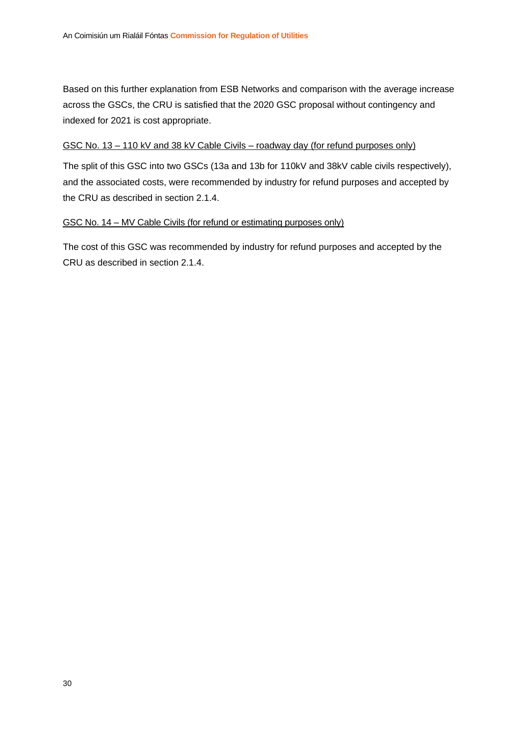Based on this further explanation from ESB Networks and comparison with the average increase across the GSCs, the CRU is satisfied that the 2020 GSC proposal without contingency and indexed for 2021 is cost appropriate.

<u>GSC No. 13 – 110 kV and 38 kV Cable Civils – roadway day (for refund purposes only)</u>

The split of this GSC into two GSCs (13a and 13b for 110kV and 38kV cable civils respectively), and the associated costs, were recommended by industry for refund purposes and accepted by the CRU as described in section 2.1.4.

<u>GSC No. 14 – MV Cable Civils (for refund or estimating purposes only)</u>

The cost of this GSC was recommended by industry for refund purposes and accepted by the CRU as described in section 2.1.4.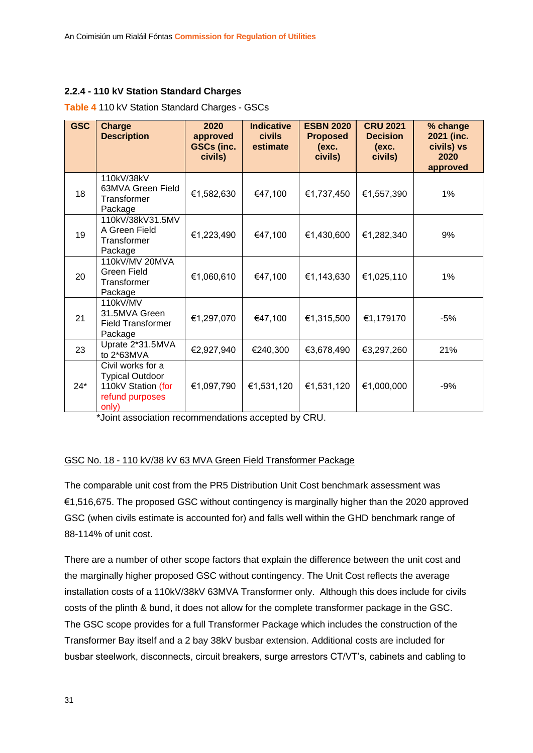### 2.2.4 - 110 kV Station Standard Charges

Table 4 110 kV Station Standard Charges - GSCs

| GSC | Charge Description | 2020 approved GSCs (inc. civils) | Indicative civils estimate | ESBN 2020 Proposed (exc. civils) | CRU 2021 Decision (exc. civils) | % change 2021 (inc. civils) vs 2020 approved |
|---|---|---|---|---|---|---|
| 18 | 110kV/38kV 63MVA Green Field Transformer Package | €1,582,630 | €47,100 | €1,737,450 | €1,557,390 | 1% |
| 19 | 110kV/38kV31.5MVA Green Field Transformer Package | €1,223,490 | €47,100 | €1,430,600 | €1,282,340 | 9% |
| 20 | 110kV/MV 20MVA Green Field Transformer Package | €1,060,610 | €47,100 | €1,143,630 | €1,025,110 | 1% |
| 21 | 110kV/MV 31.5MVA Green Field Transformer Package | €1,297,070 | €47,100 | €1,315,500 | €1,179170 | -5% |
| 23 | Uprate 2*31.5MVA to 2*63MVA | €2,927,940 | €240,300 | €3,678,490 | €3,297,260 | 21% |
| 24* | Civil works for a Typical Outdoor 110kV Station (for refund purposes only) | €1,097,790 | €1,531,120 | €1,531,120 | €1,000,000 | -9% |

*Joint association recommendations accepted by CRU.

GSC No. 18 - 110 kV/38 kV 63 MVA Green Field Transformer Package

The comparable unit cost from the PR5 Distribution Unit Cost benchmark assessment was €1,516,675. The proposed GSC without contingency is marginally higher than the 2020 approved GSC (when civils estimate is accounted for) and falls well within the GHD benchmark range of 88-114% of unit cost.

There are a number of other scope factors that explain the difference between the unit cost and the marginally higher proposed GSC without contingency. The Unit Cost reflects the average installation costs of a 110kV/38kV 63MVA Transformer only. Although this does include for civils costs of the plinth & bund, it does not allow for the complete transformer package in the GSC. The GSC scope provides for a full Transformer Package which includes the construction of the Transformer Bay itself and a 2 bay 38kV busbar extension. Additional costs are included for busbar steelwork, disconnects, circuit breakers, surge arrestors CT/VT's, cabinets and cabling to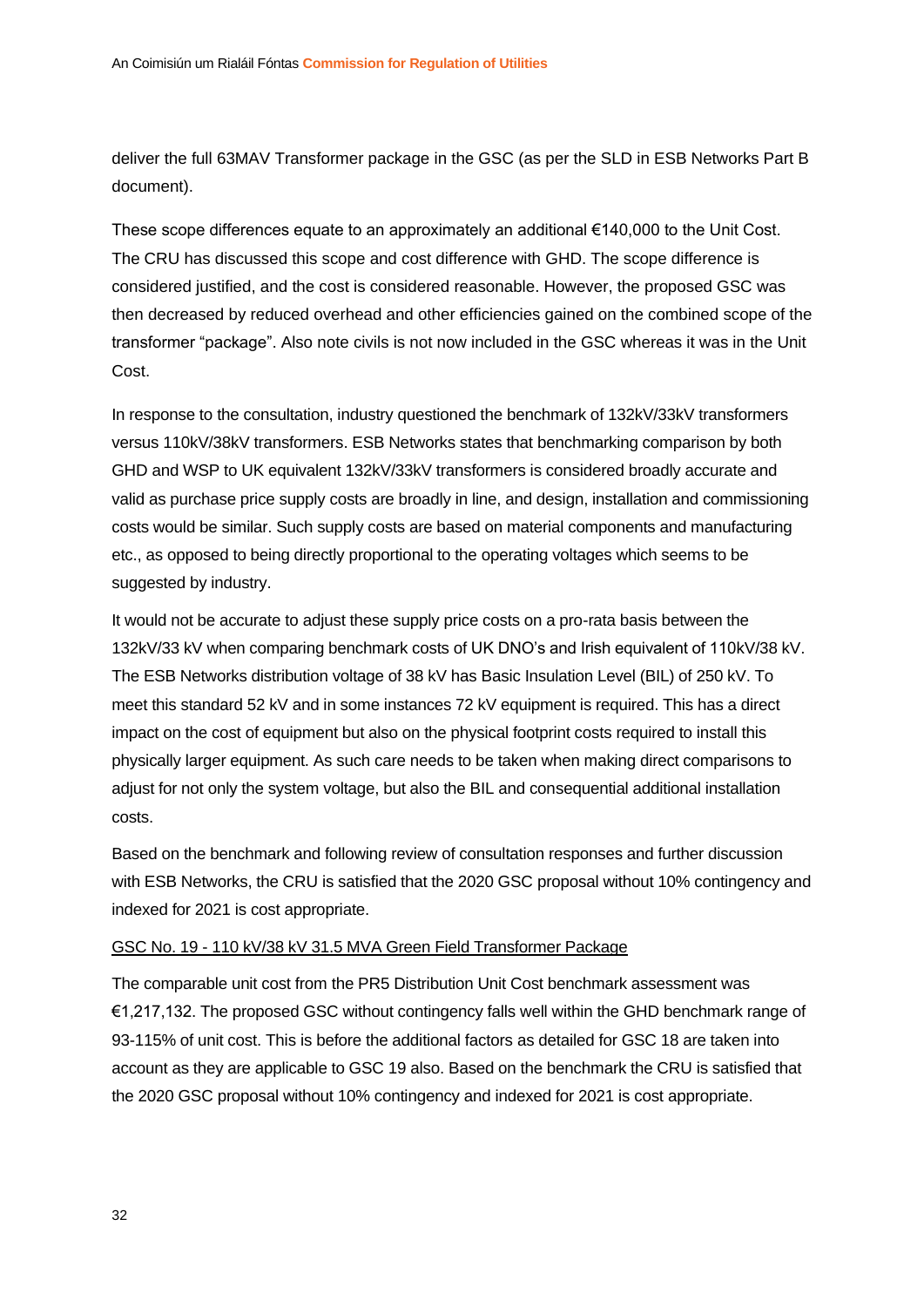deliver the full 63MAV Transformer package in the GSC (as per the SLD in ESB Networks Part B document).

These scope differences equate to an approximately an additional €140,000 to the Unit Cost. The CRU has discussed this scope and cost difference with GHD. The scope difference is considered justified, and the cost is considered reasonable. However, the proposed GSC was then decreased by reduced overhead and other efficiencies gained on the combined scope of the transformer "package". Also note civils is not now included in the GSC whereas it was in the Unit Cost.

In response to the consultation, industry questioned the benchmark of 132kV/33kV transformers versus 110kV/38kV transformers. ESB Networks states that benchmarking comparison by both GHD and WSP to UK equivalent 132kV/33kV transformers is considered broadly accurate and valid as purchase price supply costs are broadly in line, and design, installation and commissioning costs would be similar. Such supply costs are based on material components and manufacturing etc., as opposed to being directly proportional to the operating voltages which seems to be suggested by industry.

It would not be accurate to adjust these supply price costs on a pro-rata basis between the 132kV/33 kV when comparing benchmark costs of UK DNO's and Irish equivalent of 110kV/38 kV. The ESB Networks distribution voltage of 38 kV has Basic Insulation Level (BIL) of 250 kV. To meet this standard 52 kV and in some instances 72 kV equipment is required. This has a direct impact on the cost of equipment but also on the physical footprint costs required to install this physically larger equipment. As such care needs to be taken when making direct comparisons to adjust for not only the system voltage, but also the BIL and consequential additional installation costs.

Based on the benchmark and following review of consultation responses and further discussion with ESB Networks, the CRU is satisfied that the 2020 GSC proposal without 10% contingency and indexed for 2021 is cost appropriate.

GSC No. 19 - 110 kV/38 kV 31.5 MVA Green Field Transformer Package

The comparable unit cost from the PR5 Distribution Unit Cost benchmark assessment was €1,217,132. The proposed GSC without contingency falls well within the GHD benchmark range of 93-115% of unit cost. This is before the additional factors as detailed for GSC 18 are taken into account as they are applicable to GSC 19 also. Based on the benchmark the CRU is satisfied that the 2020 GSC proposal without 10% contingency and indexed for 2021 is cost appropriate.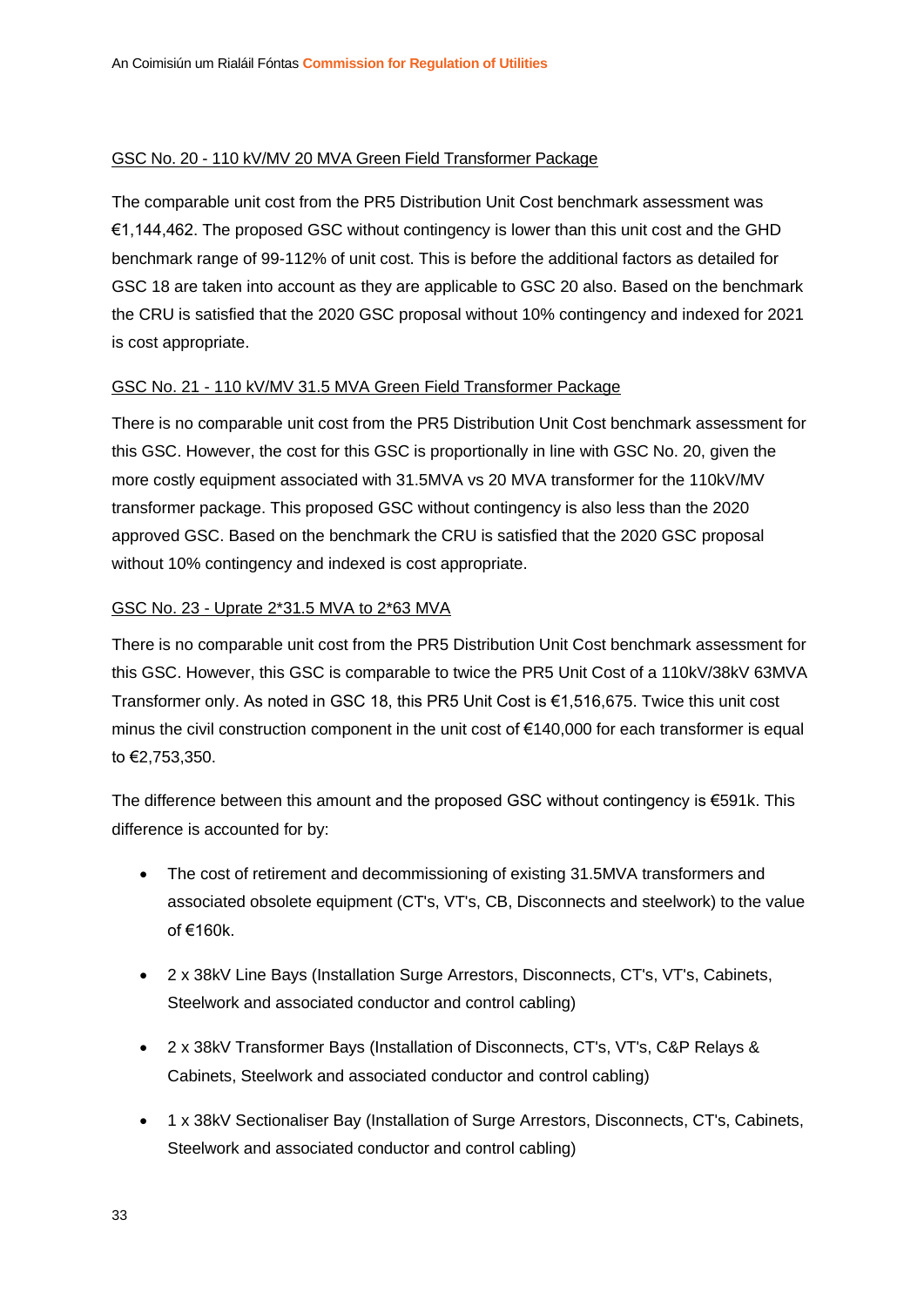GSC No. 20 - 110 kV/MV 20 MVA Green Field Transformer Package

The comparable unit cost from the PR5 Distribution Unit Cost benchmark assessment was €1,144,462. The proposed GSC without contingency is lower than this unit cost and the GHD benchmark range of 99-112% of unit cost. This is before the additional factors as detailed for GSC 18 are taken into account as they are applicable to GSC 20 also. Based on the benchmark the CRU is satisfied that the 2020 GSC proposal without 10% contingency and indexed for 2021 is cost appropriate.

GSC No. 21 - 110 kV/MV 31.5 MVA Green Field Transformer Package

There is no comparable unit cost from the PR5 Distribution Unit Cost benchmark assessment for this GSC. However, the cost for this GSC is proportionally in line with GSC No. 20, given the more costly equipment associated with 31.5MVA vs 20 MVA transformer for the 110kV/MV transformer package. This proposed GSC without contingency is also less than the 2020 approved GSC. Based on the benchmark the CRU is satisfied that the 2020 GSC proposal without 10% contingency and indexed is cost appropriate.

GSC No. 23 - Uprate 2*31.5 MVA to 2*63 MVA

There is no comparable unit cost from the PR5 Distribution Unit Cost benchmark assessment for this GSC. However, this GSC is comparable to twice the PR5 Unit Cost of a 110kV/38kV 63MVA Transformer only. As noted in GSC 18, this PR5 Unit Cost is €1,516,675. Twice this unit cost minus the civil construction component in the unit cost of €140,000 for each transformer is equal to €2,753,350.

The difference between this amount and the proposed GSC without contingency is €591k. This difference is accounted for by:

- The cost of retirement and decommissioning of existing 31.5MVA transformers and associated obsolete equipment (CT's, VT's, CB, Disconnects and steelwork) to the value of €160k.
- 2 x 38kV Line Bays (Installation Surge Arrestors, Disconnects, CT's, VT's, Cabinets, Steelwork and associated conductor and control cabling)
- 2 x 38kV Transformer Bays (Installation of Disconnects, CT's, VT's, C&P Relays & Cabinets, Steelwork and associated conductor and control cabling)
- 1 x 38kV Sectionaliser Bay (Installation of Surge Arrestors, Disconnects, CT's, Cabinets, Steelwork and associated conductor and control cabling)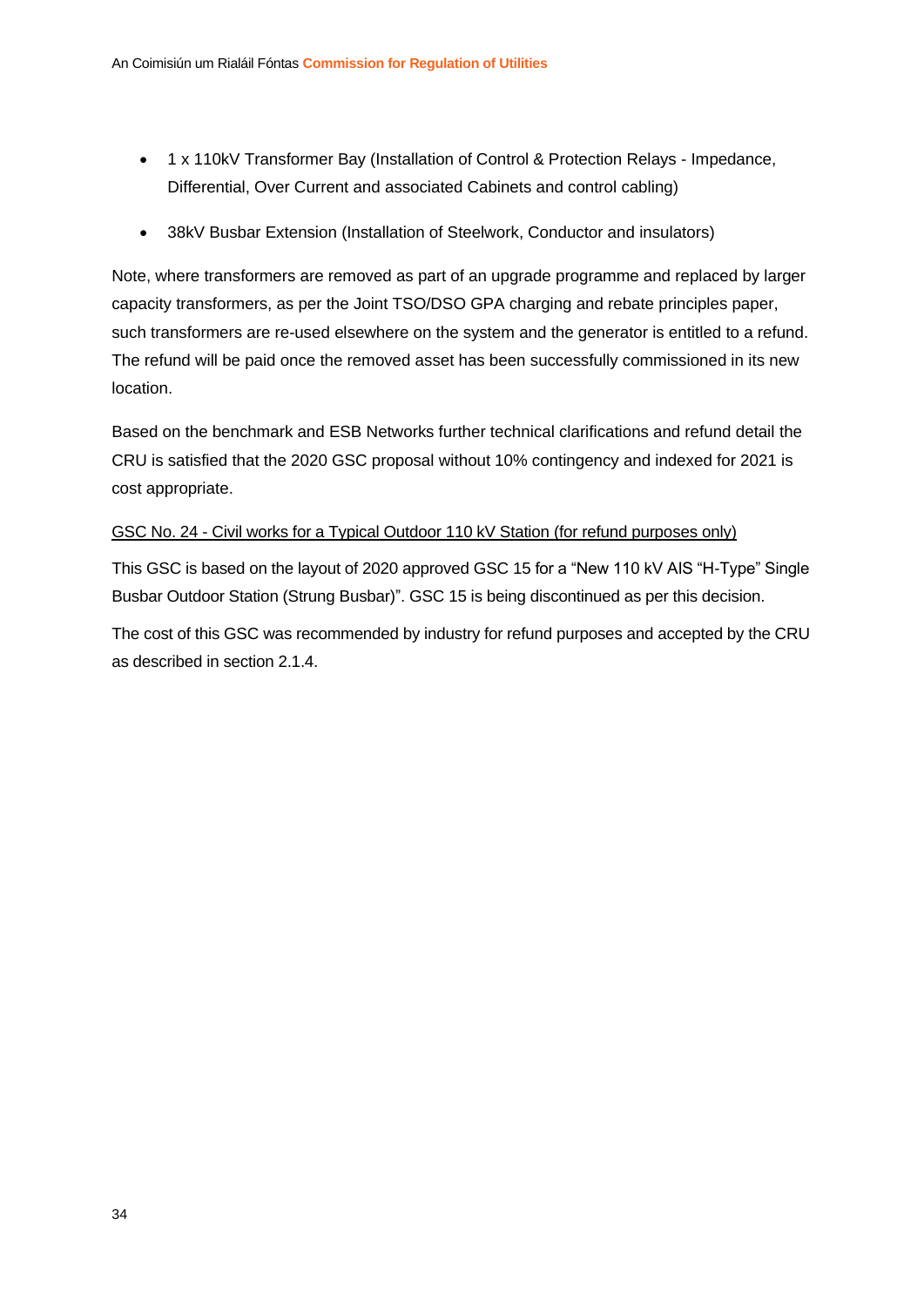- 1 x 110kV Transformer Bay (Installation of Control & Protection Relays - Impedance, Differential, Over Current and associated Cabinets and control cabling)
- 38kV Busbar Extension (Installation of Steelwork, Conductor and insulators)

Note, where transformers are removed as part of an upgrade programme and replaced by larger capacity transformers, as per the Joint TSO/DSO GPA charging and rebate principles paper, such transformers are re-used elsewhere on the system and the generator is entitled to a refund. The refund will be paid once the removed asset has been successfully commissioned in its new location.

Based on the benchmark and ESB Networks further technical clarifications and refund detail the CRU is satisfied that the 2020 GSC proposal without 10% contingency and indexed for 2021 is cost appropriate.

<u>GSC No. 24 - Civil works for a Typical Outdoor 110 kV Station (for refund purposes only)</u>

This GSC is based on the layout of 2020 approved GSC 15 for a "New 110 kV AIS "H-Type" Single Busbar Outdoor Station (Strung Busbar)". GSC 15 is being discontinued as per this decision.

The cost of this GSC was recommended by industry for refund purposes and accepted by the CRU as described in section 2.1.4.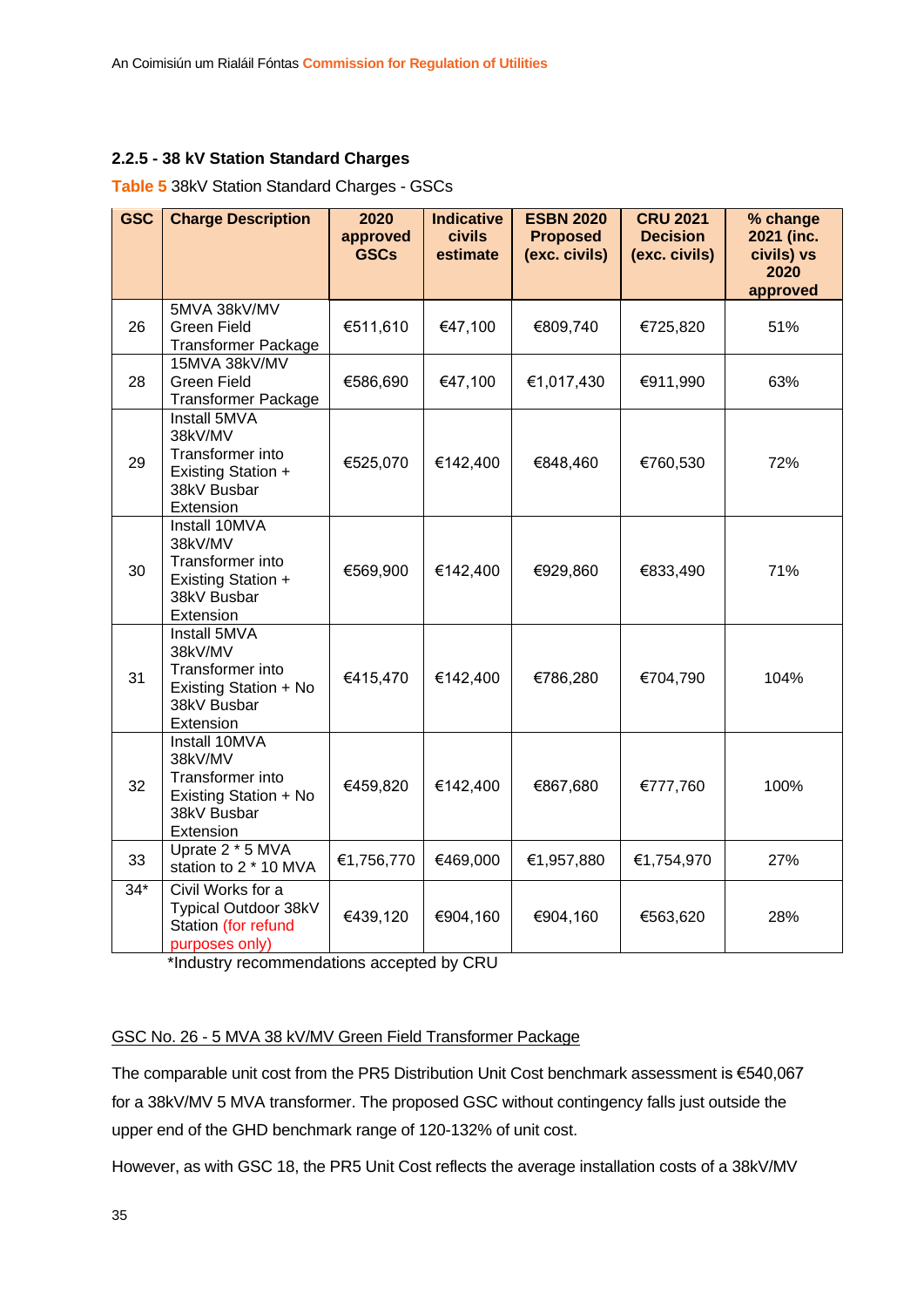### 2.2.5 - 38 kV Station Standard Charges

**Table 5** 38kV Station Standard Charges - GSCs

| GSC | Charge Description | 2020 approved GSCs | Indicative civils estimate | ESBN 2020 Proposed (exc. civils) | CRU 2021 Decision (exc. civils) | % change 2021 (inc. civils) vs 2020 approved |
|---|---|---|---|---|---|---|
| 26 | 5MVA 38kV/MV Green Field Transformer Package | €511,610 | €47,100 | €809,740 | €725,820 | 51% |
| 28 | 15MVA 38kV/MV Green Field Transformer Package | €586,690 | €47,100 | €1,017,430 | €911,990 | 63% |
| 29 | Install 5MVA 38kV/MV Transformer into Existing Station + 38kV Busbar Extension | €525,070 | €142,400 | €848,460 | €760,530 | 72% |
| 30 | Install 10MVA 38kV/MV Transformer into Existing Station + 38kV Busbar Extension | €569,900 | €142,400 | €929,860 | €833,490 | 71% |
| 31 | Install 5MVA 38kV/MV Transformer into Existing Station + No 38kV Busbar Extension | €415,470 | €142,400 | €786,280 | €704,790 | 104% |
| 32 | Install 10MVA 38kV/MV Transformer into Existing Station + No 38kV Busbar Extension | €459,820 | €142,400 | €867,680 | €777,760 | 100% |
| 33 | Uprate 2 * 5 MVA station to 2 * 10 MVA | €1,756,770 | €469,000 | €1,957,880 | €1,754,970 | 27% |
| 34* | Civil Works for a Typical Outdoor 38kV Station (for refund purposes only) | €439,120 | €904,160 | €904,160 | €563,620 | 28% |

*Industry recommendations accepted by CRU

GSC No. 26 - 5 MVA 38 kV/MV Green Field Transformer Package

The comparable unit cost from the PR5 Distribution Unit Cost benchmark assessment is €540,067 for a 38kV/MV 5 MVA transformer. The proposed GSC without contingency falls just outside the upper end of the GHD benchmark range of 120-132% of unit cost.

However, as with GSC 18, the PR5 Unit Cost reflects the average installation costs of a 38kV/MV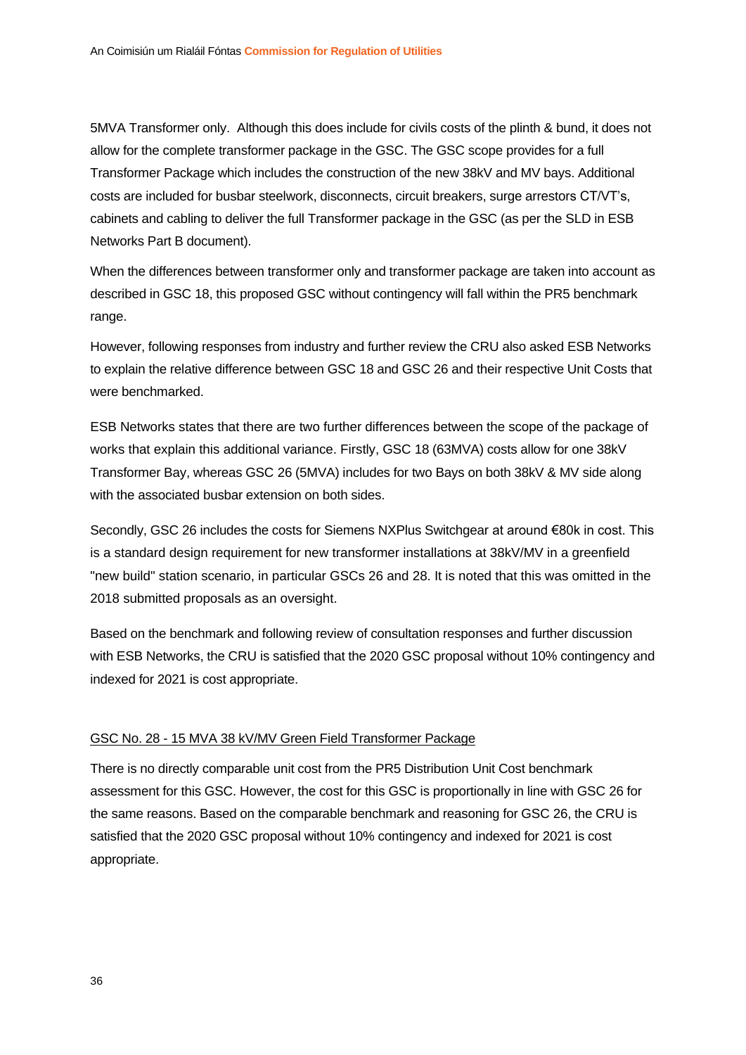5MVA Transformer only. Although this does include for civils costs of the plinth & bund, it does not allow for the complete transformer package in the GSC. The GSC scope provides for a full Transformer Package which includes the construction of the new 38kV and MV bays. Additional costs are included for busbar steelwork, disconnects, circuit breakers, surge arrestors CT/VT's, cabinets and cabling to deliver the full Transformer package in the GSC (as per the SLD in ESB Networks Part B document).

When the differences between transformer only and transformer package are taken into account as described in GSC 18, this proposed GSC without contingency will fall within the PR5 benchmark range.

However, following responses from industry and further review the CRU also asked ESB Networks to explain the relative difference between GSC 18 and GSC 26 and their respective Unit Costs that were benchmarked.

ESB Networks states that there are two further differences between the scope of the package of works that explain this additional variance. Firstly, GSC 18 (63MVA) costs allow for one 38kV Transformer Bay, whereas GSC 26 (5MVA) includes for two Bays on both 38kV & MV side along with the associated busbar extension on both sides.

Secondly, GSC 26 includes the costs for Siemens NXPlus Switchgear at around €80k in cost. This is a standard design requirement for new transformer installations at 38kV/MV in a greenfield "new build" station scenario, in particular GSCs 26 and 28. It is noted that this was omitted in the 2018 submitted proposals as an oversight.

Based on the benchmark and following review of consultation responses and further discussion with ESB Networks, the CRU is satisfied that the 2020 GSC proposal without 10% contingency and indexed for 2021 is cost appropriate.

<u>GSC No. 28 - 15 MVA 38 kV/MV Green Field Transformer Package</u>

There is no directly comparable unit cost from the PR5 Distribution Unit Cost benchmark assessment for this GSC. However, the cost for this GSC is proportionally in line with GSC 26 for the same reasons. Based on the comparable benchmark and reasoning for GSC 26, the CRU is satisfied that the 2020 GSC proposal without 10% contingency and indexed for 2021 is cost appropriate.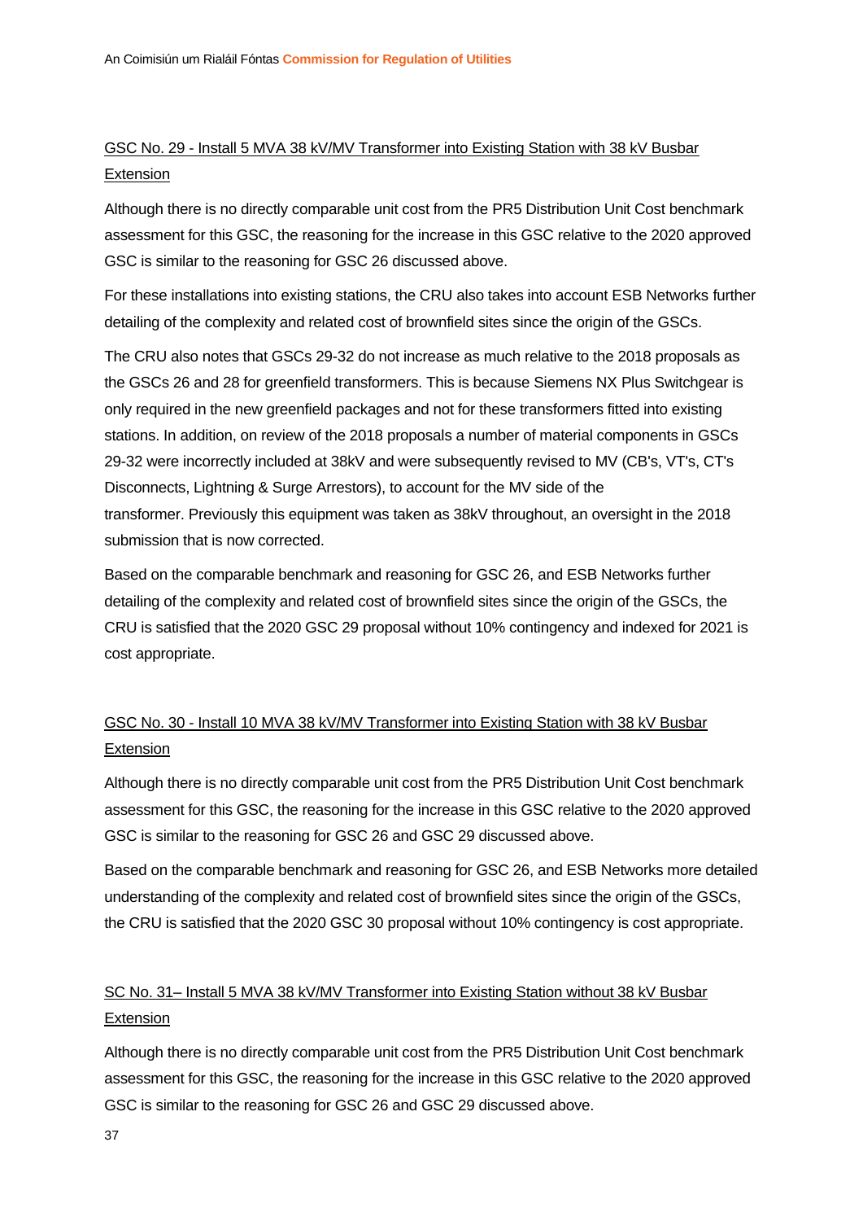GSC No. 29 - Install 5 MVA 38 kV/MV Transformer into Existing Station with 38 kV Busbar Extension

Although there is no directly comparable unit cost from the PR5 Distribution Unit Cost benchmark assessment for this GSC, the reasoning for the increase in this GSC relative to the 2020 approved GSC is similar to the reasoning for GSC 26 discussed above.

For these installations into existing stations, the CRU also takes into account ESB Networks further detailing of the complexity and related cost of brownfield sites since the origin of the GSCs.

The CRU also notes that GSCs 29-32 do not increase as much relative to the 2018 proposals as the GSCs 26 and 28 for greenfield transformers. This is because Siemens NX Plus Switchgear is only required in the new greenfield packages and not for these transformers fitted into existing stations. In addition, on review of the 2018 proposals a number of material components in GSCs 29-32 were incorrectly included at 38kV and were subsequently revised to MV (CB's, VT's, CT's Disconnects, Lightning & Surge Arrestors), to account for the MV side of the transformer. Previously this equipment was taken as 38kV throughout, an oversight in the 2018 submission that is now corrected.

Based on the comparable benchmark and reasoning for GSC 26, and ESB Networks further detailing of the complexity and related cost of brownfield sites since the origin of the GSCs, the CRU is satisfied that the 2020 GSC 29 proposal without 10% contingency and indexed for 2021 is cost appropriate.

GSC No. 30 - Install 10 MVA 38 kV/MV Transformer into Existing Station with 38 kV Busbar Extension

Although there is no directly comparable unit cost from the PR5 Distribution Unit Cost benchmark assessment for this GSC, the reasoning for the increase in this GSC relative to the 2020 approved GSC is similar to the reasoning for GSC 26 and GSC 29 discussed above.

Based on the comparable benchmark and reasoning for GSC 26, and ESB Networks more detailed understanding of the complexity and related cost of brownfield sites since the origin of the GSCs, the CRU is satisfied that the 2020 GSC 30 proposal without 10% contingency is cost appropriate.

SC No. 31– Install 5 MVA 38 kV/MV Transformer into Existing Station without 38 kV Busbar Extension

Although there is no directly comparable unit cost from the PR5 Distribution Unit Cost benchmark assessment for this GSC, the reasoning for the increase in this GSC relative to the 2020 approved GSC is similar to the reasoning for GSC 26 and GSC 29 discussed above.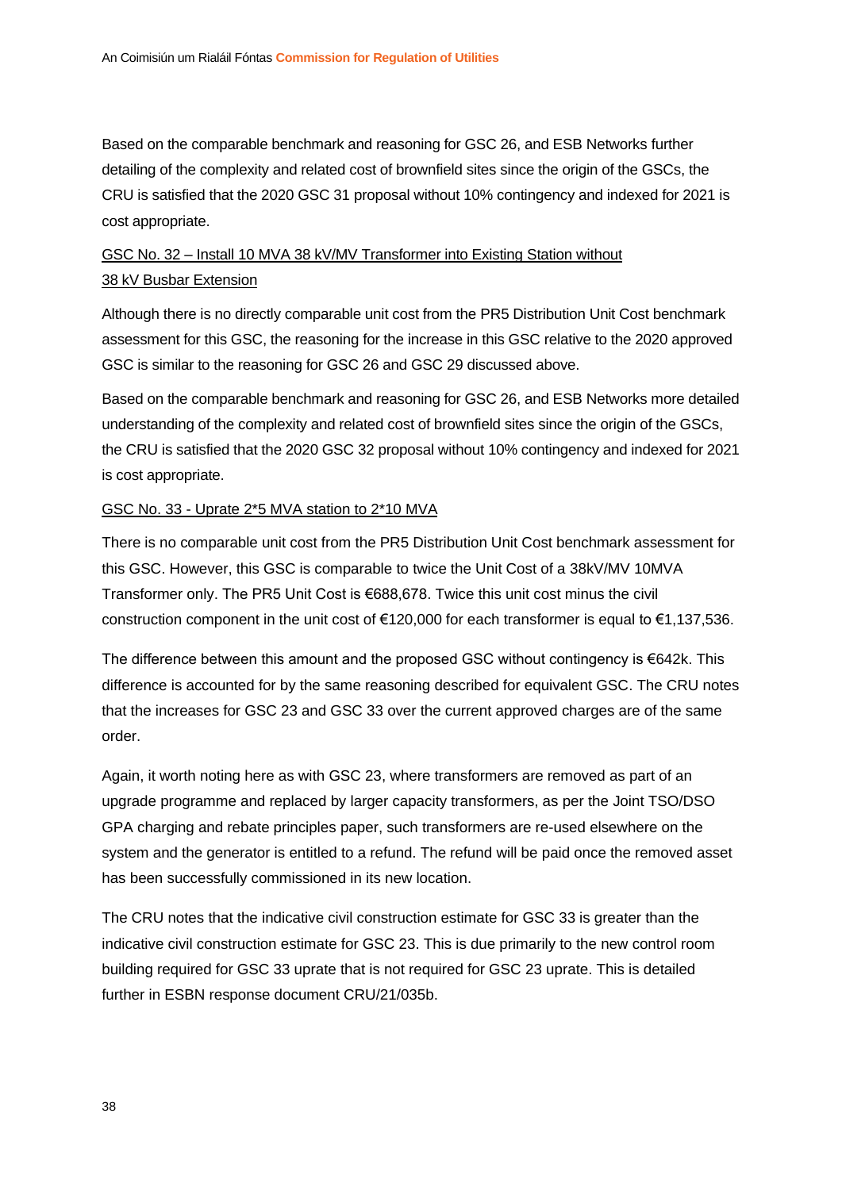Based on the comparable benchmark and reasoning for GSC 26, and ESB Networks further detailing of the complexity and related cost of brownfield sites since the origin of the GSCs, the CRU is satisfied that the 2020 GSC 31 proposal without 10% contingency and indexed for 2021 is cost appropriate.

<u>GSC No. 32 – Install 10 MVA 38 kV/MV Transformer into Existing Station without 38 kV Busbar Extension</u>

Although there is no directly comparable unit cost from the PR5 Distribution Unit Cost benchmark assessment for this GSC, the reasoning for the increase in this GSC relative to the 2020 approved GSC is similar to the reasoning for GSC 26 and GSC 29 discussed above.

Based on the comparable benchmark and reasoning for GSC 26, and ESB Networks more detailed understanding of the complexity and related cost of brownfield sites since the origin of the GSCs, the CRU is satisfied that the 2020 GSC 32 proposal without 10% contingency and indexed for 2021 is cost appropriate.

<u>GSC No. 33 - Uprate 2*5 MVA station to 2*10 MVA</u>

There is no comparable unit cost from the PR5 Distribution Unit Cost benchmark assessment for this GSC. However, this GSC is comparable to twice the Unit Cost of a 38kV/MV 10MVA Transformer only. The PR5 Unit Cost is €688,678. Twice this unit cost minus the civil construction component in the unit cost of €120,000 for each transformer is equal to €1,137,536.

The difference between this amount and the proposed GSC without contingency is €642k. This difference is accounted for by the same reasoning described for equivalent GSC. The CRU notes that the increases for GSC 23 and GSC 33 over the current approved charges are of the same order.

Again, it worth noting here as with GSC 23, where transformers are removed as part of an upgrade programme and replaced by larger capacity transformers, as per the Joint TSO/DSO GPA charging and rebate principles paper, such transformers are re-used elsewhere on the system and the generator is entitled to a refund. The refund will be paid once the removed asset has been successfully commissioned in its new location.

The CRU notes that the indicative civil construction estimate for GSC 33 is greater than the indicative civil construction estimate for GSC 23. This is due primarily to the new control room building required for GSC 33 uprate that is not required for GSC 23 uprate. This is detailed further in ESBN response document CRU/21/035b.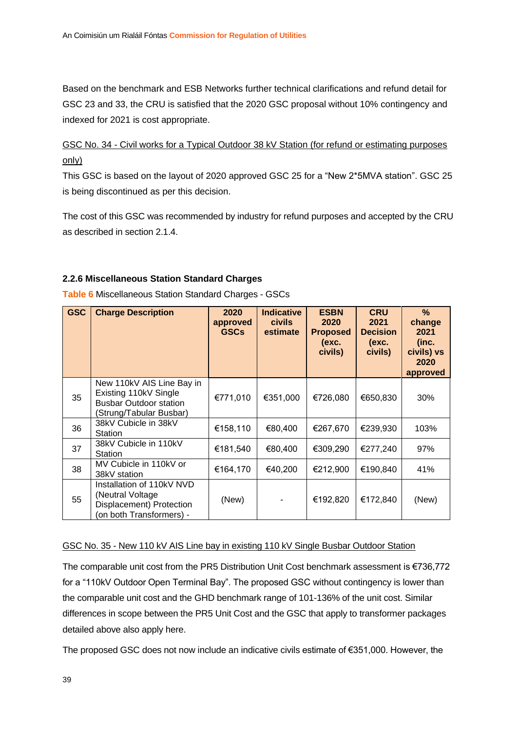Based on the benchmark and ESB Networks further technical clarifications and refund detail for GSC 23 and 33, the CRU is satisfied that the 2020 GSC proposal without 10% contingency and indexed for 2021 is cost appropriate.

GSC No. 34 - Civil works for a Typical Outdoor 38 kV Station (for refund or estimating purposes only)

This GSC is based on the layout of 2020 approved GSC 25 for a "New 2*5MVA station". GSC 25 is being discontinued as per this decision.

The cost of this GSC was recommended by industry for refund purposes and accepted by the CRU as described in section 2.1.4.

### 2.2.6 Miscellaneous Station Standard Charges

**Table 6** Miscellaneous Station Standard Charges - GSCs

| GSC | Charge Description | 2020 approved GSCs | Indicative civils estimate | ESBN 2020 Proposed (exc. civils) | CRU 2021 Decision (exc. civils) | % change 2021 (inc. civils) vs 2020 approved |
|---|---|---|---|---|---|---|
| 35 | New 110kV AIS Line Bay in Existing 110kV Single Busbar Outdoor station (Strung/Tabular Busbar) | €771,010 | €351,000 | €726,080 | €650,830 | 30% |
| 36 | 38kV Cubicle in 38kV Station | €158,110 | €80,400 | €267,670 | €239,930 | 103% |
| 37 | 38kV Cubicle in 110kV Station | €181,540 | €80,400 | €309,290 | €277,240 | 97% |
| 38 | MV Cubicle in 110kV or 38kV station | €164,170 | €40,200 | €212,900 | €190,840 | 41% |
| 55 | Installation of 110kV NVD (Neutral Voltage Displacement) Protection (on both Transformers) - | (New) | - | €192,820 | €172,840 | (New) |

GSC No. 35 - New 110 kV AIS Line bay in existing 110 kV Single Busbar Outdoor Station

The comparable unit cost from the PR5 Distribution Unit Cost benchmark assessment is €736,772 for a "110kV Outdoor Open Terminal Bay". The proposed GSC without contingency is lower than the comparable unit cost and the GHD benchmark range of 101-136% of the unit cost. Similar differences in scope between the PR5 Unit Cost and the GSC that apply to transformer packages detailed above also apply here.

The proposed GSC does not now include an indicative civils estimate of €351,000. However, the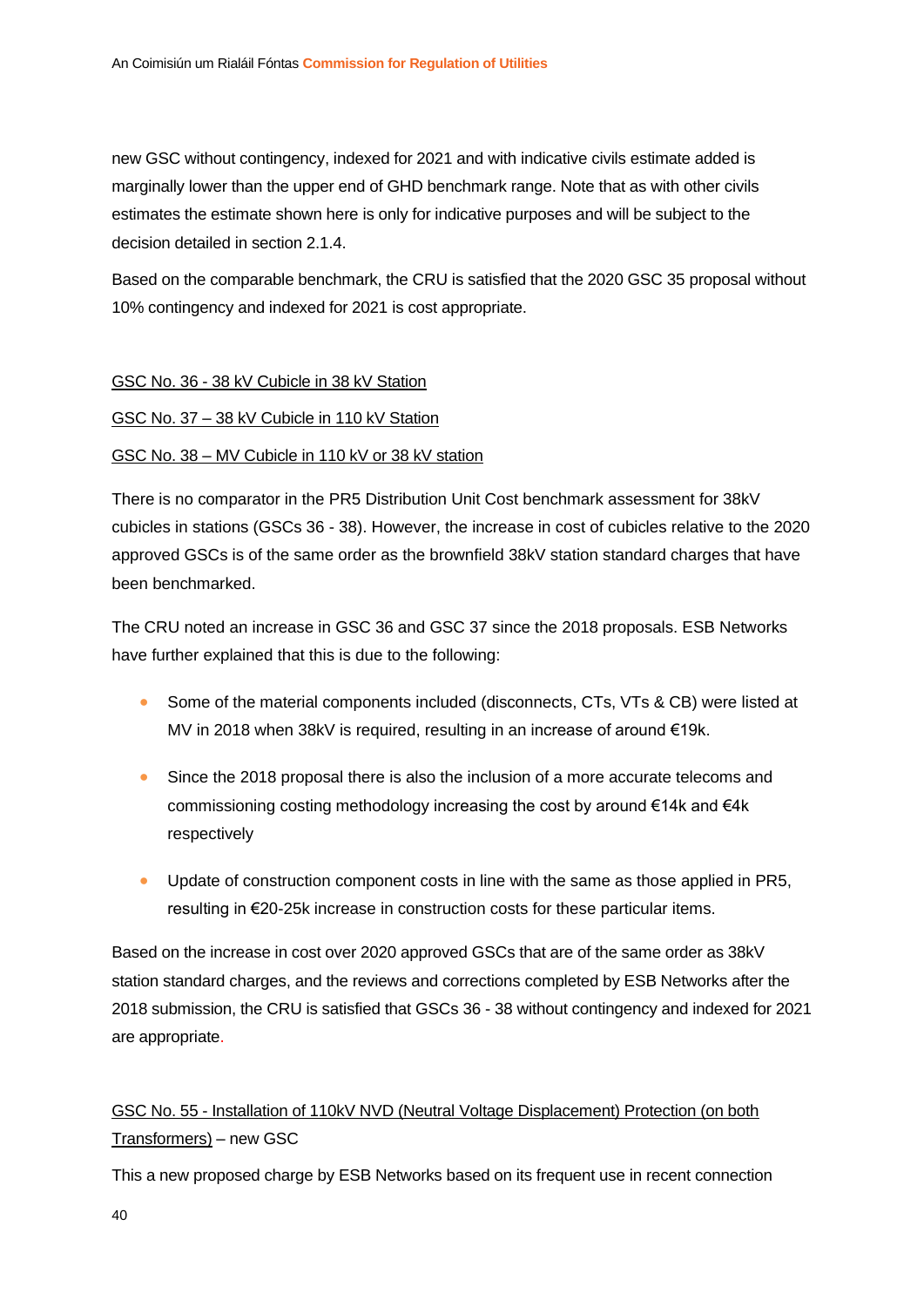new GSC without contingency, indexed for 2021 and with indicative civils estimate added is marginally lower than the upper end of GHD benchmark range. Note that as with other civils estimates the estimate shown here is only for indicative purposes and will be subject to the decision detailed in section 2.1.4.

Based on the comparable benchmark, the CRU is satisfied that the 2020 GSC 35 proposal without 10% contingency and indexed for 2021 is cost appropriate.

GSC No. 36 - 38 kV Cubicle in 38 kV Station

GSC No. 37 – 38 kV Cubicle in 110 kV Station

GSC No. 38 – MV Cubicle in 110 kV or 38 kV station

There is no comparator in the PR5 Distribution Unit Cost benchmark assessment for 38kV cubicles in stations (GSCs 36 - 38). However, the increase in cost of cubicles relative to the 2020 approved GSCs is of the same order as the brownfield 38kV station standard charges that have been benchmarked.

The CRU noted an increase in GSC 36 and GSC 37 since the 2018 proposals. ESB Networks have further explained that this is due to the following:

- Some of the material components included (disconnects, CTs, VTs & CB) were listed at MV in 2018 when 38kV is required, resulting in an increase of around €19k.
- Since the 2018 proposal there is also the inclusion of a more accurate telecoms and commissioning costing methodology increasing the cost by around €14k and €4k respectively
- Update of construction component costs in line with the same as those applied in PR5, resulting in €20-25k increase in construction costs for these particular items.

Based on the increase in cost over 2020 approved GSCs that are of the same order as 38kV station standard charges, and the reviews and corrections completed by ESB Networks after the 2018 submission, the CRU is satisfied that GSCs 36 - 38 without contingency and indexed for 2021 are appropriate.

GSC No. 55 - Installation of 110kV NVD (Neutral Voltage Displacement) Protection (on both Transformers) – new GSC

This a new proposed charge by ESB Networks based on its frequent use in recent connection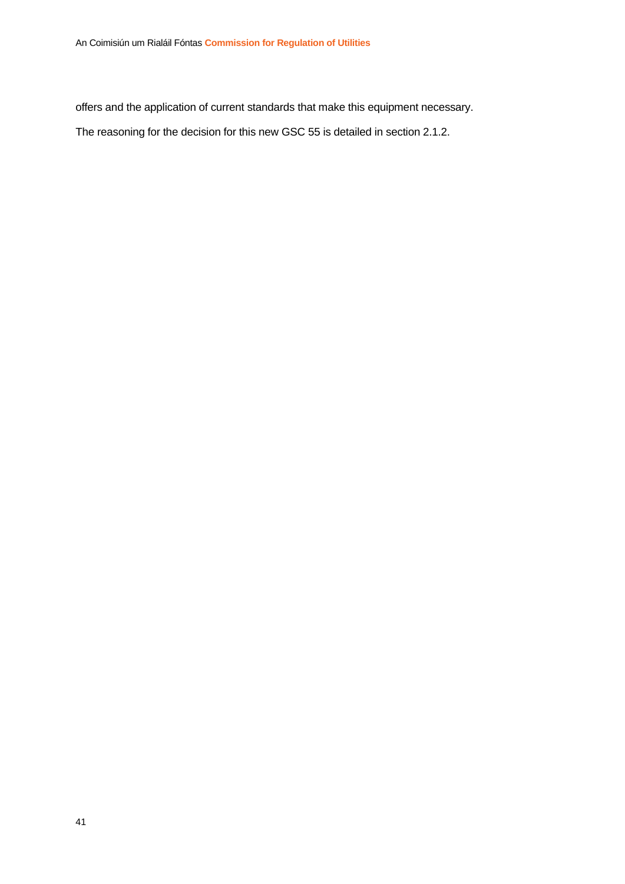offers and the application of current standards that make this equipment necessary.

The reasoning for the decision for this new GSC 55 is detailed in section 2.1.2.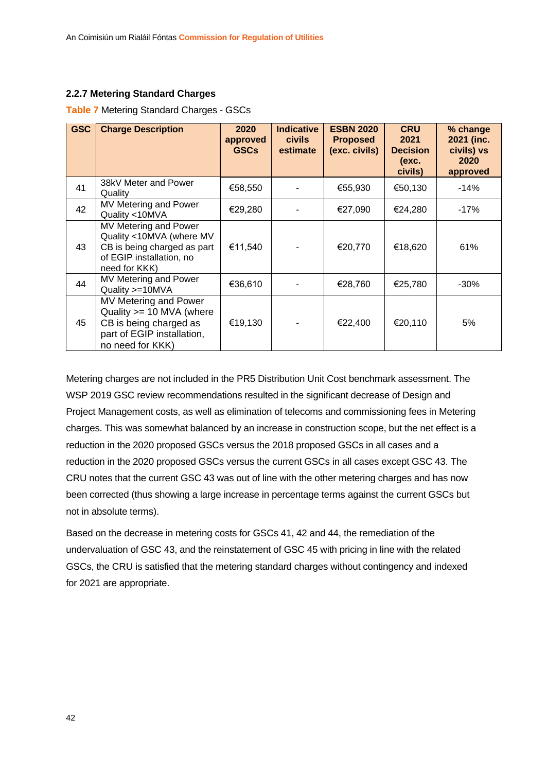### 2.2.7 Metering Standard Charges

Table 7 Metering Standard Charges - GSCs

| GSC | Charge Description | 2020 approved GSCs | Indicative civils estimate | ESBN 2020 Proposed (exc. civils) | CRU 2021 Decision (exc. civils) | % change 2021 (inc. civils) vs 2020 approved |
|---|---|---|---|---|---|---|
| 41 | 38kV Meter and Power Quality | €58,550 | - | €55,930 | €50,130 | -14% |
| 42 | MV Metering and Power Quality <10MVA | €29,280 | - | €27,090 | €24,280 | -17% |
| 43 | MV Metering and Power Quality <10MVA (where MV CB is being charged as part of EGIP installation, no need for KKK) | €11,540 | - | €20,770 | €18,620 | 61% |
| 44 | MV Metering and Power Quality >=10MVA | €36,610 | - | €28,760 | €25,780 | -30% |
| 45 | MV Metering and Power Quality >= 10 MVA (where CB is being charged as part of EGIP installation, no need for KKK) | €19,130 | - | €22,400 | €20,110 | 5% |

Metering charges are not included in the PR5 Distribution Unit Cost benchmark assessment. The WSP 2019 GSC review recommendations resulted in the significant decrease of Design and Project Management costs, as well as elimination of telecoms and commissioning fees in Metering charges. This was somewhat balanced by an increase in construction scope, but the net effect is a reduction in the 2020 proposed GSCs versus the 2018 proposed GSCs in all cases and a reduction in the 2020 proposed GSCs versus the current GSCs in all cases except GSC 43. The CRU notes that the current GSC 43 was out of line with the other metering charges and has now been corrected (thus showing a large increase in percentage terms against the current GSCs but not in absolute terms).

Based on the decrease in metering costs for GSCs 41, 42 and 44, the remediation of the undervaluation of GSC 43, and the reinstatement of GSC 45 with pricing in line with the related GSCs, the CRU is satisfied that the metering standard charges without contingency and indexed for 2021 are appropriate.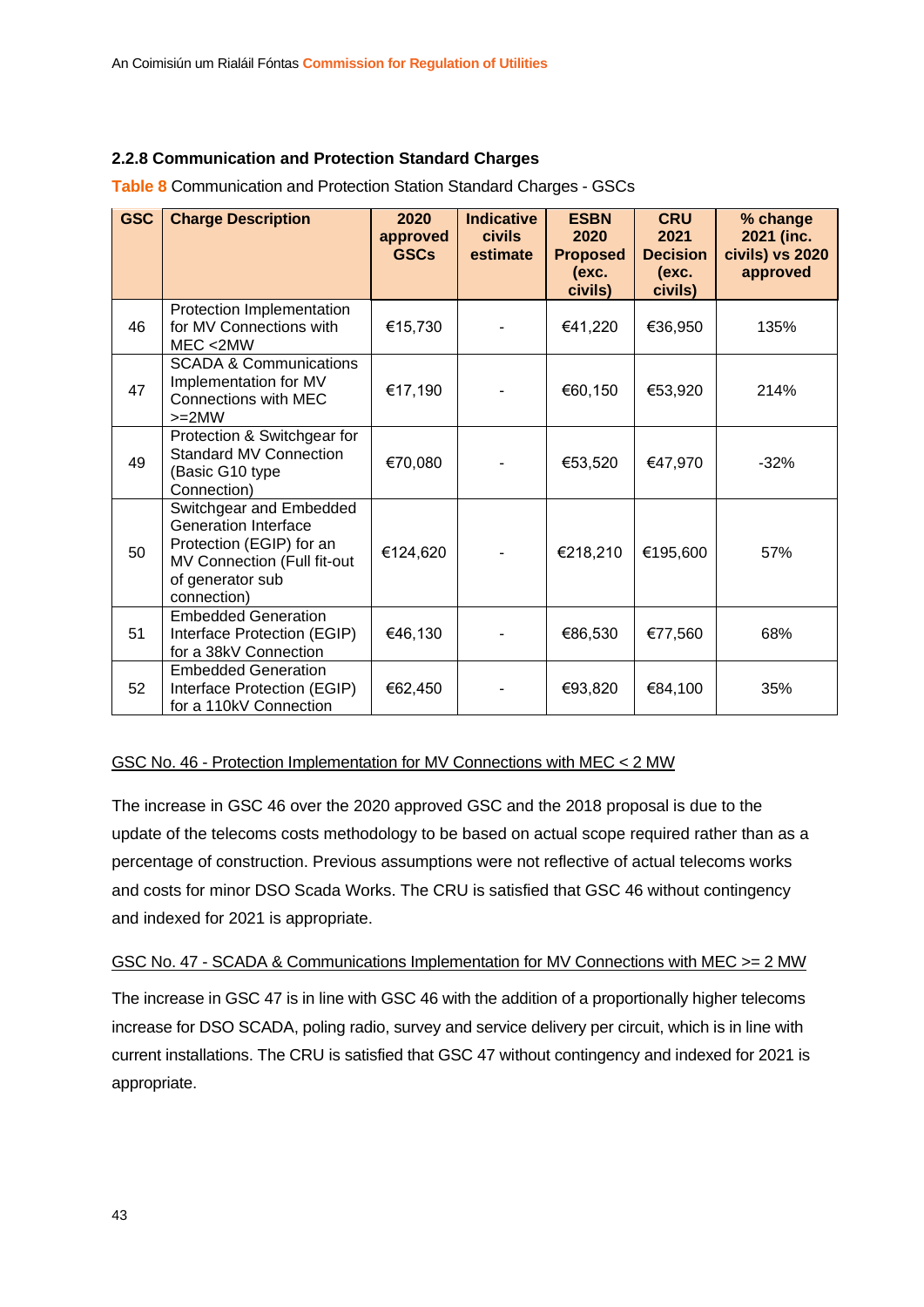### 2.2.8 Communication and Protection Standard Charges

**Table 8** Communication and Protection Station Standard Charges - GSCs

| GSC | Charge Description | 2020 approved GSCs | Indicative civils estimate | ESBN 2020 Proposed (exc. civils) | CRU 2021 Decision (exc. civils) | % change 2021 (inc. civils) vs 2020 approved |
|---|---|---|---|---|---|---|
| 46 | Protection Implementation for MV Connections with MEC <2MW | €15,730 | - | €41,220 | €36,950 | 135% |
| 47 | SCADA & Communications Implementation for MV Connections with MEC >=2MW | €17,190 | - | €60,150 | €53,920 | 214% |
| 49 | Protection & Switchgear for Standard MV Connection (Basic G10 type Connection) | €70,080 | - | €53,520 | €47,970 | -32% |
| 50 | Switchgear and Embedded Generation Interface Protection (EGIP) for an MV Connection (Full fit-out of generator sub connection) | €124,620 | - | €218,210 | €195,600 | 57% |
| 51 | Embedded Generation Interface Protection (EGIP) for a 38kV Connection | €46,130 | - | €86,530 | €77,560 | 68% |
| 52 | Embedded Generation Interface Protection (EGIP) for a 110kV Connection | €62,450 | - | €93,820 | €84,100 | 35% |

GSC No. 46 - Protection Implementation for MV Connections with MEC < 2 MW

The increase in GSC 46 over the 2020 approved GSC and the 2018 proposal is due to the update of the telecoms costs methodology to be based on actual scope required rather than as a percentage of construction. Previous assumptions were not reflective of actual telecoms works and costs for minor DSO Scada Works. The CRU is satisfied that GSC 46 without contingency and indexed for 2021 is appropriate.

GSC No. 47 - SCADA & Communications Implementation for MV Connections with MEC >= 2 MW

The increase in GSC 47 is in line with GSC 46 with the addition of a proportionally higher telecoms increase for DSO SCADA, poling radio, survey and service delivery per circuit, which is in line with current installations. The CRU is satisfied that GSC 47 without contingency and indexed for 2021 is appropriate.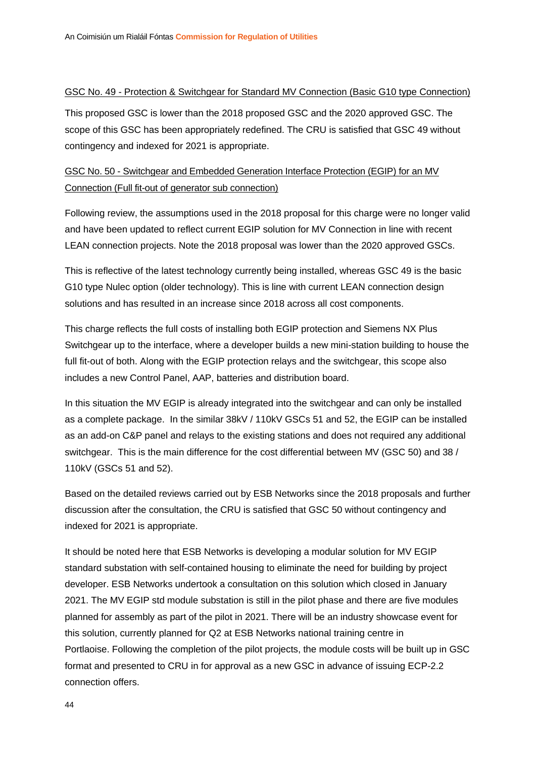GSC No. 49 - Protection & Switchgear for Standard MV Connection (Basic G10 type Connection)

This proposed GSC is lower than the 2018 proposed GSC and the 2020 approved GSC. The scope of this GSC has been appropriately redefined. The CRU is satisfied that GSC 49 without contingency and indexed for 2021 is appropriate.

GSC No. 50 - Switchgear and Embedded Generation Interface Protection (EGIP) for an MV Connection (Full fit-out of generator sub connection)

Following review, the assumptions used in the 2018 proposal for this charge were no longer valid and have been updated to reflect current EGIP solution for MV Connection in line with recent LEAN connection projects. Note the 2018 proposal was lower than the 2020 approved GSCs.

This is reflective of the latest technology currently being installed, whereas GSC 49 is the basic G10 type Nulec option (older technology). This is line with current LEAN connection design solutions and has resulted in an increase since 2018 across all cost components.

This charge reflects the full costs of installing both EGIP protection and Siemens NX Plus Switchgear up to the interface, where a developer builds a new mini-station building to house the full fit-out of both. Along with the EGIP protection relays and the switchgear, this scope also includes a new Control Panel, AAP, batteries and distribution board.

In this situation the MV EGIP is already integrated into the switchgear and can only be installed as a complete package. In the similar 38kV / 110kV GSCs 51 and 52, the EGIP can be installed as an add-on C&P panel and relays to the existing stations and does not required any additional switchgear. This is the main difference for the cost differential between MV (GSC 50) and 38 / 110kV (GSCs 51 and 52).

Based on the detailed reviews carried out by ESB Networks since the 2018 proposals and further discussion after the consultation, the CRU is satisfied that GSC 50 without contingency and indexed for 2021 is appropriate.

It should be noted here that ESB Networks is developing a modular solution for MV EGIP standard substation with self-contained housing to eliminate the need for building by project developer. ESB Networks undertook a consultation on this solution which closed in January 2021. The MV EGIP std module substation is still in the pilot phase and there are five modules planned for assembly as part of the pilot in 2021. There will be an industry showcase event for this solution, currently planned for Q2 at ESB Networks national training centre in Portlaoise. Following the completion of the pilot projects, the module costs will be built up in GSC format and presented to CRU in for approval as a new GSC in advance of issuing ECP-2.2 connection offers.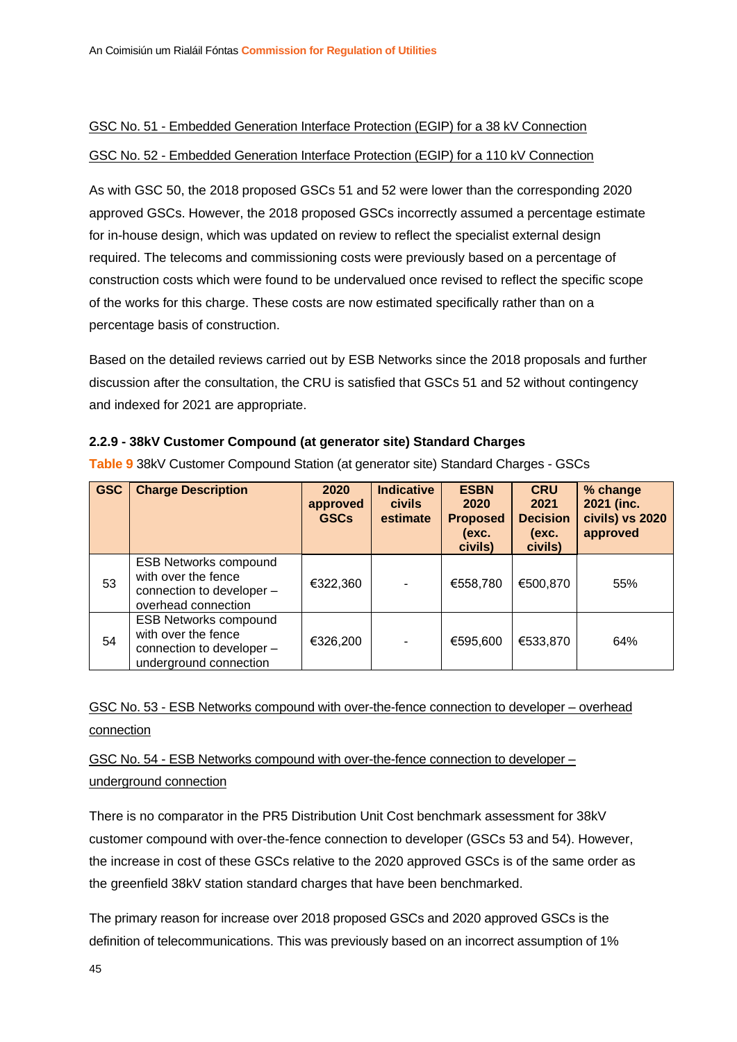GSC No. 51 - Embedded Generation Interface Protection (EGIP) for a 38 kV Connection

GSC No. 52 - Embedded Generation Interface Protection (EGIP) for a 110 kV Connection

As with GSC 50, the 2018 proposed GSCs 51 and 52 were lower than the corresponding 2020 approved GSCs. However, the 2018 proposed GSCs incorrectly assumed a percentage estimate for in-house design, which was updated on review to reflect the specialist external design required. The telecoms and commissioning costs were previously based on a percentage of construction costs which were found to be undervalued once revised to reflect the specific scope of the works for this charge. These costs are now estimated specifically rather than on a percentage basis of construction.

Based on the detailed reviews carried out by ESB Networks since the 2018 proposals and further discussion after the consultation, the CRU is satisfied that GSCs 51 and 52 without contingency and indexed for 2021 are appropriate.

### 2.2.9 - 38kV Customer Compound (at generator site) Standard Charges

**Table 9** 38kV Customer Compound Station (at generator site) Standard Charges - GSCs

| GSC | Charge Description | 2020 approved GSCs | Indicative civils estimate | ESBN 2020 Proposed (exc. civils) | CRU 2021 Decision (exc. civils) | % change 2021 (inc. civils) vs 2020 approved |
|---|---|---|---|---|---|---|
| 53 | ESB Networks compound with over the fence connection to developer – overhead connection | €322,360 | - | €558,780 | €500,870 | 55% |
| 54 | ESB Networks compound with over the fence connection to developer – underground connection | €326,200 | - | €595,600 | €533,870 | 64% |

GSC No. 53 - ESB Networks compound with over-the-fence connection to developer – overhead connection

GSC No. 54 - ESB Networks compound with over-the-fence connection to developer – underground connection

There is no comparator in the PR5 Distribution Unit Cost benchmark assessment for 38kV customer compound with over-the-fence connection to developer (GSCs 53 and 54). However, the increase in cost of these GSCs relative to the 2020 approved GSCs is of the same order as the greenfield 38kV station standard charges that have been benchmarked.

The primary reason for increase over 2018 proposed GSCs and 2020 approved GSCs is the definition of telecommunications. This was previously based on an incorrect assumption of 1%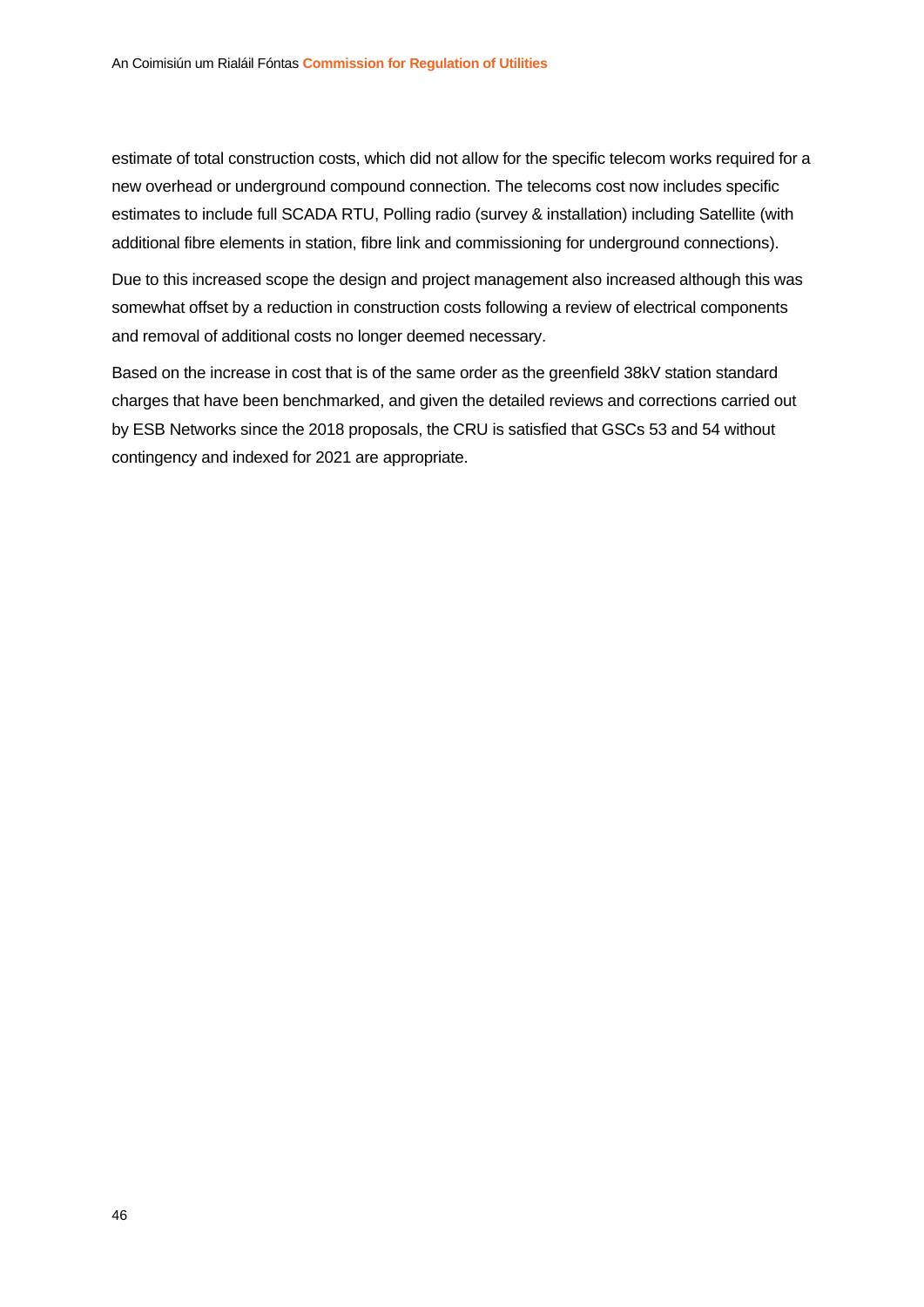estimate of total construction costs, which did not allow for the specific telecom works required for a new overhead or underground compound connection. The telecoms cost now includes specific estimates to include full SCADA RTU, Polling radio (survey & installation) including Satellite (with additional fibre elements in station, fibre link and commissioning for underground connections).

Due to this increased scope the design and project management also increased although this was somewhat offset by a reduction in construction costs following a review of electrical components and removal of additional costs no longer deemed necessary.

Based on the increase in cost that is of the same order as the greenfield 38kV station standard charges that have been benchmarked, and given the detailed reviews and corrections carried out by ESB Networks since the 2018 proposals, the CRU is satisfied that GSCs 53 and 54 without contingency and indexed for 2021 are appropriate.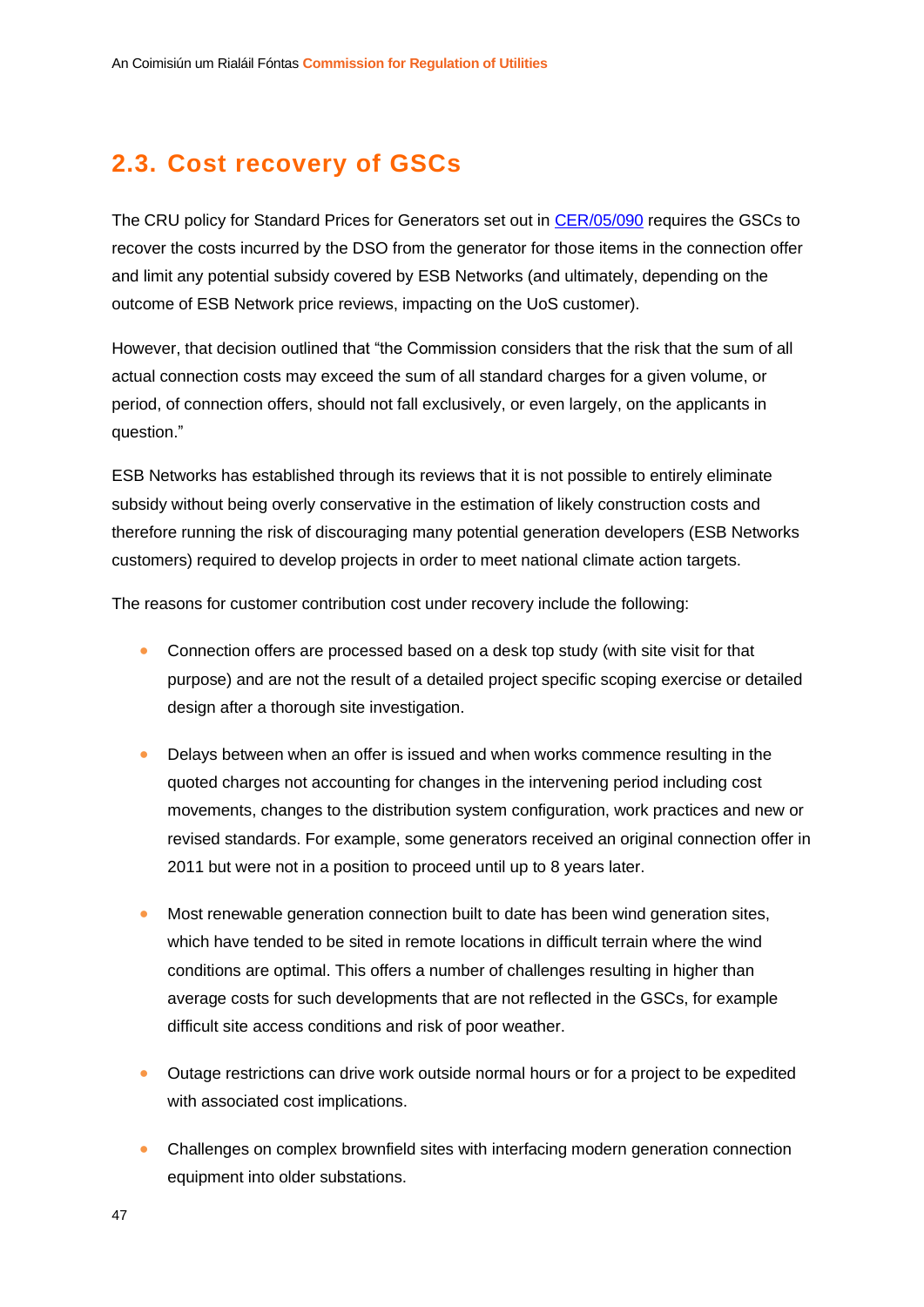## 2.3. Cost recovery of GSCs

The CRU policy for Standard Prices for Generators set out in [CER/05/090] requires the GSCs to recover the costs incurred by the DSO from the generator for those items in the connection offer and limit any potential subsidy covered by ESB Networks (and ultimately, depending on the outcome of ESB Network price reviews, impacting on the UoS customer).

However, that decision outlined that "the Commission considers that the risk that the sum of all actual connection costs may exceed the sum of all standard charges for a given volume, or period, of connection offers, should not fall exclusively, or even largely, on the applicants in question."

ESB Networks has established through its reviews that it is not possible to entirely eliminate subsidy without being overly conservative in the estimation of likely construction costs and therefore running the risk of discouraging many potential generation developers (ESB Networks customers) required to develop projects in order to meet national climate action targets.

The reasons for customer contribution cost under recovery include the following:

- Connection offers are processed based on a desk top study (with site visit for that purpose) and are not the result of a detailed project specific scoping exercise or detailed design after a thorough site investigation.
- Delays between when an offer is issued and when works commence resulting in the quoted charges not accounting for changes in the intervening period including cost movements, changes to the distribution system configuration, work practices and new or revised standards. For example, some generators received an original connection offer in 2011 but were not in a position to proceed until up to 8 years later.
- Most renewable generation connection built to date has been wind generation sites, which have tended to be sited in remote locations in difficult terrain where the wind conditions are optimal. This offers a number of challenges resulting in higher than average costs for such developments that are not reflected in the GSCs, for example difficult site access conditions and risk of poor weather.
- Outage restrictions can drive work outside normal hours or for a project to be expedited with associated cost implications.
- Challenges on complex brownfield sites with interfacing modern generation connection equipment into older substations.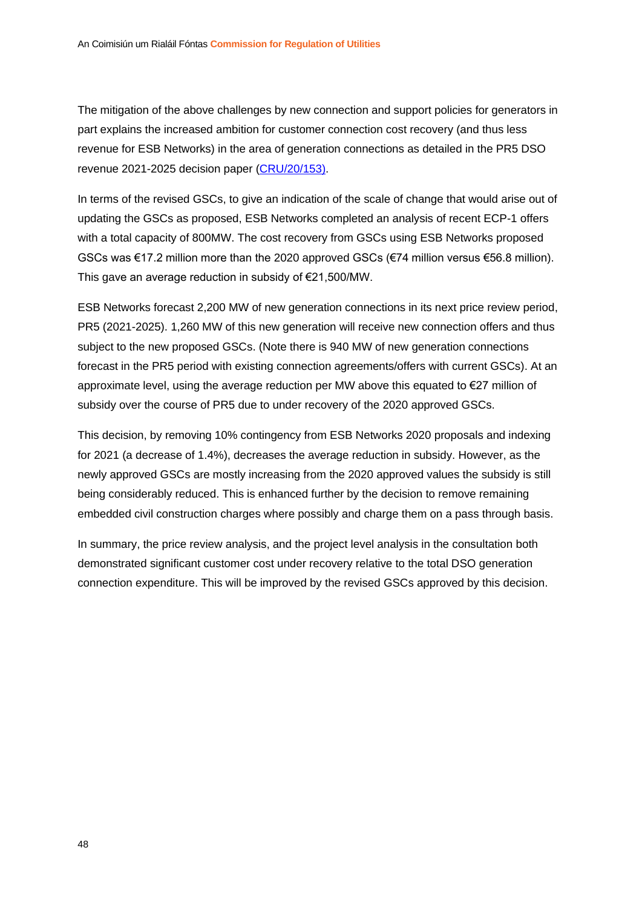The mitigation of the above challenges by new connection and support policies for generators in part explains the increased ambition for customer connection cost recovery (and thus less revenue for ESB Networks) in the area of generation connections as detailed in the PR5 DSO revenue 2021-2025 decision paper ([CRU/20/153)](CRU/20/153).

In terms of the revised GSCs, to give an indication of the scale of change that would arise out of updating the GSCs as proposed, ESB Networks completed an analysis of recent ECP-1 offers with a total capacity of 800MW. The cost recovery from GSCs using ESB Networks proposed GSCs was €17.2 million more than the 2020 approved GSCs (€74 million versus €56.8 million). This gave an average reduction in subsidy of €21,500/MW.

ESB Networks forecast 2,200 MW of new generation connections in its next price review period, PR5 (2021-2025). 1,260 MW of this new generation will receive new connection offers and thus subject to the new proposed GSCs. (Note there is 940 MW of new generation connections forecast in the PR5 period with existing connection agreements/offers with current GSCs). At an approximate level, using the average reduction per MW above this equated to €27 million of subsidy over the course of PR5 due to under recovery of the 2020 approved GSCs.

This decision, by removing 10% contingency from ESB Networks 2020 proposals and indexing for 2021 (a decrease of 1.4%), decreases the average reduction in subsidy. However, as the newly approved GSCs are mostly increasing from the 2020 approved values the subsidy is still being considerably reduced. This is enhanced further by the decision to remove remaining embedded civil construction charges where possibly and charge them on a pass through basis.

In summary, the price review analysis, and the project level analysis in the consultation both demonstrated significant customer cost under recovery relative to the total DSO generation connection expenditure. This will be improved by the revised GSCs approved by this decision.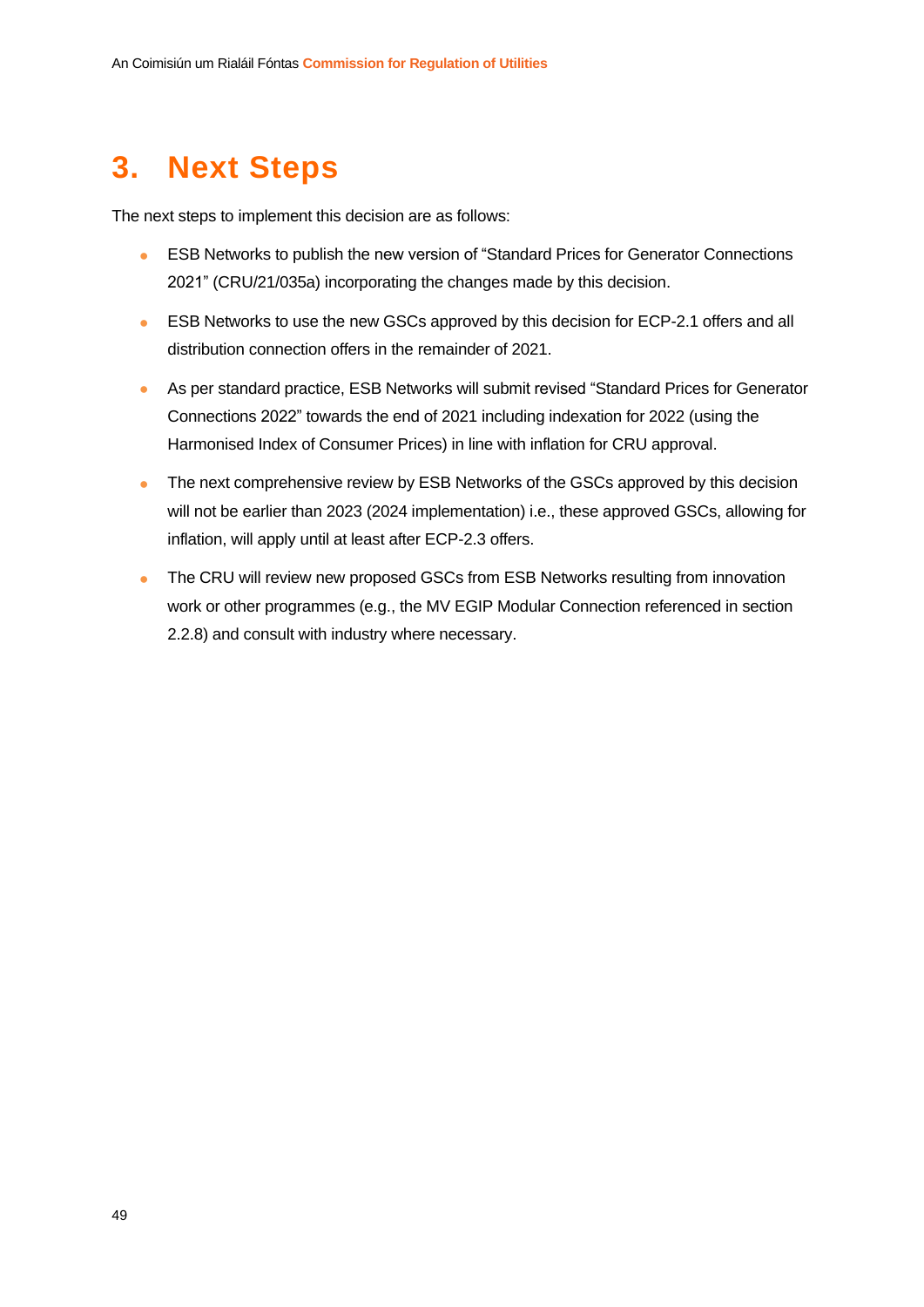# 3. Next Steps

The next steps to implement this decision are as follows:

- ESB Networks to publish the new version of "Standard Prices for Generator Connections 2021" (CRU/21/035a) incorporating the changes made by this decision.
- ESB Networks to use the new GSCs approved by this decision for ECP-2.1 offers and all distribution connection offers in the remainder of 2021.
- As per standard practice, ESB Networks will submit revised "Standard Prices for Generator Connections 2022" towards the end of 2021 including indexation for 2022 (using the Harmonised Index of Consumer Prices) in line with inflation for CRU approval.
- The next comprehensive review by ESB Networks of the GSCs approved by this decision will not be earlier than 2023 (2024 implementation) i.e., these approved GSCs, allowing for inflation, will apply until at least after ECP-2.3 offers.
- The CRU will review new proposed GSCs from ESB Networks resulting from innovation work or other programmes (e.g., the MV EGIP Modular Connection referenced in section 2.2.8) and consult with industry where necessary.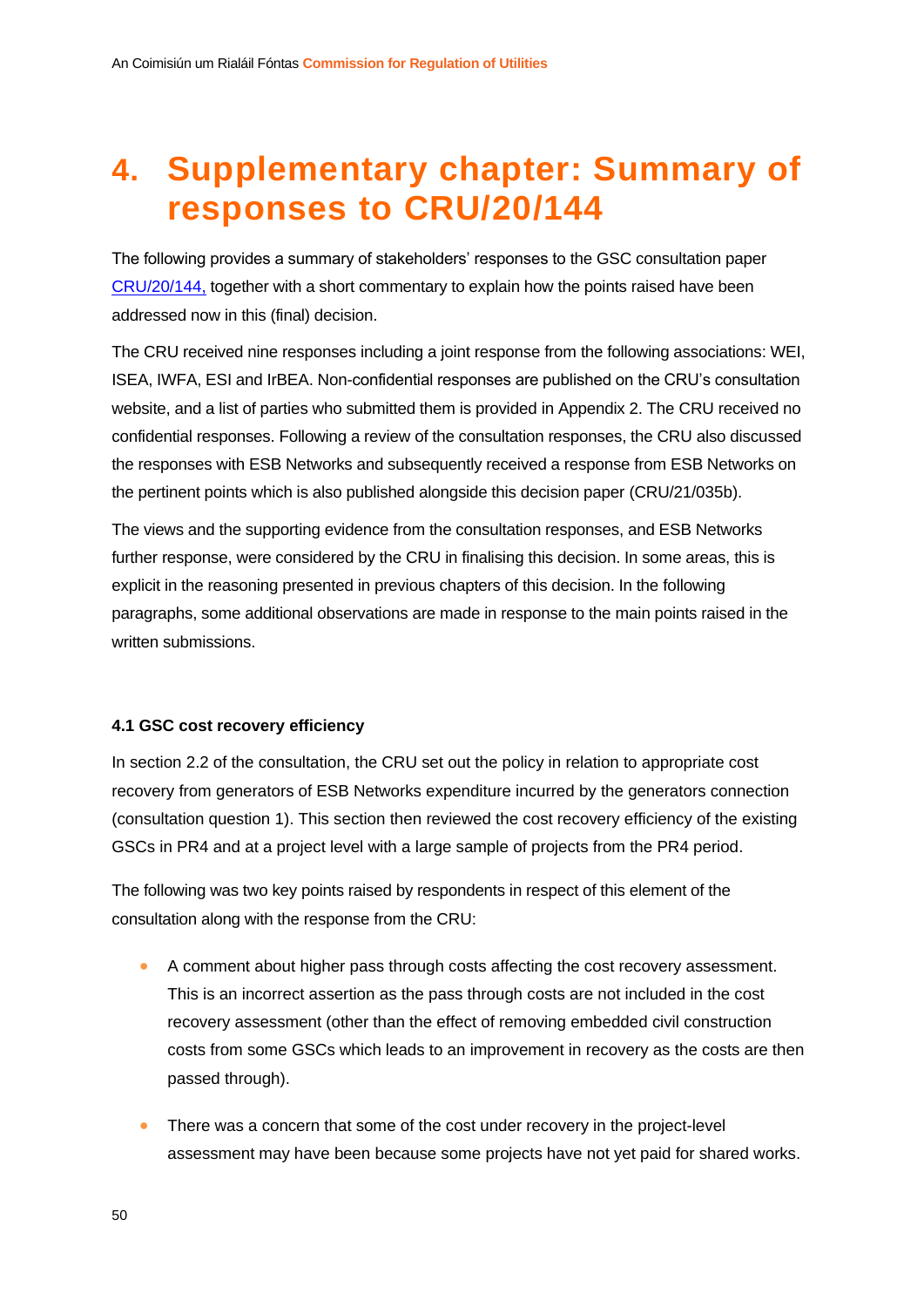# 4. Supplementary chapter: Summary of responses to CRU/20/144

The following provides a summary of stakeholders' responses to the GSC consultation paper CRU/20/144, together with a short commentary to explain how the points raised have been addressed now in this (final) decision.

The CRU received nine responses including a joint response from the following associations: WEI, ISEA, IWFA, ESI and IrBEA. Non-confidential responses are published on the CRU's consultation website, and a list of parties who submitted them is provided in Appendix 2. The CRU received no confidential responses. Following a review of the consultation responses, the CRU also discussed the responses with ESB Networks and subsequently received a response from ESB Networks on the pertinent points which is also published alongside this decision paper (CRU/21/035b).

The views and the supporting evidence from the consultation responses, and ESB Networks further response, were considered by the CRU in finalising this decision. In some areas, this is explicit in the reasoning presented in previous chapters of this decision. In the following paragraphs, some additional observations are made in response to the main points raised in the written submissions.

#### 4.1 GSC cost recovery efficiency

In section 2.2 of the consultation, the CRU set out the policy in relation to appropriate cost recovery from generators of ESB Networks expenditure incurred by the generators connection (consultation question 1). This section then reviewed the cost recovery efficiency of the existing GSCs in PR4 and at a project level with a large sample of projects from the PR4 period.

The following was two key points raised by respondents in respect of this element of the consultation along with the response from the CRU:

- A comment about higher pass through costs affecting the cost recovery assessment. This is an incorrect assertion as the pass through costs are not included in the cost recovery assessment (other than the effect of removing embedded civil construction costs from some GSCs which leads to an improvement in recovery as the costs are then passed through).
- There was a concern that some of the cost under recovery in the project-level assessment may have been because some projects have not yet paid for shared works.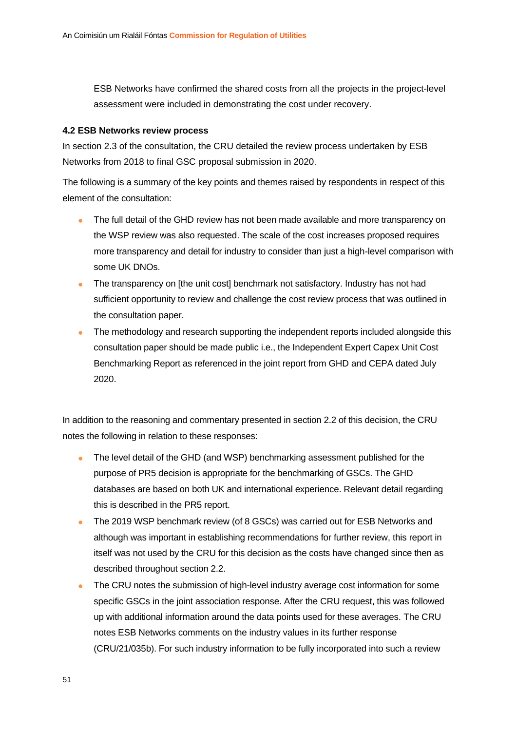ESB Networks have confirmed the shared costs from all the projects in the project-level assessment were included in demonstrating the cost under recovery.

**4.2 ESB Networks review process**

In section 2.3 of the consultation, the CRU detailed the review process undertaken by ESB Networks from 2018 to final GSC proposal submission in 2020.

The following is a summary of the key points and themes raised by respondents in respect of this element of the consultation:

- The full detail of the GHD review has not been made available and more transparency on the WSP review was also requested. The scale of the cost increases proposed requires more transparency and detail for industry to consider than just a high-level comparison with some UK DNOs.
- The transparency on [the unit cost] benchmark not satisfactory. Industry has not had sufficient opportunity to review and challenge the cost review process that was outlined in the consultation paper.
- The methodology and research supporting the independent reports included alongside this consultation paper should be made public i.e., the Independent Expert Capex Unit Cost Benchmarking Report as referenced in the joint report from GHD and CEPA dated July 2020.

In addition to the reasoning and commentary presented in section 2.2 of this decision, the CRU notes the following in relation to these responses:

- The level detail of the GHD (and WSP) benchmarking assessment published for the purpose of PR5 decision is appropriate for the benchmarking of GSCs. The GHD databases are based on both UK and international experience. Relevant detail regarding this is described in the PR5 report.
- The 2019 WSP benchmark review (of 8 GSCs) was carried out for ESB Networks and although was important in establishing recommendations for further review, this report in itself was not used by the CRU for this decision as the costs have changed since then as described throughout section 2.2.
- The CRU notes the submission of high-level industry average cost information for some specific GSCs in the joint association response. After the CRU request, this was followed up with additional information around the data points used for these averages. The CRU notes ESB Networks comments on the industry values in its further response (CRU/21/035b). For such industry information to be fully incorporated into such a review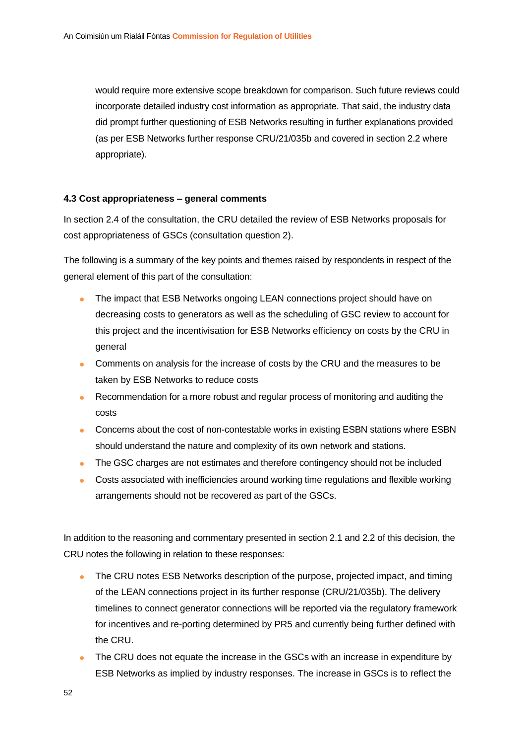would require more extensive scope breakdown for comparison. Such future reviews could incorporate detailed industry cost information as appropriate. That said, the industry data did prompt further questioning of ESB Networks resulting in further explanations provided (as per ESB Networks further response CRU/21/035b and covered in section 2.2 where appropriate).

### 4.3 Cost appropriateness – general comments

In section 2.4 of the consultation, the CRU detailed the review of ESB Networks proposals for cost appropriateness of GSCs (consultation question 2).

The following is a summary of the key points and themes raised by respondents in respect of the general element of this part of the consultation:

- The impact that ESB Networks ongoing LEAN connections project should have on decreasing costs to generators as well as the scheduling of GSC review to account for this project and the incentivisation for ESB Networks efficiency on costs by the CRU in general
- Comments on analysis for the increase of costs by the CRU and the measures to be taken by ESB Networks to reduce costs
- Recommendation for a more robust and regular process of monitoring and auditing the costs
- Concerns about the cost of non-contestable works in existing ESBN stations where ESBN should understand the nature and complexity of its own network and stations.
- The GSC charges are not estimates and therefore contingency should not be included
- Costs associated with inefficiencies around working time regulations and flexible working arrangements should not be recovered as part of the GSCs.

In addition to the reasoning and commentary presented in section 2.1 and 2.2 of this decision, the CRU notes the following in relation to these responses:

- The CRU notes ESB Networks description of the purpose, projected impact, and timing of the LEAN connections project in its further response (CRU/21/035b). The delivery timelines to connect generator connections will be reported via the regulatory framework for incentives and re-porting determined by PR5 and currently being further defined with the CRU.
- The CRU does not equate the increase in the GSCs with an increase in expenditure by ESB Networks as implied by industry responses. The increase in GSCs is to reflect the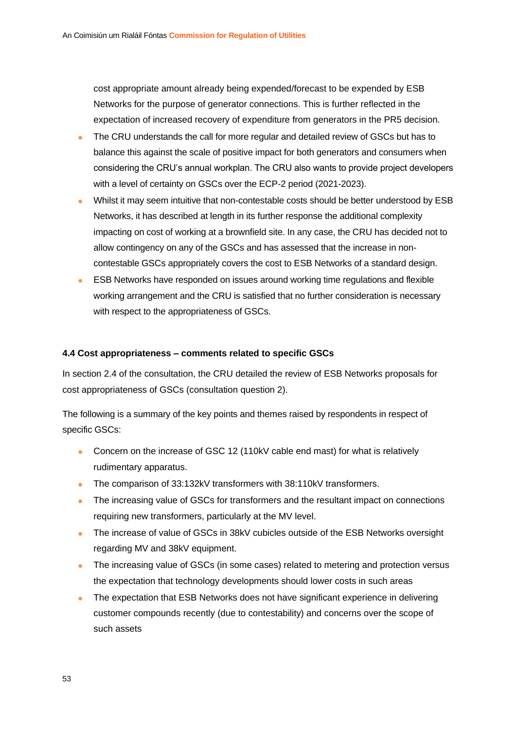cost appropriate amount already being expended/forecast to be expended by ESB Networks for the purpose of generator connections. This is further reflected in the expectation of increased recovery of expenditure from generators in the PR5 decision.

- The CRU understands the call for more regular and detailed review of GSCs but has to balance this against the scale of positive impact for both generators and consumers when considering the CRU's annual workplan. The CRU also wants to provide project developers with a level of certainty on GSCs over the ECP-2 period (2021-2023).
- Whilst it may seem intuitive that non-contestable costs should be better understood by ESB Networks, it has described at length in its further response the additional complexity impacting on cost of working at a brownfield site. In any case, the CRU has decided not to allow contingency on any of the GSCs and has assessed that the increase in non-contestable GSCs appropriately covers the cost to ESB Networks of a standard design.
- ESB Networks have responded on issues around working time regulations and flexible working arrangement and the CRU is satisfied that no further consideration is necessary with respect to the appropriateness of GSCs.

### 4.4 Cost appropriateness – comments related to specific GSCs

In section 2.4 of the consultation, the CRU detailed the review of ESB Networks proposals for cost appropriateness of GSCs (consultation question 2).

The following is a summary of the key points and themes raised by respondents in respect of specific GSCs:

- Concern on the increase of GSC 12 (110kV cable end mast) for what is relatively rudimentary apparatus.
- The comparison of 33:132kV transformers with 38:110kV transformers.
- The increasing value of GSCs for transformers and the resultant impact on connections requiring new transformers, particularly at the MV level.
- The increase of value of GSCs in 38kV cubicles outside of the ESB Networks oversight regarding MV and 38kV equipment.
- The increasing value of GSCs (in some cases) related to metering and protection versus the expectation that technology developments should lower costs in such areas
- The expectation that ESB Networks does not have significant experience in delivering customer compounds recently (due to contestability) and concerns over the scope of such assets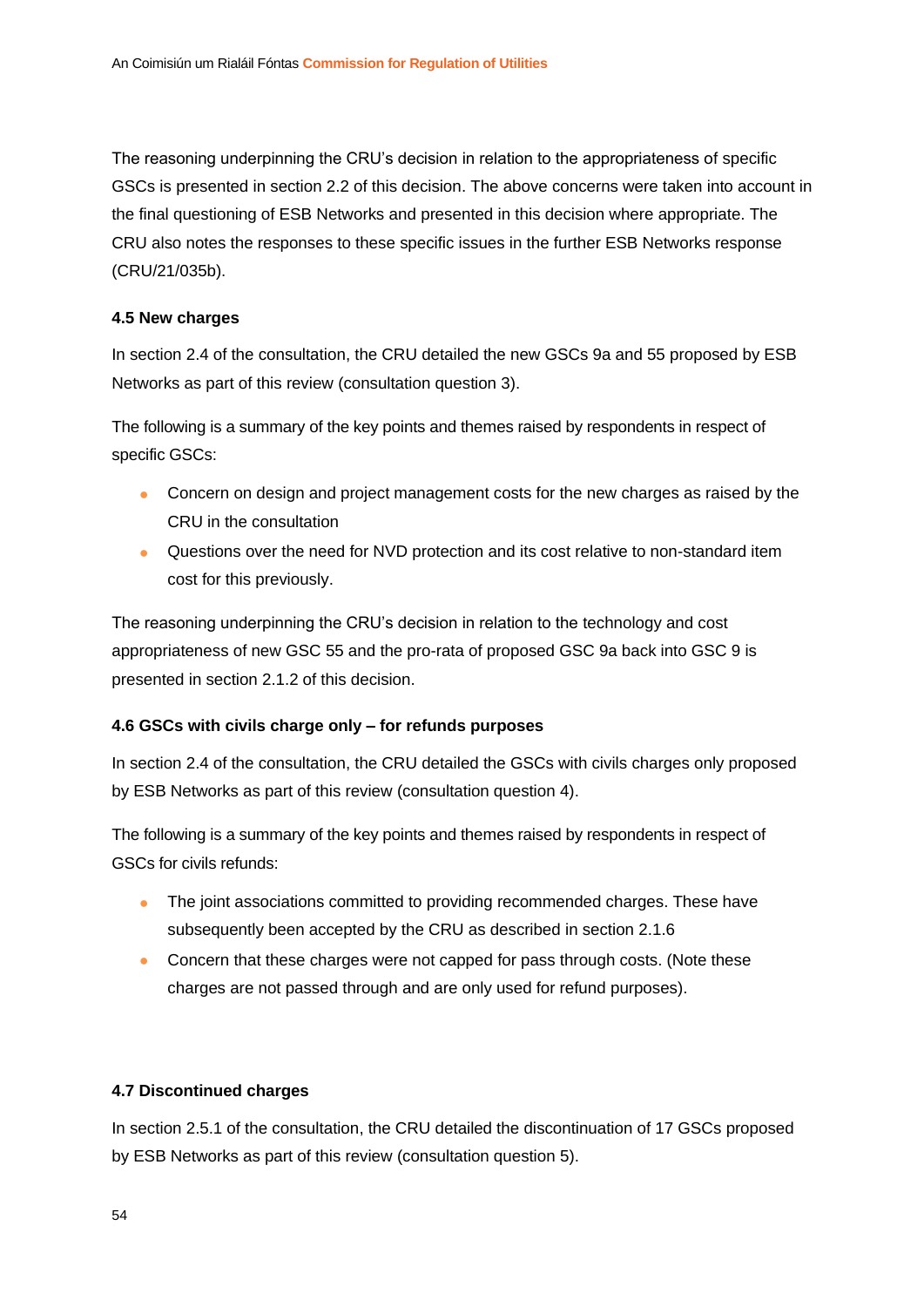The reasoning underpinning the CRU's decision in relation to the appropriateness of specific GSCs is presented in section 2.2 of this decision. The above concerns were taken into account in the final questioning of ESB Networks and presented in this decision where appropriate. The CRU also notes the responses to these specific issues in the further ESB Networks response (CRU/21/035b).

### 4.5 New charges

In section 2.4 of the consultation, the CRU detailed the new GSCs 9a and 55 proposed by ESB Networks as part of this review (consultation question 3).

The following is a summary of the key points and themes raised by respondents in respect of specific GSCs:

- Concern on design and project management costs for the new charges as raised by the CRU in the consultation
- Questions over the need for NVD protection and its cost relative to non-standard item cost for this previously.

The reasoning underpinning the CRU's decision in relation to the technology and cost appropriateness of new GSC 55 and the pro-rata of proposed GSC 9a back into GSC 9 is presented in section 2.1.2 of this decision.

### 4.6 GSCs with civils charge only – for refunds purposes

In section 2.4 of the consultation, the CRU detailed the GSCs with civils charges only proposed by ESB Networks as part of this review (consultation question 4).

The following is a summary of the key points and themes raised by respondents in respect of GSCs for civils refunds:

- The joint associations committed to providing recommended charges. These have subsequently been accepted by the CRU as described in section 2.1.6
- Concern that these charges were not capped for pass through costs. (Note these charges are not passed through and are only used for refund purposes).

### 4.7 Discontinued charges

In section 2.5.1 of the consultation, the CRU detailed the discontinuation of 17 GSCs proposed by ESB Networks as part of this review (consultation question 5).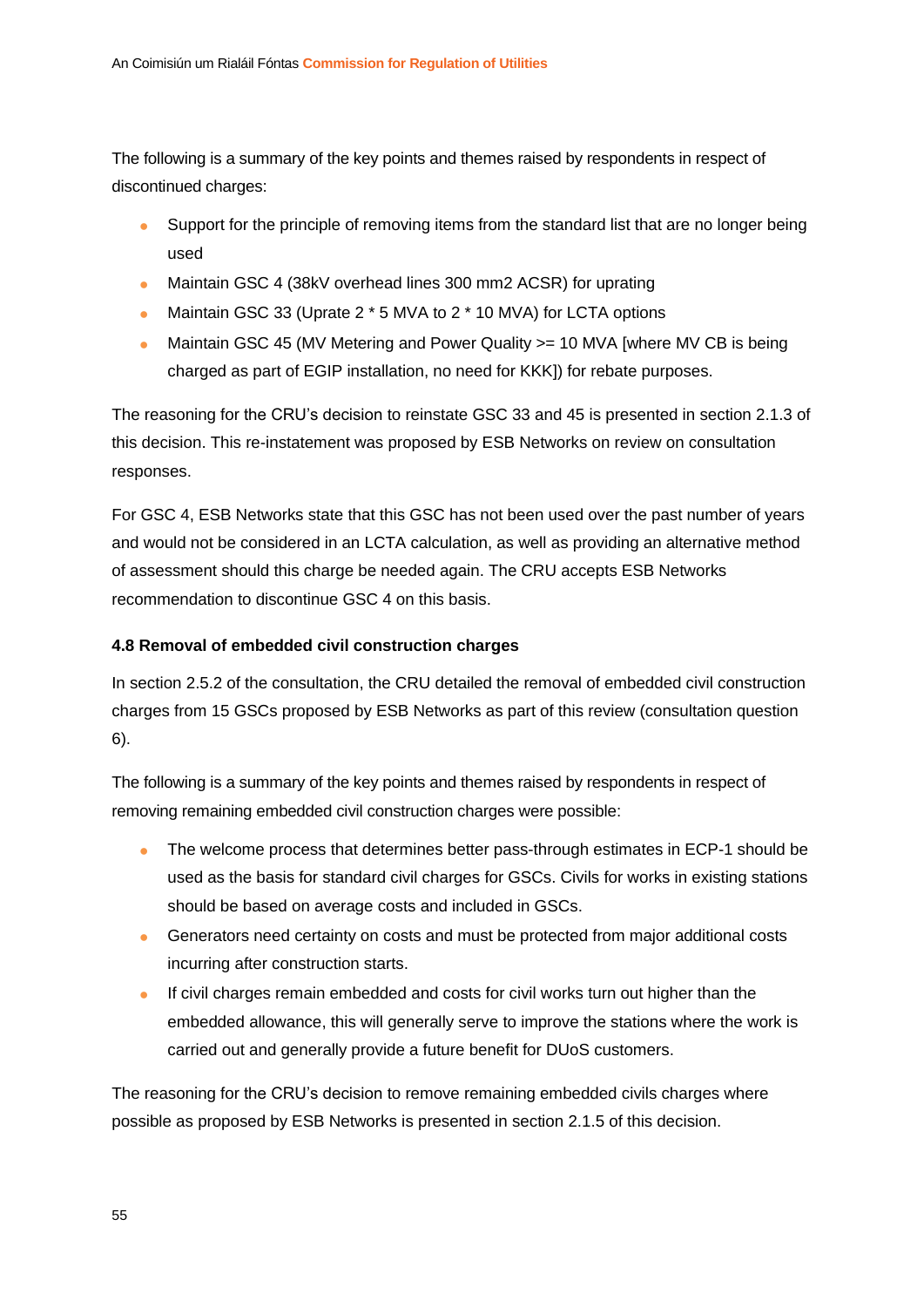The following is a summary of the key points and themes raised by respondents in respect of discontinued charges:

- Support for the principle of removing items from the standard list that are no longer being used
- Maintain GSC 4 (38kV overhead lines 300 mm2 ACSR) for uprating
- Maintain GSC 33 (Uprate 2 * 5 MVA to 2 * 10 MVA) for LCTA options
- Maintain GSC 45 (MV Metering and Power Quality >= 10 MVA [where MV CB is being charged as part of EGIP installation, no need for KKK]) for rebate purposes.

The reasoning for the CRU's decision to reinstate GSC 33 and 45 is presented in section 2.1.3 of this decision. This re-instatement was proposed by ESB Networks on review on consultation responses.

For GSC 4, ESB Networks state that this GSC has not been used over the past number of years and would not be considered in an LCTA calculation, as well as providing an alternative method of assessment should this charge be needed again. The CRU accepts ESB Networks recommendation to discontinue GSC 4 on this basis.

#### 4.8 Removal of embedded civil construction charges

In section 2.5.2 of the consultation, the CRU detailed the removal of embedded civil construction charges from 15 GSCs proposed by ESB Networks as part of this review (consultation question 6).

The following is a summary of the key points and themes raised by respondents in respect of removing remaining embedded civil construction charges were possible:

- The welcome process that determines better pass-through estimates in ECP-1 should be used as the basis for standard civil charges for GSCs. Civils for works in existing stations should be based on average costs and included in GSCs.
- Generators need certainty on costs and must be protected from major additional costs incurring after construction starts.
- If civil charges remain embedded and costs for civil works turn out higher than the embedded allowance, this will generally serve to improve the stations where the work is carried out and generally provide a future benefit for DUoS customers.

The reasoning for the CRU's decision to remove remaining embedded civils charges where possible as proposed by ESB Networks is presented in section 2.1.5 of this decision.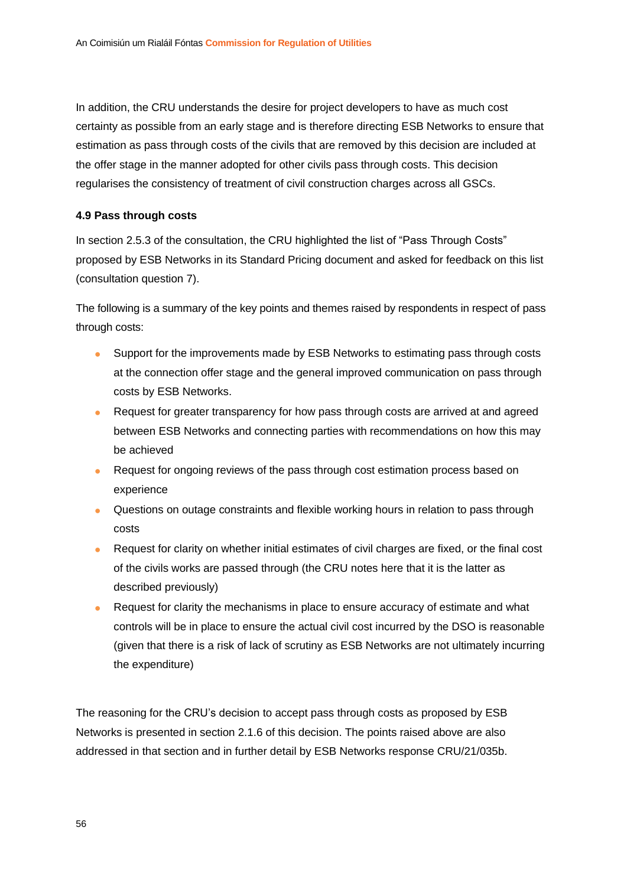In addition, the CRU understands the desire for project developers to have as much cost certainty as possible from an early stage and is therefore directing ESB Networks to ensure that estimation as pass through costs of the civils that are removed by this decision are included at the offer stage in the manner adopted for other civils pass through costs. This decision regularises the consistency of treatment of civil construction charges across all GSCs.

### 4.9 Pass through costs

In section 2.5.3 of the consultation, the CRU highlighted the list of "Pass Through Costs" proposed by ESB Networks in its Standard Pricing document and asked for feedback on this list (consultation question 7).

The following is a summary of the key points and themes raised by respondents in respect of pass through costs:

- Support for the improvements made by ESB Networks to estimating pass through costs at the connection offer stage and the general improved communication on pass through costs by ESB Networks.
- Request for greater transparency for how pass through costs are arrived at and agreed between ESB Networks and connecting parties with recommendations on how this may be achieved
- Request for ongoing reviews of the pass through cost estimation process based on experience
- Questions on outage constraints and flexible working hours in relation to pass through costs
- Request for clarity on whether initial estimates of civil charges are fixed, or the final cost of the civils works are passed through (the CRU notes here that it is the latter as described previously)
- Request for clarity the mechanisms in place to ensure accuracy of estimate and what controls will be in place to ensure the actual civil cost incurred by the DSO is reasonable (given that there is a risk of lack of scrutiny as ESB Networks are not ultimately incurring the expenditure)

The reasoning for the CRU's decision to accept pass through costs as proposed by ESB Networks is presented in section 2.1.6 of this decision. The points raised above are also addressed in that section and in further detail by ESB Networks response CRU/21/035b.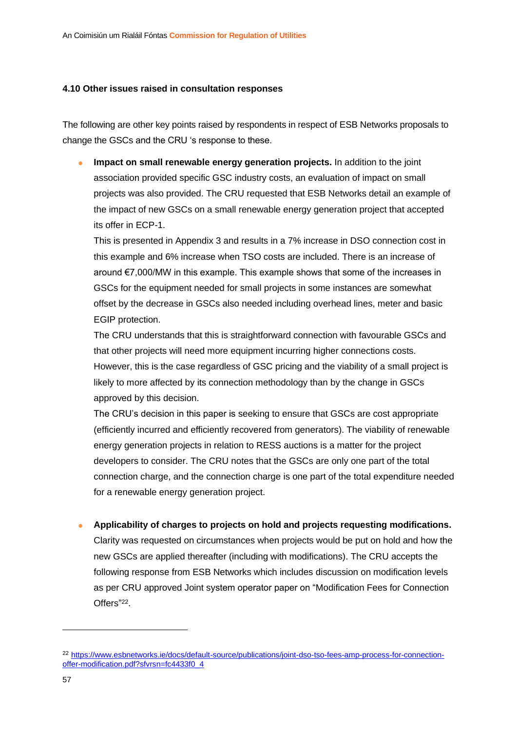### 4.10 Other issues raised in consultation responses

The following are other key points raised by respondents in respect of ESB Networks proposals to change the GSCs and the CRU 's response to these.

- **Impact on small renewable energy generation projects.** In addition to the joint association provided specific GSC industry costs, an evaluation of impact on small projects was also provided. The CRU requested that ESB Networks detail an example of the impact of new GSCs on a small renewable energy generation project that accepted its offer in ECP-1.

  This is presented in Appendix 3 and results in a 7% increase in DSO connection cost in this example and 6% increase when TSO costs are included. There is an increase of around €7,000/MW in this example. This example shows that some of the increases in GSCs for the equipment needed for small projects in some instances are somewhat offset by the decrease in GSCs also needed including overhead lines, meter and basic EGIP protection.

  The CRU understands that this is straightforward connection with favourable GSCs and that other projects will need more equipment incurring higher connections costs. However, this is the case regardless of GSC pricing and the viability of a small project is likely to more affected by its connection methodology than by the change in GSCs approved by this decision.

  The CRU's decision in this paper is seeking to ensure that GSCs are cost appropriate (efficiently incurred and efficiently recovered from generators). The viability of renewable energy generation projects in relation to RESS auctions is a matter for the project developers to consider. The CRU notes that the GSCs are only one part of the total connection charge, and the connection charge is one part of the total expenditure needed for a renewable energy generation project.

- **Applicability of charges to projects on hold and projects requesting modifications.** Clarity was requested on circumstances when projects would be put on hold and how the new GSCs are applied thereafter (including with modifications). The CRU accepts the following response from ESB Networks which includes discussion on modification levels as per CRU approved Joint system operator paper on "Modification Fees for Connection Offers"[22].

---

[22] https://www.esbnetworks.ie/docs/default-source/publications/joint-dso-tso-fees-amp-process-for-connection-offer-modification.pdf?sfvrsn=fc4433f0_4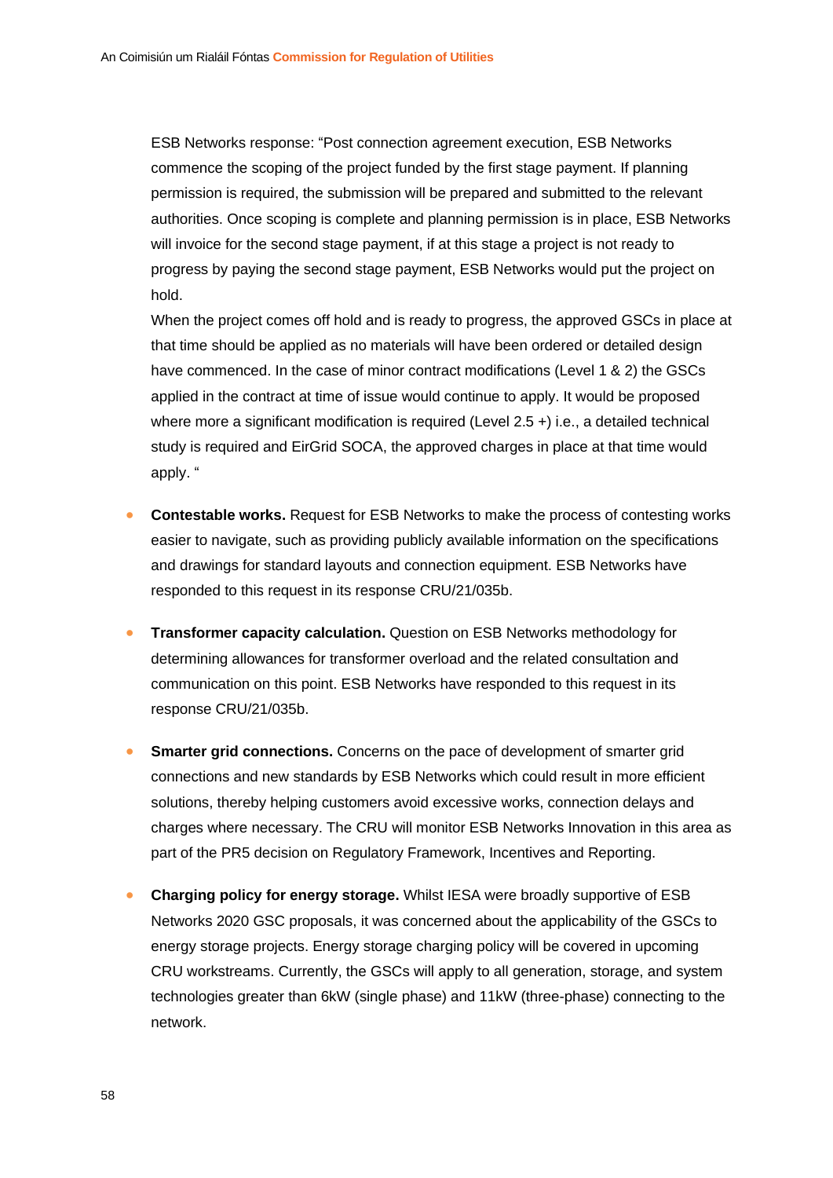ESB Networks response: "Post connection agreement execution, ESB Networks commence the scoping of the project funded by the first stage payment. If planning permission is required, the submission will be prepared and submitted to the relevant authorities. Once scoping is complete and planning permission is in place, ESB Networks will invoice for the second stage payment, if at this stage a project is not ready to progress by paying the second stage payment, ESB Networks would put the project on hold.

When the project comes off hold and is ready to progress, the approved GSCs in place at that time should be applied as no materials will have been ordered or detailed design have commenced. In the case of minor contract modifications (Level 1 & 2) the GSCs applied in the contract at time of issue would continue to apply. It would be proposed where more a significant modification is required (Level 2.5 +) i.e., a detailed technical study is required and EirGrid SOCA, the approved charges in place at that time would apply. "

- **Contestable works.** Request for ESB Networks to make the process of contesting works easier to navigate, such as providing publicly available information on the specifications and drawings for standard layouts and connection equipment. ESB Networks have responded to this request in its response CRU/21/035b.

- **Transformer capacity calculation.** Question on ESB Networks methodology for determining allowances for transformer overload and the related consultation and communication on this point. ESB Networks have responded to this request in its response CRU/21/035b.

- **Smarter grid connections.** Concerns on the pace of development of smarter grid connections and new standards by ESB Networks which could result in more efficient solutions, thereby helping customers avoid excessive works, connection delays and charges where necessary. The CRU will monitor ESB Networks Innovation in this area as part of the PR5 decision on Regulatory Framework, Incentives and Reporting.

- **Charging policy for energy storage.** Whilst IESA were broadly supportive of ESB Networks 2020 GSC proposals, it was concerned about the applicability of the GSCs to energy storage projects. Energy storage charging policy will be covered in upcoming CRU workstreams. Currently, the GSCs will apply to all generation, storage, and system technologies greater than 6kW (single phase) and 11kW (three-phase) connecting to the network.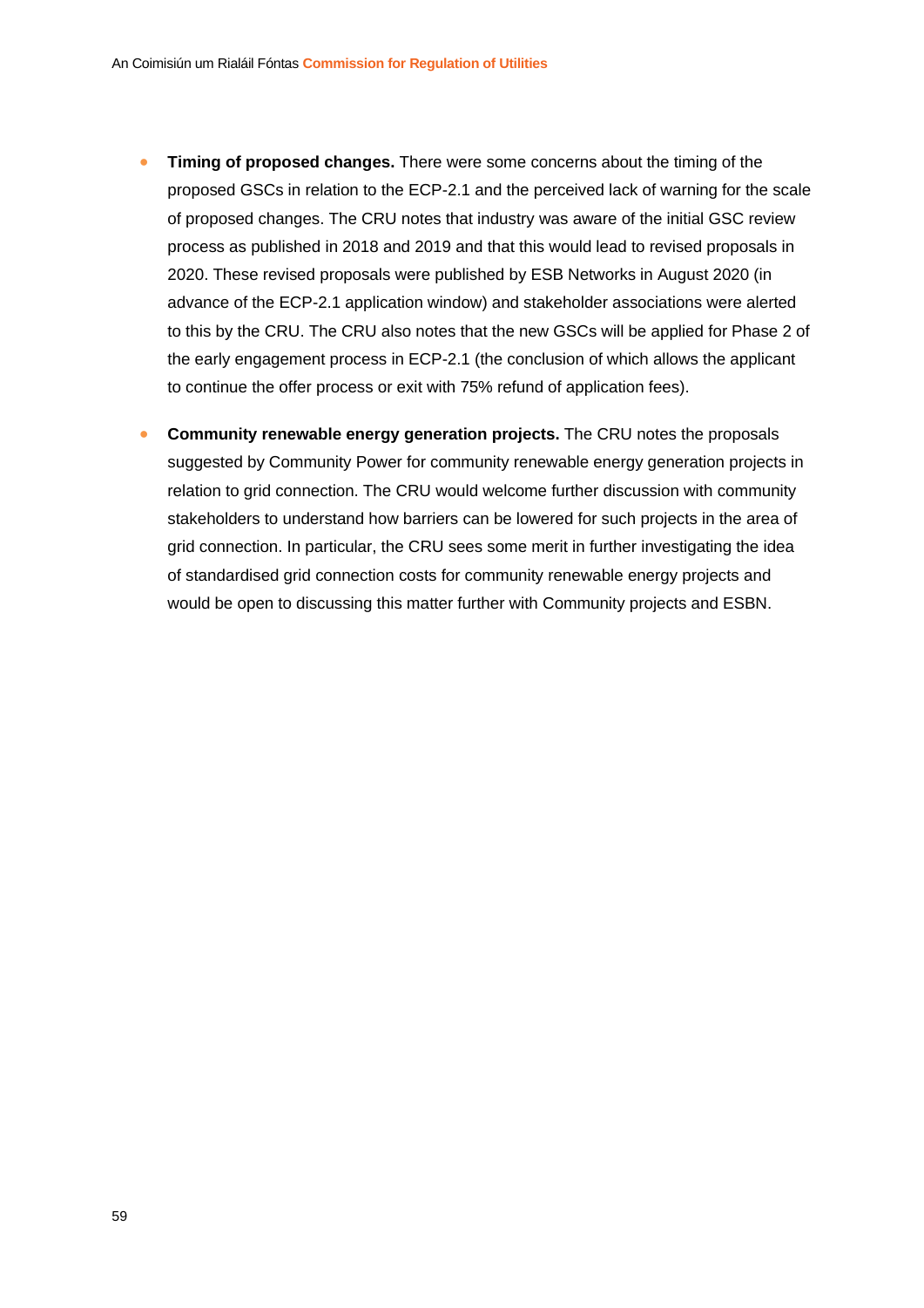- **Timing of proposed changes.** There were some concerns about the timing of the proposed GSCs in relation to the ECP-2.1 and the perceived lack of warning for the scale of proposed changes. The CRU notes that industry was aware of the initial GSC review process as published in 2018 and 2019 and that this would lead to revised proposals in 2020. These revised proposals were published by ESB Networks in August 2020 (in advance of the ECP-2.1 application window) and stakeholder associations were alerted to this by the CRU. The CRU also notes that the new GSCs will be applied for Phase 2 of the early engagement process in ECP-2.1 (the conclusion of which allows the applicant to continue the offer process or exit with 75% refund of application fees).

- **Community renewable energy generation projects.** The CRU notes the proposals suggested by Community Power for community renewable energy generation projects in relation to grid connection. The CRU would welcome further discussion with community stakeholders to understand how barriers can be lowered for such projects in the area of grid connection. In particular, the CRU sees some merit in further investigating the idea of standardised grid connection costs for community renewable energy projects and would be open to discussing this matter further with Community projects and ESBN.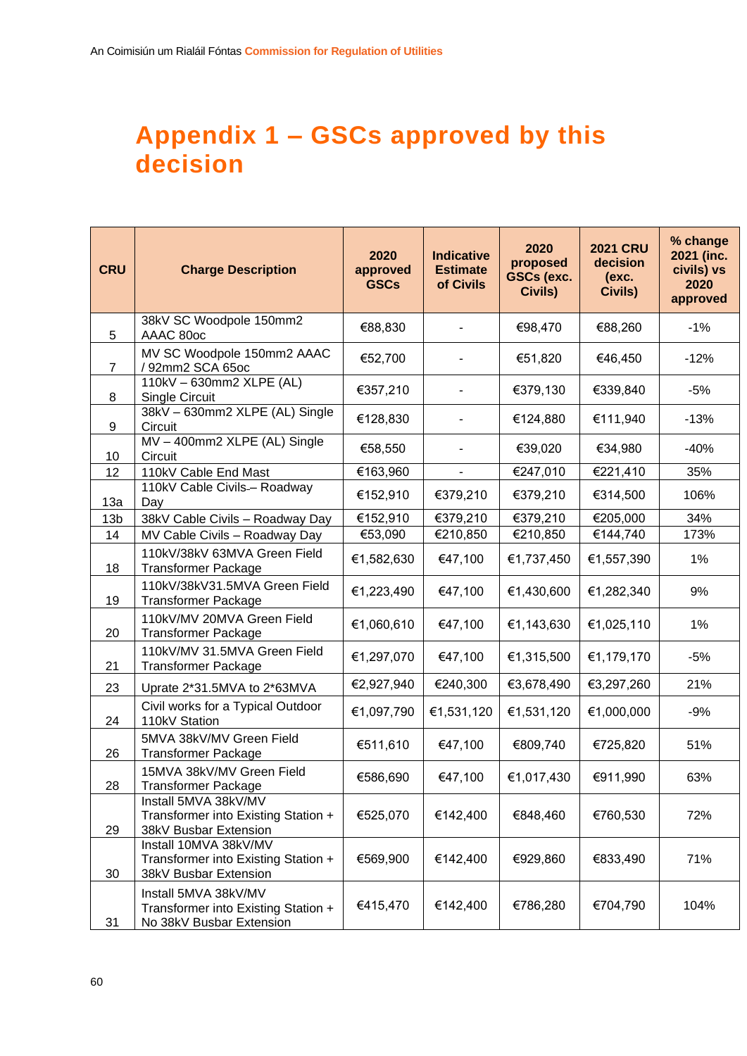# Appendix 1 – GSCs approved by this decision

| CRU | Charge Description | 2020 approved GSCs | Indicative Estimate of Civils | 2020 proposed GSCs (exc. Civils) | 2021 CRU decision (exc. Civils) | % change 2021 (inc. civils) vs 2020 approved |
|---|---|---|---|---|---|---|
| 5 | 38kV SC Woodpole 150mm2 AAAC 80oc | €88,830 | - | €98,470 | €88,260 | -1% |
| 7 | MV SC Woodpole 150mm2 AAAC / 92mm2 SCA 65oc | €52,700 | - | €51,820 | €46,450 | -12% |
| 8 | 110kV – 630mm2 XLPE (AL) Single Circuit | €357,210 | - | €379,130 | €339,840 | -5% |
| 9 | 38kV – 630mm2 XLPE (AL) Single Circuit | €128,830 | - | €124,880 | €111,940 | -13% |
| 10 | MV – 400mm2 XLPE (AL) Single Circuit | €58,550 | - | €39,020 | €34,980 | -40% |
| 12 | 110kV Cable End Mast | €163,960 | - | €247,010 | €221,410 | 35% |
| 13a | 110kV Cable Civils – Roadway Day | €152,910 | €379,210 | €379,210 | €314,500 | 106% |
| 13b | 38kV Cable Civils – Roadway Day | €152,910 | €379,210 | €379,210 | €205,000 | 34% |
| 14 | MV Cable Civils – Roadway Day | €53,090 | €210,850 | €210,850 | €144,740 | 173% |
| 18 | 110kV/38kV 63MVA Green Field Transformer Package | €1,582,630 | €47,100 | €1,737,450 | €1,557,390 | 1% |
| 19 | 110kV/38kV31.5MVA Green Field Transformer Package | €1,223,490 | €47,100 | €1,430,600 | €1,282,340 | 9% |
| 20 | 110kV/MV 20MVA Green Field Transformer Package | €1,060,610 | €47,100 | €1,143,630 | €1,025,110 | 1% |
| 21 | 110kV/MV 31.5MVA Green Field Transformer Package | €1,297,070 | €47,100 | €1,315,500 | €1,179,170 | -5% |
| 23 | Uprate 2*31.5MVA to 2*63MVA | €2,927,940 | €240,300 | €3,678,490 | €3,297,260 | 21% |
| 24 | Civil works for a Typical Outdoor 110kV Station | €1,097,790 | €1,531,120 | €1,531,120 | €1,000,000 | -9% |
| 26 | 5MVA 38kV/MV Green Field Transformer Package | €511,610 | €47,100 | €809,740 | €725,820 | 51% |
| 28 | 15MVA 38kV/MV Green Field Transformer Package | €586,690 | €47,100 | €1,017,430 | €911,990 | 63% |
| 29 | Install 5MVA 38kV/MV Transformer into Existing Station + 38kV Busbar Extension | €525,070 | €142,400 | €848,460 | €760,530 | 72% |
| 30 | Install 10MVA 38kV/MV Transformer into Existing Station + 38kV Busbar Extension | €569,900 | €142,400 | €929,860 | €833,490 | 71% |
| 31 | Install 5MVA 38kV/MV Transformer into Existing Station + No 38kV Busbar Extension | €415,470 | €142,400 | €786,280 | €704,790 | 104% |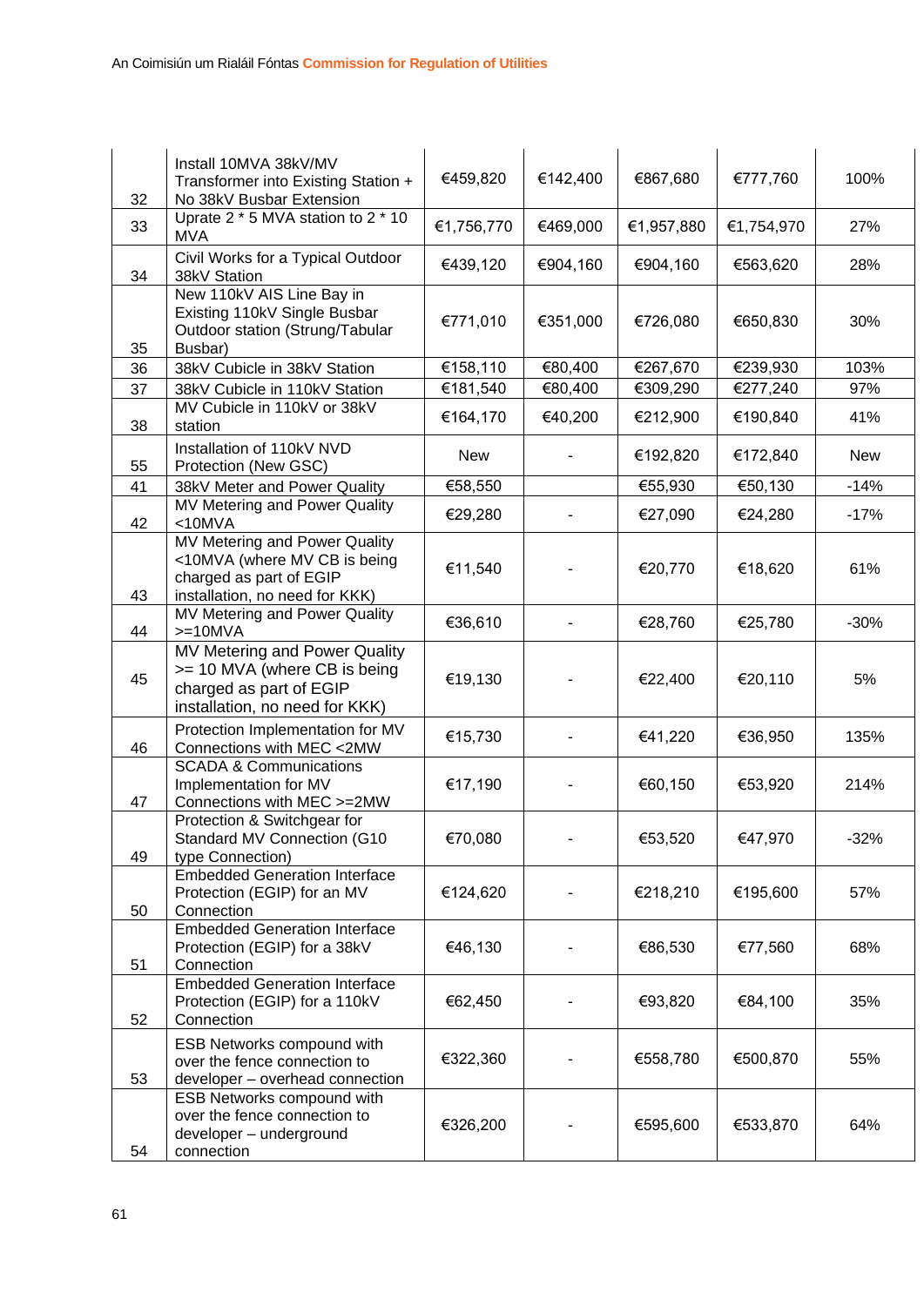| | | | | | | |
|---|---|---|---|---|---|---|
| 32 | Install 10MVA 38kV/MV Transformer into Existing Station + No 38kV Busbar Extension | €459,820 | €142,400 | €867,680 | €777,760 | 100% |
| 33 | Uprate 2 * 5 MVA station to 2 * 10 MVA | €1,756,770 | €469,000 | €1,957,880 | €1,754,970 | 27% |
| 34 | Civil Works for a Typical Outdoor 38kV Station | €439,120 | €904,160 | €904,160 | €563,620 | 28% |
| 35 | New 110kV AIS Line Bay in Existing 110kV Single Busbar Outdoor station (Strung/Tabular Busbar) | €771,010 | €351,000 | €726,080 | €650,830 | 30% |
| 36 | 38kV Cubicle in 38kV Station | €158,110 | €80,400 | €267,670 | €239,930 | 103% |
| 37 | 38kV Cubicle in 110kV Station | €181,540 | €80,400 | €309,290 | €277,240 | 97% |
| 38 | MV Cubicle in 110kV or 38kV station | €164,170 | €40,200 | €212,900 | €190,840 | 41% |
| 55 | Installation of 110kV NVD Protection (New GSC) | New | - | €192,820 | €172,840 | New |
| 41 | 38kV Meter and Power Quality | €58,550 | | €55,930 | €50,130 | -14% |
| 42 | MV Metering and Power Quality <10MVA | €29,280 | - | €27,090 | €24,280 | -17% |
| 43 | MV Metering and Power Quality <10MVA (where MV CB is being charged as part of EGIP installation, no need for KKK) | €11,540 | - | €20,770 | €18,620 | 61% |
| 44 | MV Metering and Power Quality >=10MVA | €36,610 | - | €28,760 | €25,780 | -30% |
| 45 | MV Metering and Power Quality >= 10 MVA (where CB is being charged as part of EGIP installation, no need for KKK) | €19,130 | - | €22,400 | €20,110 | 5% |
| 46 | Protection Implementation for MV Connections with MEC <2MW | €15,730 | - | €41,220 | €36,950 | 135% |
| 47 | SCADA & Communications Implementation for MV Connections with MEC >=2MW | €17,190 | - | €60,150 | €53,920 | 214% |
| 49 | Protection & Switchgear for Standard MV Connection (G10 type Connection) | €70,080 | - | €53,520 | €47,970 | -32% |
| 50 | Embedded Generation Interface Protection (EGIP) for an MV Connection | €124,620 | - | €218,210 | €195,600 | 57% |
| 51 | Embedded Generation Interface Protection (EGIP) for a 38kV Connection | €46,130 | - | €86,530 | €77,560 | 68% |
| 52 | Embedded Generation Interface Protection (EGIP) for a 110kV Connection | €62,450 | - | €93,820 | €84,100 | 35% |
| 53 | ESB Networks compound with over the fence connection to developer – overhead connection | €322,360 | - | €558,780 | €500,870 | 55% |
| 54 | ESB Networks compound with over the fence connection to developer – underground connection | €326,200 | - | €595,600 | €533,870 | 64% |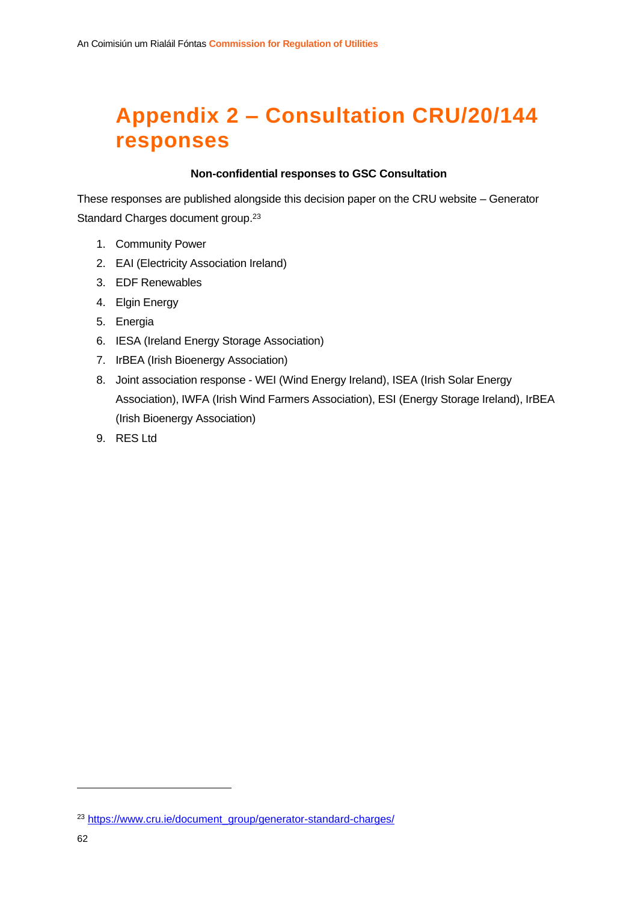# Appendix 2 – Consultation CRU/20/144 responses

**Non-confidential responses to GSC Consultation**

These responses are published alongside this decision paper on the CRU website – Generator Standard Charges document group.[23]

1. Community Power
2. EAI (Electricity Association Ireland)
3. EDF Renewables
4. Elgin Energy
5. Energia
6. IESA (Ireland Energy Storage Association)
7. IrBEA (Irish Bioenergy Association)
8. Joint association response - WEI (Wind Energy Ireland), ISEA (Irish Solar Energy Association), IWFA (Irish Wind Farmers Association), ESI (Energy Storage Ireland), IrBEA (Irish Bioenergy Association)
9. RES Ltd

---

[23] https://www.cru.ie/document_group/generator-standard-charges/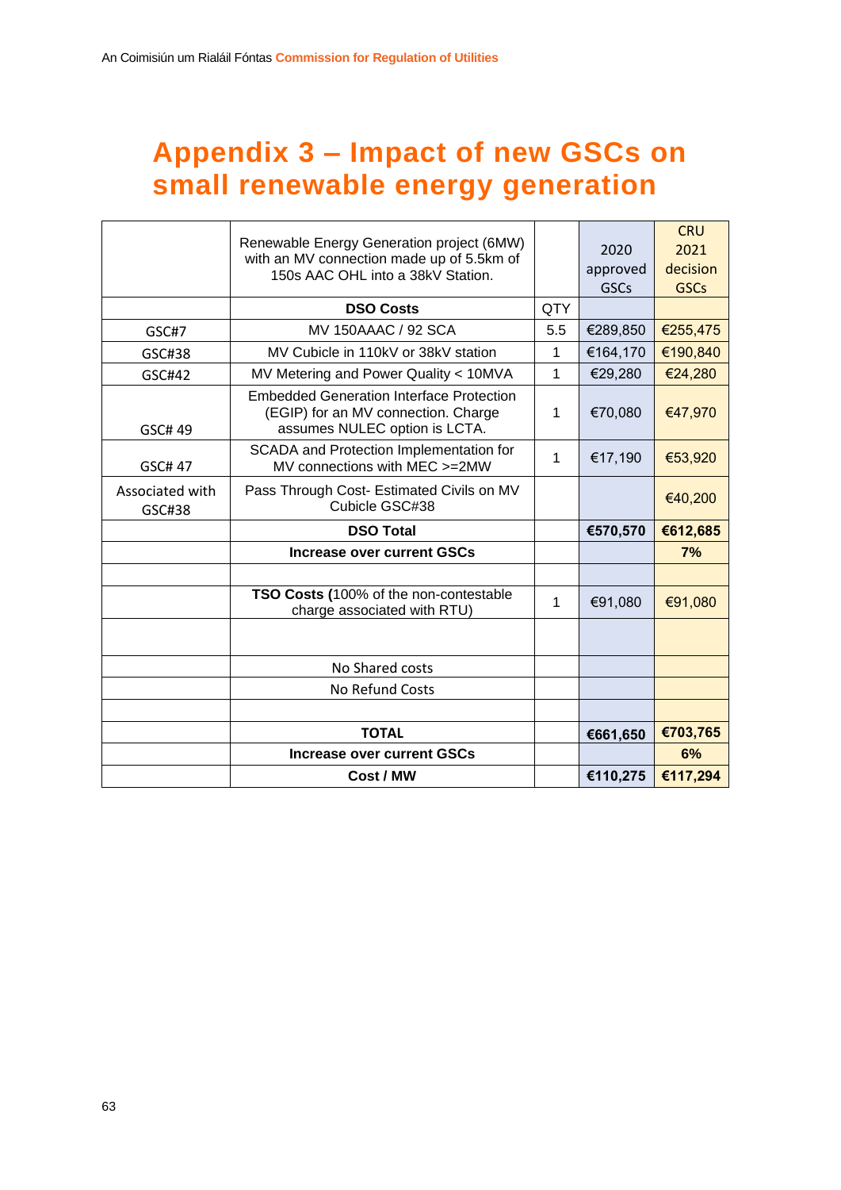# Appendix 3 – Impact of new GSCs on small renewable energy generation

| | Renewable Energy Generation project (6MW) with an MV connection made up of 5.5km of 150s AAC OHL into a 38kV Station. | | 2020 approved GSCs | CRU 2021 decision GSCs |
|---|---|---|---|---|
| | **DSO Costs** | QTY | | |
| GSC#7 | MV 150AAAC / 92 SCA | 5.5 | €289,850 | €255,475 |
| GSC#38 | MV Cubicle in 110kV or 38kV station | 1 | €164,170 | €190,840 |
| GSC#42 | MV Metering and Power Quality < 10MVA | 1 | €29,280 | €24,280 |
| GSC# 49 | Embedded Generation Interface Protection (EGIP) for an MV connection. Charge assumes NULEC option is LCTA. | 1 | €70,080 | €47,970 |
| GSC# 47 | SCADA and Protection Implementation for MV connections with MEC >=2MW | 1 | €17,190 | €53,920 |
| Associated with GSC#38 | Pass Through Cost- Estimated Civils on MV Cubicle GSC#38 | | | €40,200 |
| | **DSO Total** | | **€570,570** | **€612,685** |
| | **Increase over current GSCs** | | | **7%** |
| | | | | |
| | **TSO Costs (**100% of the non-contestable charge associated with RTU) | 1 | €91,080 | €91,080 |
| | | | | |
| | No Shared costs | | | |
| | No Refund Costs | | | |
| | | | | |
| | **TOTAL** | | **€661,650** | **€703,765** |
| | **Increase over current GSCs** | | | **6%** |
| | **Cost / MW** | | **€110,275** | **€117,294** |